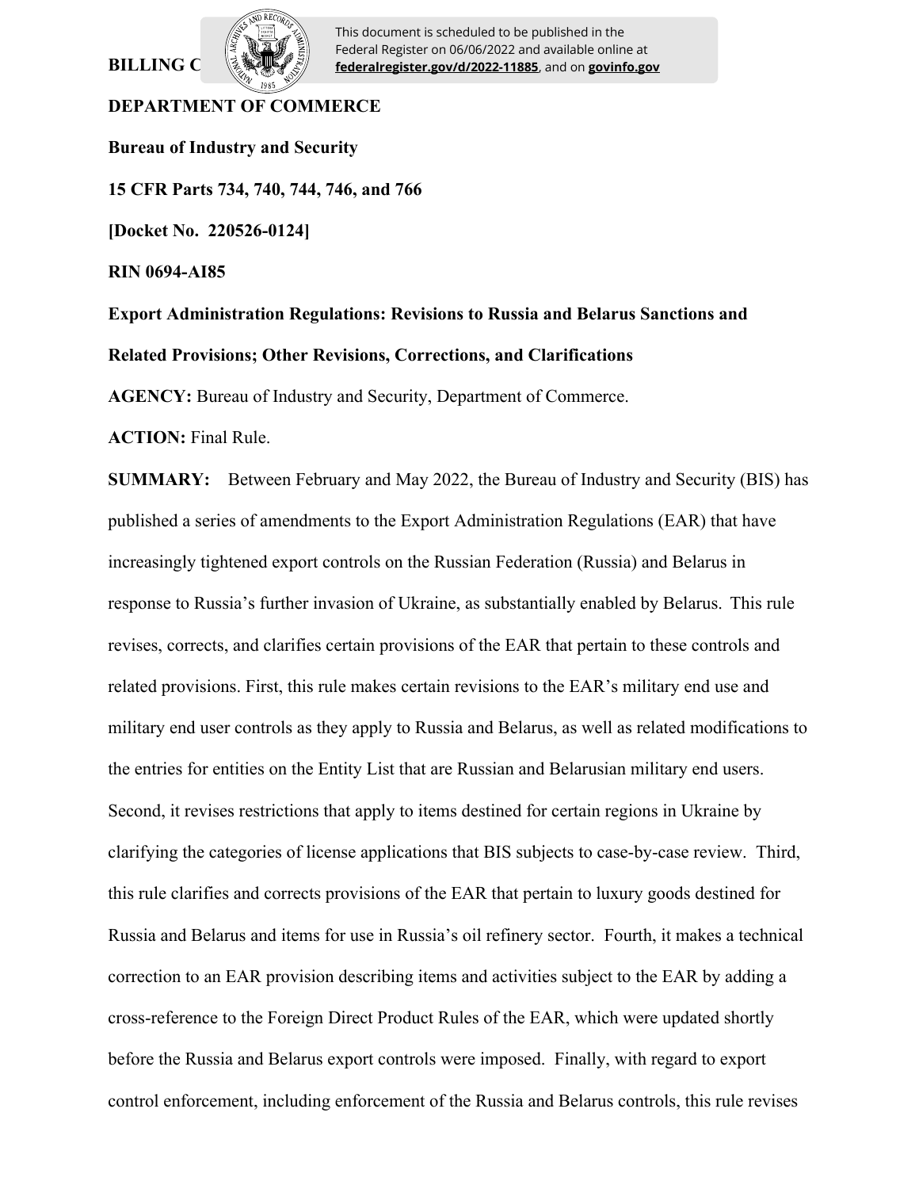BILLING C

This document is scheduled to be published in the Federal Register on 06/06/2022 and available online at **federalregister.gov/d/2022-11885**, and on **govinfo.gov**

**DEPARTMENT OF COMMERCE**

**Bureau of Industry and Security**

**15 CFR Parts 734, 740, 744, 746, and 766**

**[Docket No. 220526-0124]**

**RIN 0694-AI85**

**Export Administration Regulations: Revisions to Russia and Belarus Sanctions and Related Provisions; Other Revisions, Corrections, and Clarifications**

**AGENCY:** Bureau of Industry and Security, Department of Commerce.

**ACTION:** Final Rule.

**SUMMARY:** Between February and May 2022, the Bureau of Industry and Security (BIS) has published a series of amendments to the Export Administration Regulations (EAR) that have increasingly tightened export controls on the Russian Federation (Russia) and Belarus in response to Russia's further invasion of Ukraine, as substantially enabled by Belarus. This rule revises, corrects, and clarifies certain provisions of the EAR that pertain to these controls and related provisions. First, this rule makes certain revisions to the EAR's military end use and military end user controls as they apply to Russia and Belarus, as well as related modifications to the entries for entities on the Entity List that are Russian and Belarusian military end users. Second, it revises restrictions that apply to items destined for certain regions in Ukraine by clarifying the categories of license applications that BIS subjects to case-by-case review. Third, this rule clarifies and corrects provisions of the EAR that pertain to luxury goods destined for Russia and Belarus and items for use in Russia's oil refinery sector. Fourth, it makes a technical correction to an EAR provision describing items and activities subject to the EAR by adding a cross-reference to the Foreign Direct Product Rules of the EAR, which were updated shortly before the Russia and Belarus export controls were imposed. Finally, with regard to export control enforcement, including enforcement of the Russia and Belarus controls, this rule revises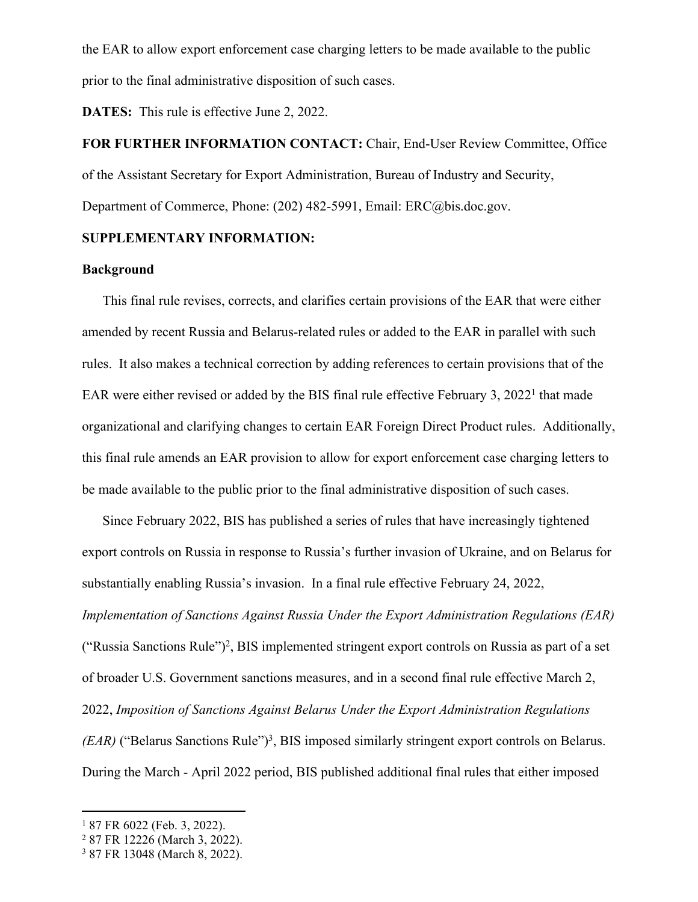the EAR to allow export enforcement case charging letters to be made available to the public prior to the final administrative disposition of such cases.

**DATES:** This rule is effective June 2, 2022.

**FOR FURTHER INFORMATION CONTACT:** Chair, End-User Review Committee, Office of the Assistant Secretary for Export Administration, Bureau of Industry and Security, Department of Commerce, Phone: (202) 482-5991, Email: ERC@bis.doc.gov.

**SUPPLEMENTARY INFORMATION:**

**Background**

This final rule revises, corrects, and clarifies certain provisions of the EAR that were either amended by recent Russia and Belarus-related rules or added to the EAR in parallel with such rules. It also makes a technical correction by adding references to certain provisions that of the EAR were either revised or added by the BIS final rule effective February 3, 2022[1] that made organizational and clarifying changes to certain EAR Foreign Direct Product rules. Additionally, this final rule amends an EAR provision to allow for export enforcement case charging letters to be made available to the public prior to the final administrative disposition of such cases.

Since February 2022, BIS has published a series of rules that have increasingly tightened export controls on Russia in response to Russia's further invasion of Ukraine, and on Belarus for substantially enabling Russia's invasion. In a final rule effective February 24, 2022, *Implementation of Sanctions Against Russia Under the Export Administration Regulations (EAR)* ("Russia Sanctions Rule")[2], BIS implemented stringent export controls on Russia as part of a set of broader U.S. Government sanctions measures, and in a second final rule effective March 2, 2022, *Imposition of Sanctions Against Belarus Under the Export Administration Regulations (EAR)* ("Belarus Sanctions Rule")[3], BIS imposed similarly stringent export controls on Belarus. During the March - April 2022 period, BIS published additional final rules that either imposed

---

[1] 87 FR 6022 (Feb. 3, 2022).

[2] 87 FR 12226 (March 3, 2022).

[3] 87 FR 13048 (March 8, 2022).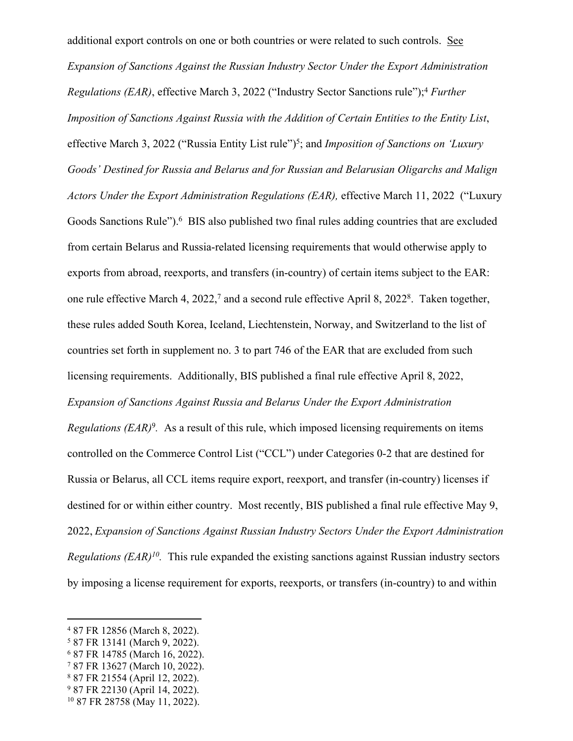additional export controls on one or both countries or were related to such controls. See *Expansion of Sanctions Against the Russian Industry Sector Under the Export Administration Regulations (EAR)*, effective March 3, 2022 ("Industry Sector Sanctions rule");[4] *Further Imposition of Sanctions Against Russia with the Addition of Certain Entities to the Entity List*, effective March 3, 2022 ("Russia Entity List rule")[5]; and *Imposition of Sanctions on 'Luxury Goods' Destined for Russia and Belarus and for Russian and Belarusian Oligarchs and Malign Actors Under the Export Administration Regulations (EAR),* effective March 11, 2022 ("Luxury Goods Sanctions Rule").[6] BIS also published two final rules adding countries that are excluded from certain Belarus and Russia-related licensing requirements that would otherwise apply to exports from abroad, reexports, and transfers (in-country) of certain items subject to the EAR: one rule effective March 4, 2022,[7] and a second rule effective April 8, 2022[8]. Taken together, these rules added South Korea, Iceland, Liechtenstein, Norway, and Switzerland to the list of countries set forth in supplement no. 3 to part 746 of the EAR that are excluded from such licensing requirements. Additionally, BIS published a final rule effective April 8, 2022, *Expansion of Sanctions Against Russia and Belarus Under the Export Administration Regulations (EAR)*[9]. As a result of this rule, which imposed licensing requirements on items controlled on the Commerce Control List ("CCL") under Categories 0-2 that are destined for Russia or Belarus, all CCL items require export, reexport, and transfer (in-country) licenses if destined for or within either country. Most recently, BIS published a final rule effective May 9, 2022, *Expansion of Sanctions Against Russian Industry Sectors Under the Export Administration Regulations (EAR)*[10]. This rule expanded the existing sanctions against Russian industry sectors by imposing a license requirement for exports, reexports, or transfers (in-country) to and within

---

[4] 87 FR 12856 (March 8, 2022).
[5] 87 FR 13141 (March 9, 2022).
[6] 87 FR 14785 (March 16, 2022).
[7] 87 FR 13627 (March 10, 2022).
[8] 87 FR 21554 (April 12, 2022).
[9] 87 FR 22130 (April 14, 2022).
[10] 87 FR 28758 (May 11, 2022).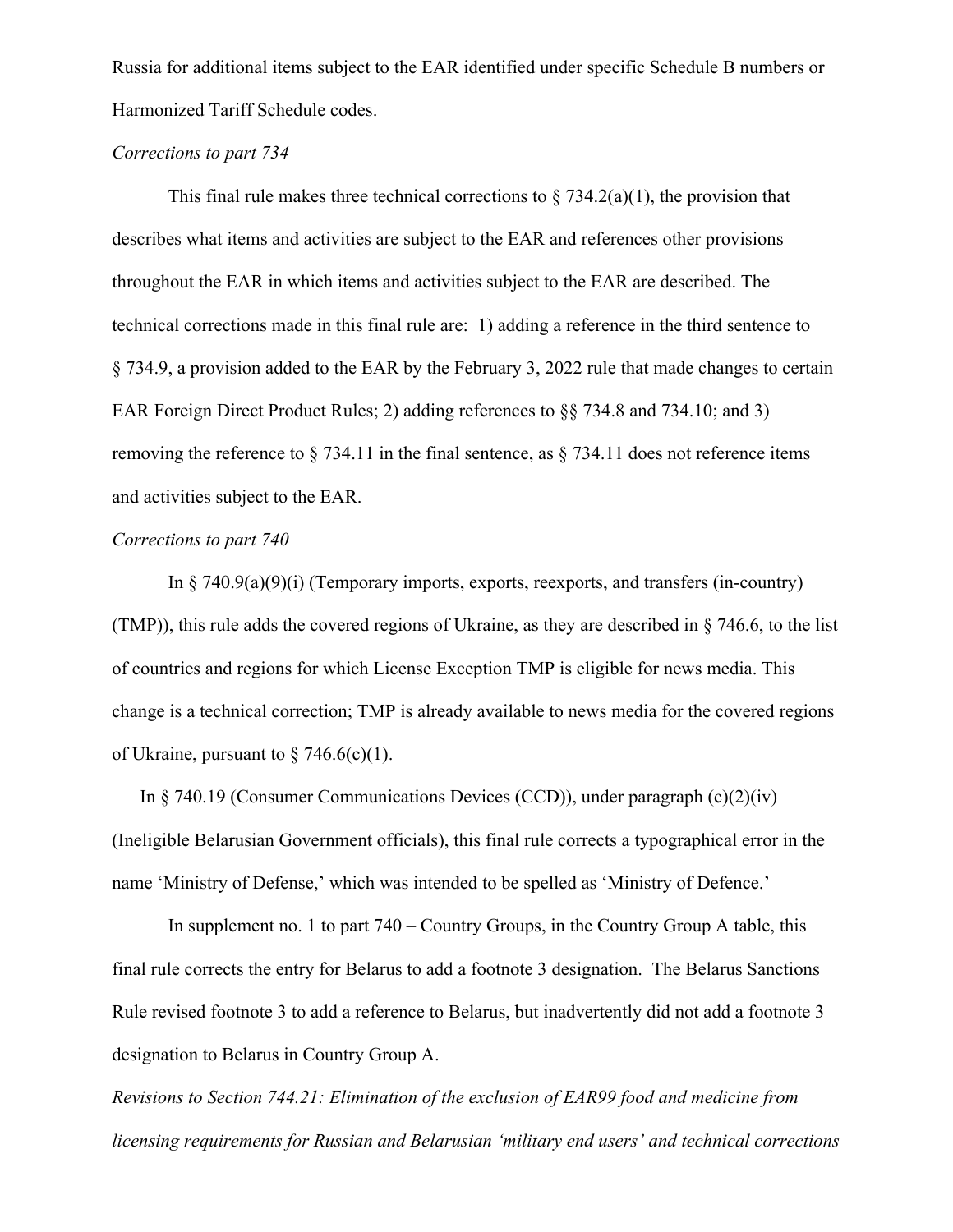Russia for additional items subject to the EAR identified under specific Schedule B numbers or Harmonized Tariff Schedule codes.

*Corrections to part 734*

This final rule makes three technical corrections to § 734.2(a)(1), the provision that describes what items and activities are subject to the EAR and references other provisions throughout the EAR in which items and activities subject to the EAR are described. The technical corrections made in this final rule are: 1) adding a reference in the third sentence to § 734.9, a provision added to the EAR by the February 3, 2022 rule that made changes to certain EAR Foreign Direct Product Rules; 2) adding references to §§ 734.8 and 734.10; and 3) removing the reference to § 734.11 in the final sentence, as § 734.11 does not reference items and activities subject to the EAR.

*Corrections to part 740*

In § 740.9(a)(9)(i) (Temporary imports, exports, reexports, and transfers (in-country) (TMP)), this rule adds the covered regions of Ukraine, as they are described in § 746.6, to the list of countries and regions for which License Exception TMP is eligible for news media. This change is a technical correction; TMP is already available to news media for the covered regions of Ukraine, pursuant to § 746.6(c)(1).

In § 740.19 (Consumer Communications Devices (CCD)), under paragraph (c)(2)(iv) (Ineligible Belarusian Government officials), this final rule corrects a typographical error in the name 'Ministry of Defense,' which was intended to be spelled as 'Ministry of Defence.'

In supplement no. 1 to part 740 – Country Groups, in the Country Group A table, this final rule corrects the entry for Belarus to add a footnote 3 designation. The Belarus Sanctions Rule revised footnote 3 to add a reference to Belarus, but inadvertently did not add a footnote 3 designation to Belarus in Country Group A.

*Revisions to Section 744.21: Elimination of the exclusion of EAR99 food and medicine from licensing requirements for Russian and Belarusian 'military end users' and technical corrections*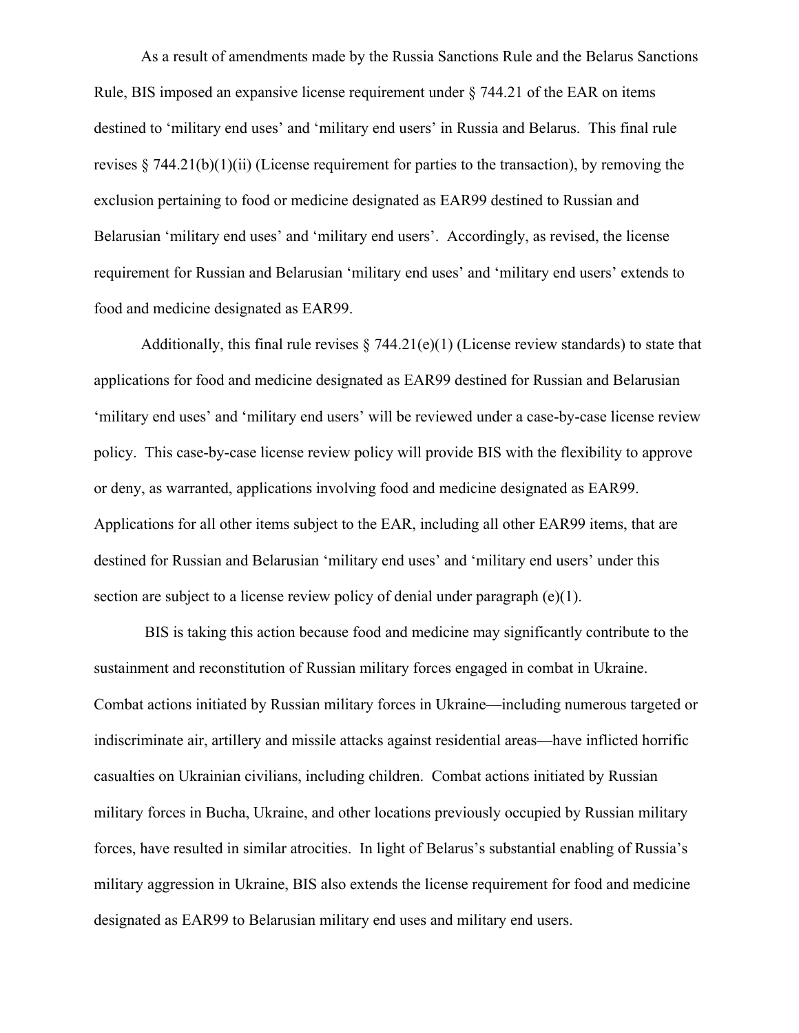As a result of amendments made by the Russia Sanctions Rule and the Belarus Sanctions Rule, BIS imposed an expansive license requirement under § 744.21 of the EAR on items destined to 'military end uses' and 'military end users' in Russia and Belarus. This final rule revises § 744.21(b)(1)(ii) (License requirement for parties to the transaction), by removing the exclusion pertaining to food or medicine designated as EAR99 destined to Russian and Belarusian 'military end uses' and 'military end users'. Accordingly, as revised, the license requirement for Russian and Belarusian 'military end uses' and 'military end users' extends to food and medicine designated as EAR99.

Additionally, this final rule revises § 744.21(e)(1) (License review standards) to state that applications for food and medicine designated as EAR99 destined for Russian and Belarusian 'military end uses' and 'military end users' will be reviewed under a case-by-case license review policy. This case-by-case license review policy will provide BIS with the flexibility to approve or deny, as warranted, applications involving food and medicine designated as EAR99. Applications for all other items subject to the EAR, including all other EAR99 items, that are destined for Russian and Belarusian 'military end uses' and 'military end users' under this section are subject to a license review policy of denial under paragraph (e)(1).

BIS is taking this action because food and medicine may significantly contribute to the sustainment and reconstitution of Russian military forces engaged in combat in Ukraine. Combat actions initiated by Russian military forces in Ukraine—including numerous targeted or indiscriminate air, artillery and missile attacks against residential areas—have inflicted horrific casualties on Ukrainian civilians, including children. Combat actions initiated by Russian military forces in Bucha, Ukraine, and other locations previously occupied by Russian military forces, have resulted in similar atrocities. In light of Belarus's substantial enabling of Russia's military aggression in Ukraine, BIS also extends the license requirement for food and medicine designated as EAR99 to Belarusian military end uses and military end users.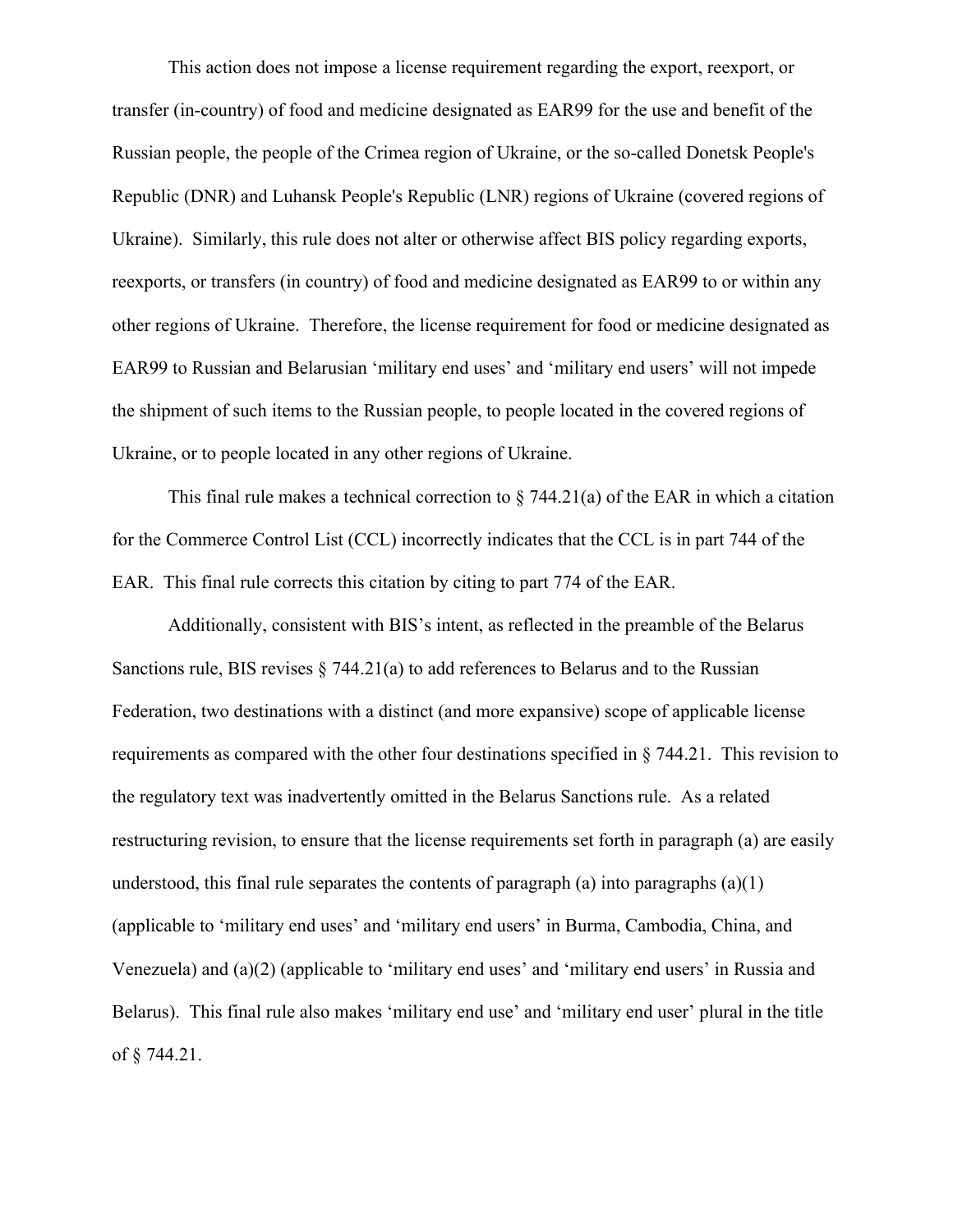This action does not impose a license requirement regarding the export, reexport, or transfer (in-country) of food and medicine designated as EAR99 for the use and benefit of the Russian people, the people of the Crimea region of Ukraine, or the so-called Donetsk People's Republic (DNR) and Luhansk People's Republic (LNR) regions of Ukraine (covered regions of Ukraine). Similarly, this rule does not alter or otherwise affect BIS policy regarding exports, reexports, or transfers (in country) of food and medicine designated as EAR99 to or within any other regions of Ukraine. Therefore, the license requirement for food or medicine designated as EAR99 to Russian and Belarusian 'military end uses' and 'military end users' will not impede the shipment of such items to the Russian people, to people located in the covered regions of Ukraine, or to people located in any other regions of Ukraine.

This final rule makes a technical correction to § 744.21(a) of the EAR in which a citation for the Commerce Control List (CCL) incorrectly indicates that the CCL is in part 744 of the EAR. This final rule corrects this citation by citing to part 774 of the EAR.

Additionally, consistent with BIS's intent, as reflected in the preamble of the Belarus Sanctions rule, BIS revises § 744.21(a) to add references to Belarus and to the Russian Federation, two destinations with a distinct (and more expansive) scope of applicable license requirements as compared with the other four destinations specified in § 744.21. This revision to the regulatory text was inadvertently omitted in the Belarus Sanctions rule. As a related restructuring revision, to ensure that the license requirements set forth in paragraph (a) are easily understood, this final rule separates the contents of paragraph (a) into paragraphs (a)(1) (applicable to 'military end uses' and 'military end users' in Burma, Cambodia, China, and Venezuela) and (a)(2) (applicable to 'military end uses' and 'military end users' in Russia and Belarus). This final rule also makes 'military end use' and 'military end user' plural in the title of § 744.21.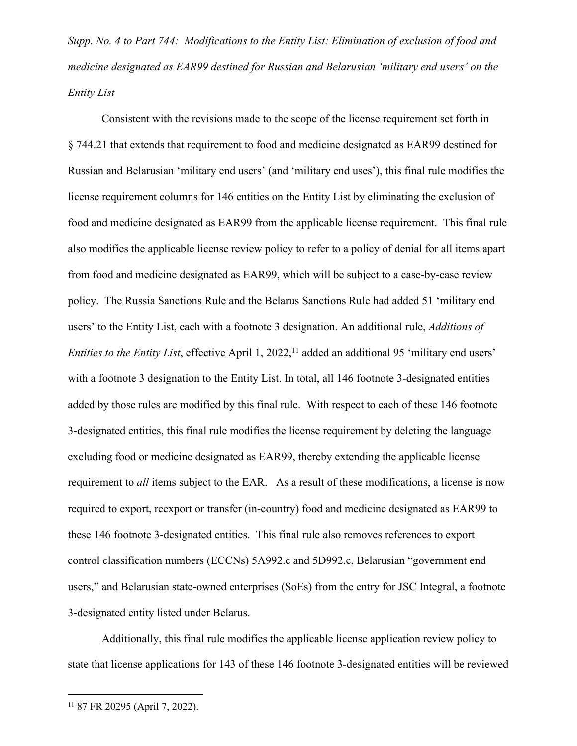*Supp. No. 4 to Part 744: Modifications to the Entity List: Elimination of exclusion of food and medicine designated as EAR99 destined for Russian and Belarusian 'military end users' on the Entity List*

Consistent with the revisions made to the scope of the license requirement set forth in § 744.21 that extends that requirement to food and medicine designated as EAR99 destined for Russian and Belarusian 'military end users' (and 'military end uses'), this final rule modifies the license requirement columns for 146 entities on the Entity List by eliminating the exclusion of food and medicine designated as EAR99 from the applicable license requirement. This final rule also modifies the applicable license review policy to refer to a policy of denial for all items apart from food and medicine designated as EAR99, which will be subject to a case-by-case review policy. The Russia Sanctions Rule and the Belarus Sanctions Rule had added 51 'military end users' to the Entity List, each with a footnote 3 designation. An additional rule, *Additions of Entities to the Entity List*, effective April 1, 2022,[11] added an additional 95 'military end users' with a footnote 3 designation to the Entity List. In total, all 146 footnote 3-designated entities added by those rules are modified by this final rule. With respect to each of these 146 footnote 3-designated entities, this final rule modifies the license requirement by deleting the language excluding food or medicine designated as EAR99, thereby extending the applicable license requirement to *all* items subject to the EAR. As a result of these modifications, a license is now required to export, reexport or transfer (in-country) food and medicine designated as EAR99 to these 146 footnote 3-designated entities. This final rule also removes references to export control classification numbers (ECCNs) 5A992.c and 5D992.c, Belarusian "government end users," and Belarusian state-owned enterprises (SoEs) from the entry for JSC Integral, a footnote 3-designated entity listed under Belarus.

Additionally, this final rule modifies the applicable license application review policy to state that license applications for 143 of these 146 footnote 3-designated entities will be reviewed

[11] 87 FR 20295 (April 7, 2022).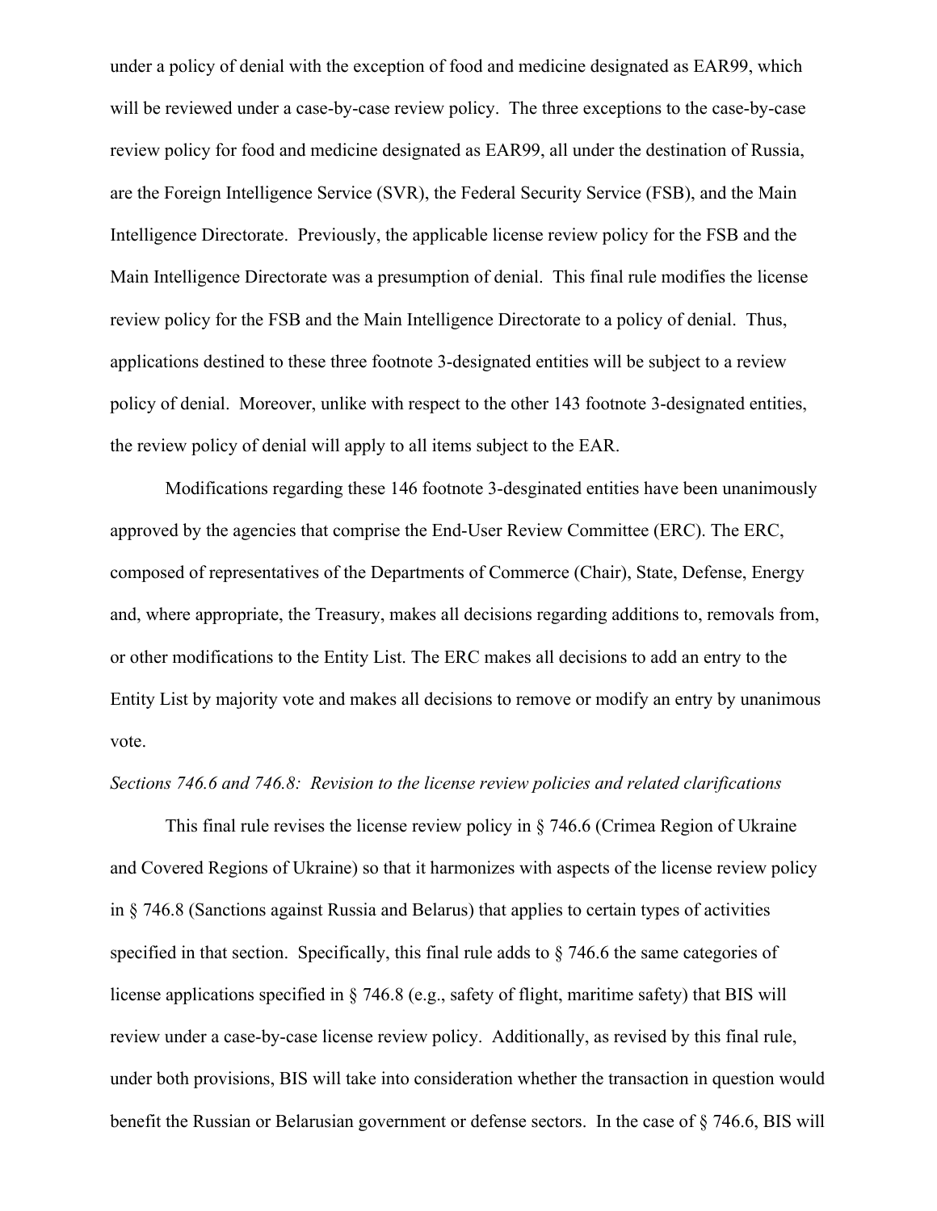under a policy of denial with the exception of food and medicine designated as EAR99, which will be reviewed under a case-by-case review policy. The three exceptions to the case-by-case review policy for food and medicine designated as EAR99, all under the destination of Russia, are the Foreign Intelligence Service (SVR), the Federal Security Service (FSB), and the Main Intelligence Directorate. Previously, the applicable license review policy for the FSB and the Main Intelligence Directorate was a presumption of denial. This final rule modifies the license review policy for the FSB and the Main Intelligence Directorate to a policy of denial. Thus, applications destined to these three footnote 3-designated entities will be subject to a review policy of denial. Moreover, unlike with respect to the other 143 footnote 3-designated entities, the review policy of denial will apply to all items subject to the EAR.

Modifications regarding these 146 footnote 3-desginated entities have been unanimously approved by the agencies that comprise the End-User Review Committee (ERC). The ERC, composed of representatives of the Departments of Commerce (Chair), State, Defense, Energy and, where appropriate, the Treasury, makes all decisions regarding additions to, removals from, or other modifications to the Entity List. The ERC makes all decisions to add an entry to the Entity List by majority vote and makes all decisions to remove or modify an entry by unanimous vote.

*Sections 746.6 and 746.8: Revision to the license review policies and related clarifications*

This final rule revises the license review policy in § 746.6 (Crimea Region of Ukraine and Covered Regions of Ukraine) so that it harmonizes with aspects of the license review policy in § 746.8 (Sanctions against Russia and Belarus) that applies to certain types of activities specified in that section. Specifically, this final rule adds to § 746.6 the same categories of license applications specified in § 746.8 (e.g., safety of flight, maritime safety) that BIS will review under a case-by-case license review policy. Additionally, as revised by this final rule, under both provisions, BIS will take into consideration whether the transaction in question would benefit the Russian or Belarusian government or defense sectors. In the case of § 746.6, BIS will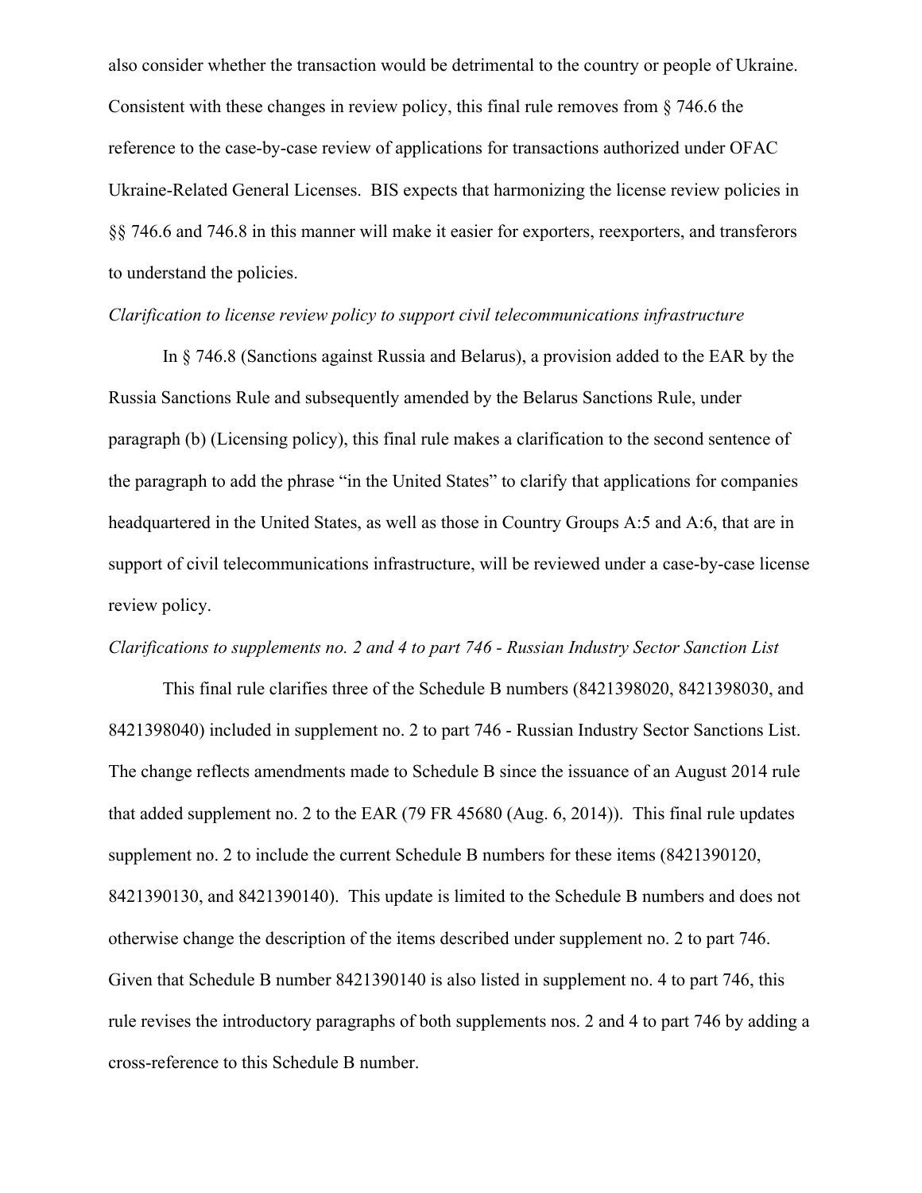also consider whether the transaction would be detrimental to the country or people of Ukraine. Consistent with these changes in review policy, this final rule removes from § 746.6 the reference to the case-by-case review of applications for transactions authorized under OFAC Ukraine-Related General Licenses. BIS expects that harmonizing the license review policies in §§ 746.6 and 746.8 in this manner will make it easier for exporters, reexporters, and transferors to understand the policies.

*Clarification to license review policy to support civil telecommunications infrastructure*

In § 746.8 (Sanctions against Russia and Belarus), a provision added to the EAR by the Russia Sanctions Rule and subsequently amended by the Belarus Sanctions Rule, under paragraph (b) (Licensing policy), this final rule makes a clarification to the second sentence of the paragraph to add the phrase "in the United States" to clarify that applications for companies headquartered in the United States, as well as those in Country Groups A:5 and A:6, that are in support of civil telecommunications infrastructure, will be reviewed under a case-by-case license review policy.

*Clarifications to supplements no. 2 and 4 to part 746 - Russian Industry Sector Sanction List*

This final rule clarifies three of the Schedule B numbers (8421398020, 8421398030, and 8421398040) included in supplement no. 2 to part 746 - Russian Industry Sector Sanctions List. The change reflects amendments made to Schedule B since the issuance of an August 2014 rule that added supplement no. 2 to the EAR (79 FR 45680 (Aug. 6, 2014)). This final rule updates supplement no. 2 to include the current Schedule B numbers for these items (8421390120, 8421390130, and 8421390140). This update is limited to the Schedule B numbers and does not otherwise change the description of the items described under supplement no. 2 to part 746. Given that Schedule B number 8421390140 is also listed in supplement no. 4 to part 746, this rule revises the introductory paragraphs of both supplements nos. 2 and 4 to part 746 by adding a cross-reference to this Schedule B number.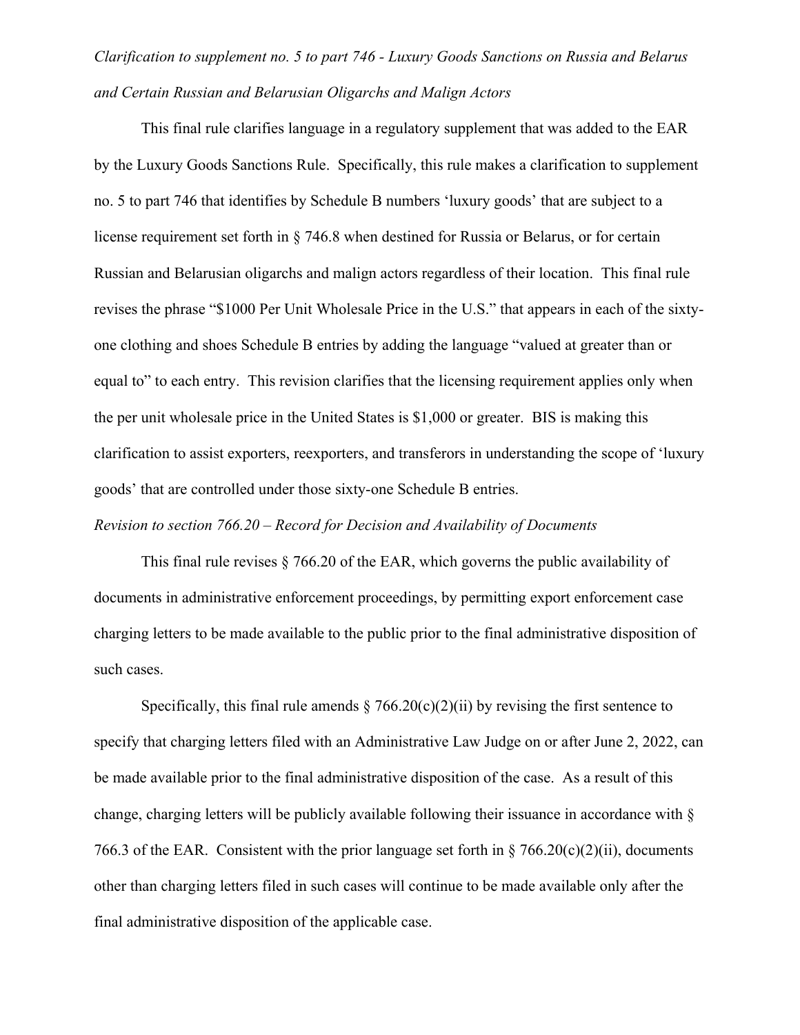*Clarification to supplement no. 5 to part 746 - Luxury Goods Sanctions on Russia and Belarus and Certain Russian and Belarusian Oligarchs and Malign Actors*

This final rule clarifies language in a regulatory supplement that was added to the EAR by the Luxury Goods Sanctions Rule. Specifically, this rule makes a clarification to supplement no. 5 to part 746 that identifies by Schedule B numbers 'luxury goods' that are subject to a license requirement set forth in § 746.8 when destined for Russia or Belarus, or for certain Russian and Belarusian oligarchs and malign actors regardless of their location. This final rule revises the phrase "$1000 Per Unit Wholesale Price in the U.S." that appears in each of the sixty-one clothing and shoes Schedule B entries by adding the language "valued at greater than or equal to" to each entry. This revision clarifies that the licensing requirement applies only when the per unit wholesale price in the United States is $1,000 or greater. BIS is making this clarification to assist exporters, reexporters, and transferors in understanding the scope of 'luxury goods' that are controlled under those sixty-one Schedule B entries.

*Revision to section 766.20 – Record for Decision and Availability of Documents*

This final rule revises § 766.20 of the EAR, which governs the public availability of documents in administrative enforcement proceedings, by permitting export enforcement case charging letters to be made available to the public prior to the final administrative disposition of such cases.

Specifically, this final rule amends § 766.20(c)(2)(ii) by revising the first sentence to specify that charging letters filed with an Administrative Law Judge on or after June 2, 2022, can be made available prior to the final administrative disposition of the case. As a result of this change, charging letters will be publicly available following their issuance in accordance with § 766.3 of the EAR. Consistent with the prior language set forth in § 766.20(c)(2)(ii), documents other than charging letters filed in such cases will continue to be made available only after the final administrative disposition of the applicable case.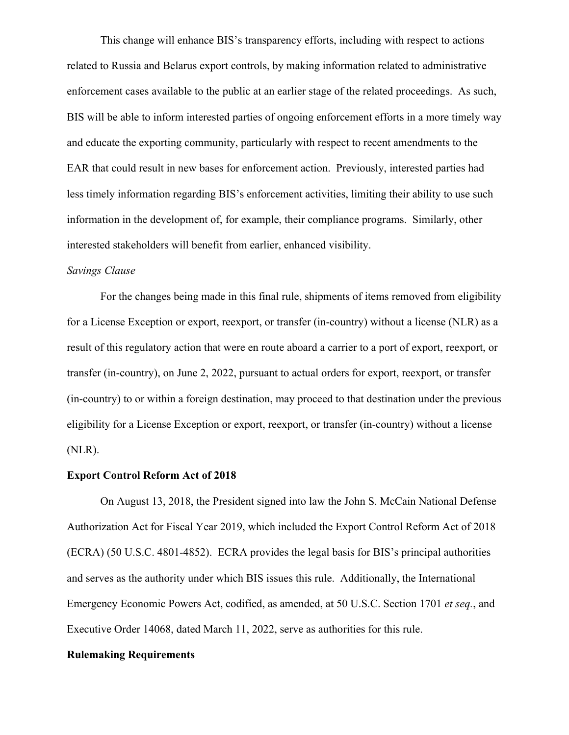This change will enhance BIS's transparency efforts, including with respect to actions related to Russia and Belarus export controls, by making information related to administrative enforcement cases available to the public at an earlier stage of the related proceedings. As such, BIS will be able to inform interested parties of ongoing enforcement efforts in a more timely way and educate the exporting community, particularly with respect to recent amendments to the EAR that could result in new bases for enforcement action. Previously, interested parties had less timely information regarding BIS's enforcement activities, limiting their ability to use such information in the development of, for example, their compliance programs. Similarly, other interested stakeholders will benefit from earlier, enhanced visibility.

*Savings Clause*

For the changes being made in this final rule, shipments of items removed from eligibility for a License Exception or export, reexport, or transfer (in-country) without a license (NLR) as a result of this regulatory action that were en route aboard a carrier to a port of export, reexport, or transfer (in-country), on June 2, 2022, pursuant to actual orders for export, reexport, or transfer (in-country) to or within a foreign destination, may proceed to that destination under the previous eligibility for a License Exception or export, reexport, or transfer (in-country) without a license (NLR).

**Export Control Reform Act of 2018**

On August 13, 2018, the President signed into law the John S. McCain National Defense Authorization Act for Fiscal Year 2019, which included the Export Control Reform Act of 2018 (ECRA) (50 U.S.C. 4801-4852). ECRA provides the legal basis for BIS's principal authorities and serves as the authority under which BIS issues this rule. Additionally, the International Emergency Economic Powers Act, codified, as amended, at 50 U.S.C. Section 1701 *et seq.*, and Executive Order 14068, dated March 11, 2022, serve as authorities for this rule.

**Rulemaking Requirements**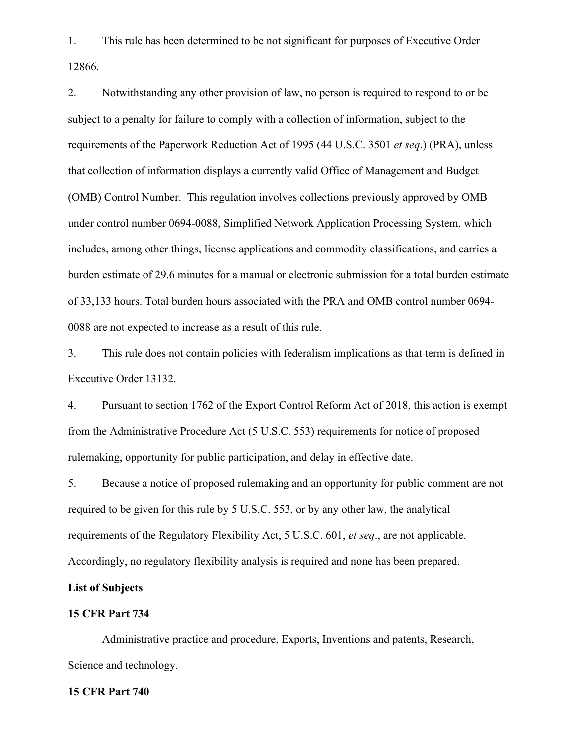1. This rule has been determined to be not significant for purposes of Executive Order 12866.

2. Notwithstanding any other provision of law, no person is required to respond to or be subject to a penalty for failure to comply with a collection of information, subject to the requirements of the Paperwork Reduction Act of 1995 (44 U.S.C. 3501 *et seq*.) (PRA), unless that collection of information displays a currently valid Office of Management and Budget (OMB) Control Number. This regulation involves collections previously approved by OMB under control number 0694-0088, Simplified Network Application Processing System, which includes, among other things, license applications and commodity classifications, and carries a burden estimate of 29.6 minutes for a manual or electronic submission for a total burden estimate of 33,133 hours. Total burden hours associated with the PRA and OMB control number 0694-0088 are not expected to increase as a result of this rule.

3. This rule does not contain policies with federalism implications as that term is defined in Executive Order 13132.

4. Pursuant to section 1762 of the Export Control Reform Act of 2018, this action is exempt from the Administrative Procedure Act (5 U.S.C. 553) requirements for notice of proposed rulemaking, opportunity for public participation, and delay in effective date.

5. Because a notice of proposed rulemaking and an opportunity for public comment are not required to be given for this rule by 5 U.S.C. 553, or by any other law, the analytical requirements of the Regulatory Flexibility Act, 5 U.S.C. 601, *et seq*., are not applicable. Accordingly, no regulatory flexibility analysis is required and none has been prepared.

**List of Subjects**

**15 CFR Part 734**

Administrative practice and procedure, Exports, Inventions and patents, Research, Science and technology.

**15 CFR Part 740**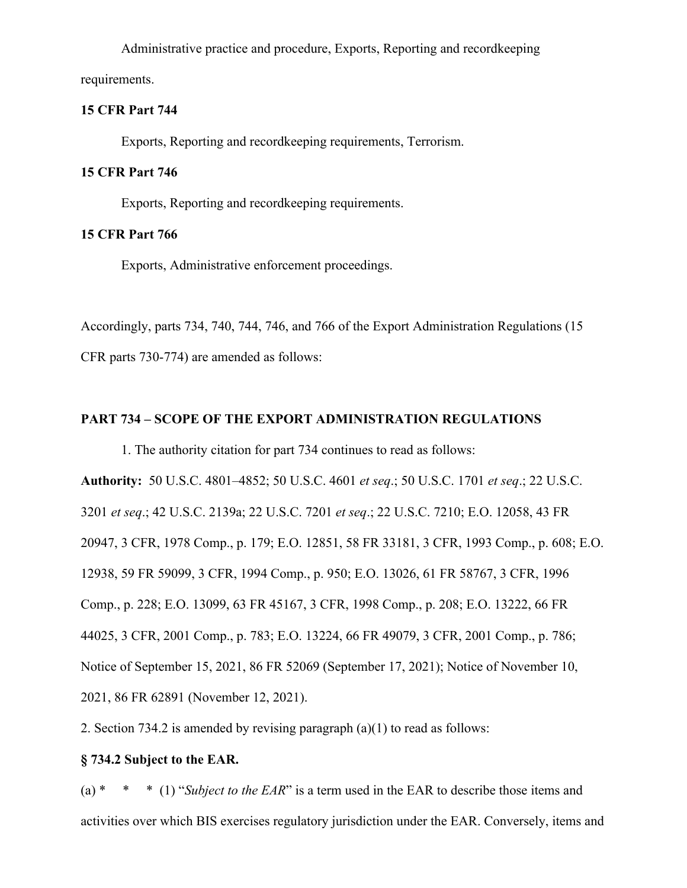Administrative practice and procedure, Exports, Reporting and recordkeeping requirements.

**15 CFR Part 744**

Exports, Reporting and recordkeeping requirements, Terrorism.

**15 CFR Part 746**

Exports, Reporting and recordkeeping requirements.

**15 CFR Part 766**

Exports, Administrative enforcement proceedings.

Accordingly, parts 734, 740, 744, 746, and 766 of the Export Administration Regulations (15 CFR parts 730-774) are amended as follows:

**PART 734 – SCOPE OF THE EXPORT ADMINISTRATION REGULATIONS**

1. The authority citation for part 734 continues to read as follows:

**Authority:** 50 U.S.C. 4801–4852; 50 U.S.C. 4601 *et seq*.; 50 U.S.C. 1701 *et seq*.; 22 U.S.C. 3201 *et seq*.; 42 U.S.C. 2139a; 22 U.S.C. 7201 *et seq*.; 22 U.S.C. 7210; E.O. 12058, 43 FR 20947, 3 CFR, 1978 Comp., p. 179; E.O. 12851, 58 FR 33181, 3 CFR, 1993 Comp., p. 608; E.O. 12938, 59 FR 59099, 3 CFR, 1994 Comp., p. 950; E.O. 13026, 61 FR 58767, 3 CFR, 1996 Comp., p. 228; E.O. 13099, 63 FR 45167, 3 CFR, 1998 Comp., p. 208; E.O. 13222, 66 FR 44025, 3 CFR, 2001 Comp., p. 783; E.O. 13224, 66 FR 49079, 3 CFR, 2001 Comp., p. 786; Notice of September 15, 2021, 86 FR 52069 (September 17, 2021); Notice of November 10, 2021, 86 FR 62891 (November 12, 2021).

2. Section 734.2 is amended by revising paragraph (a)(1) to read as follows:

**§ 734.2 Subject to the EAR.**

(a) \* \* \* (1) "*Subject to the EAR*" is a term used in the EAR to describe those items and activities over which BIS exercises regulatory jurisdiction under the EAR. Conversely, items and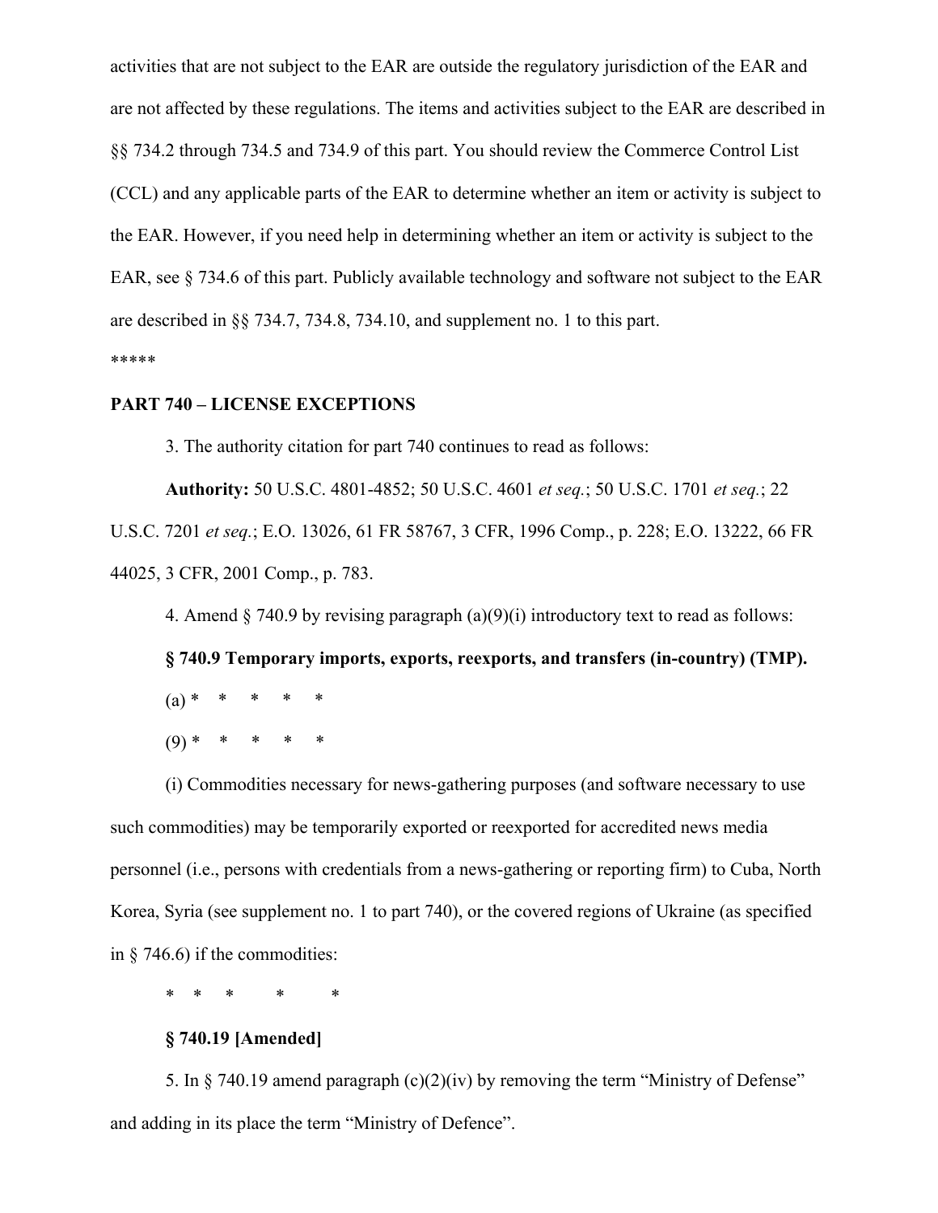activities that are not subject to the EAR are outside the regulatory jurisdiction of the EAR and are not affected by these regulations. The items and activities subject to the EAR are described in §§ 734.2 through 734.5 and 734.9 of this part. You should review the Commerce Control List (CCL) and any applicable parts of the EAR to determine whether an item or activity is subject to the EAR. However, if you need help in determining whether an item or activity is subject to the EAR, see § 734.6 of this part. Publicly available technology and software not subject to the EAR are described in §§ 734.7, 734.8, 734.10, and supplement no. 1 to this part.

*****

**PART 740 – LICENSE EXCEPTIONS**

3. The authority citation for part 740 continues to read as follows:

**Authority:** 50 U.S.C. 4801-4852; 50 U.S.C. 4601 *et seq.*; 50 U.S.C. 1701 *et seq.*; 22 U.S.C. 7201 *et seq.*; E.O. 13026, 61 FR 58767, 3 CFR, 1996 Comp., p. 228; E.O. 13222, 66 FR 44025, 3 CFR, 2001 Comp., p. 783.

4. Amend § 740.9 by revising paragraph (a)(9)(i) introductory text to read as follows:

**§ 740.9 Temporary imports, exports, reexports, and transfers (in-country) (TMP).**

(a) * * * * *

(9) * * * * *

(i) Commodities necessary for news-gathering purposes (and software necessary to use such commodities) may be temporarily exported or reexported for accredited news media personnel (i.e., persons with credentials from a news-gathering or reporting firm) to Cuba, North Korea, Syria (see supplement no. 1 to part 740), or the covered regions of Ukraine (as specified in § 746.6) if the commodities:

\* * * * *

**§ 740.19 [Amended]**

5. In § 740.19 amend paragraph (c)(2)(iv) by removing the term "Ministry of Defense" and adding in its place the term "Ministry of Defence".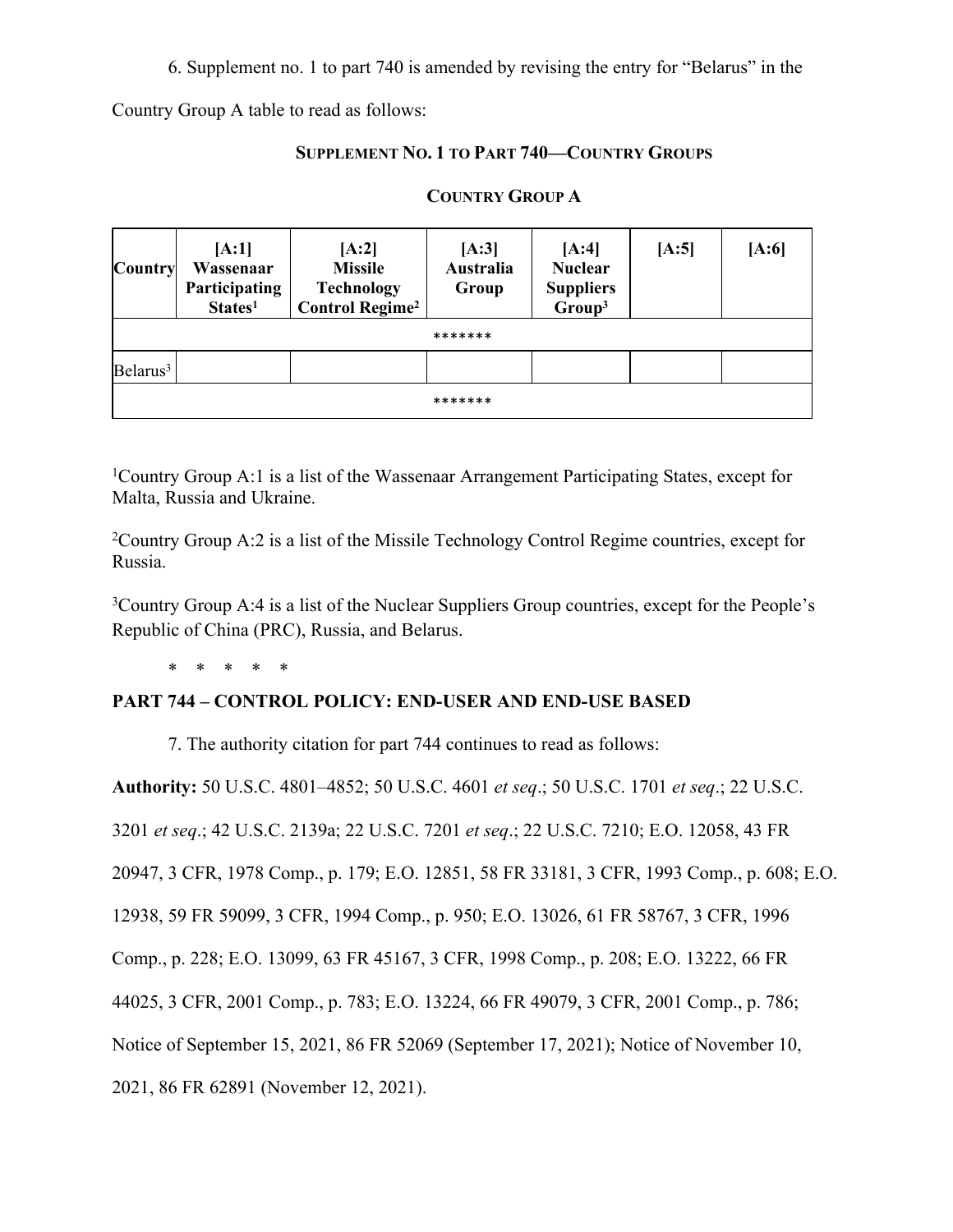6. Supplement no. 1 to part 740 is amended by revising the entry for "Belarus" in the Country Group A table to read as follows:

**SUPPLEMENT NO. 1 TO PART 740—COUNTRY GROUPS**

**COUNTRY GROUP A**

| Country | [A:1] Wassenaar Participating States[1] | [A:2] Missile Technology Control Regime[2] | [A:3] Australia Group | [A:4] Nuclear Suppliers Group[3] | [A:5] | [A:6] |
|---|---|---|---|---|---|---|
| ******* | | | | | | |
| Belarus[3] | | | | | | |
| ******* | | | | | | |

[1]Country Group A:1 is a list of the Wassenaar Arrangement Participating States, except for Malta, Russia and Ukraine.

[2]Country Group A:2 is a list of the Missile Technology Control Regime countries, except for Russia.

[3]Country Group A:4 is a list of the Nuclear Suppliers Group countries, except for the People's Republic of China (PRC), Russia, and Belarus.

\* \* \* \* \*

## PART 744 – CONTROL POLICY: END-USER AND END-USE BASED

7. The authority citation for part 744 continues to read as follows:

**Authority:** 50 U.S.C. 4801–4852; 50 U.S.C. 4601 *et seq*.; 50 U.S.C. 1701 *et seq*.; 22 U.S.C. 3201 *et seq*.; 42 U.S.C. 2139a; 22 U.S.C. 7201 *et seq*.; 22 U.S.C. 7210; E.O. 12058, 43 FR 20947, 3 CFR, 1978 Comp., p. 179; E.O. 12851, 58 FR 33181, 3 CFR, 1993 Comp., p. 608; E.O. 12938, 59 FR 59099, 3 CFR, 1994 Comp., p. 950; E.O. 13026, 61 FR 58767, 3 CFR, 1996 Comp., p. 228; E.O. 13099, 63 FR 45167, 3 CFR, 1998 Comp., p. 208; E.O. 13222, 66 FR 44025, 3 CFR, 2001 Comp., p. 783; E.O. 13224, 66 FR 49079, 3 CFR, 2001 Comp., p. 786; Notice of September 15, 2021, 86 FR 52069 (September 17, 2021); Notice of November 10, 2021, 86 FR 62891 (November 12, 2021).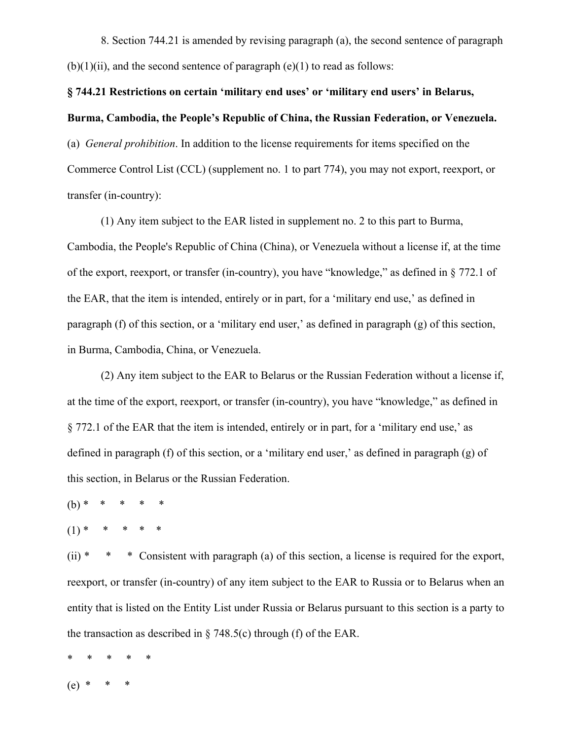8. Section 744.21 is amended by revising paragraph (a), the second sentence of paragraph (b)(1)(ii), and the second sentence of paragraph (e)(1) to read as follows:

**§ 744.21 Restrictions on certain 'military end uses' or 'military end users' in Belarus, Burma, Cambodia, the People's Republic of China, the Russian Federation, or Venezuela.**

(a) *General prohibition*. In addition to the license requirements for items specified on the Commerce Control List (CCL) (supplement no. 1 to part 774), you may not export, reexport, or transfer (in-country):

(1) Any item subject to the EAR listed in supplement no. 2 to this part to Burma, Cambodia, the People's Republic of China (China), or Venezuela without a license if, at the time of the export, reexport, or transfer (in-country), you have "knowledge," as defined in § 772.1 of the EAR, that the item is intended, entirely or in part, for a 'military end use,' as defined in paragraph (f) of this section, or a 'military end user,' as defined in paragraph (g) of this section, in Burma, Cambodia, China, or Venezuela.

(2) Any item subject to the EAR to Belarus or the Russian Federation without a license if, at the time of the export, reexport, or transfer (in-country), you have "knowledge," as defined in § 772.1 of the EAR that the item is intended, entirely or in part, for a 'military end use,' as defined in paragraph (f) of this section, or a 'military end user,' as defined in paragraph (g) of this section, in Belarus or the Russian Federation.

(b) * * * * *

(1) * * * * *

(ii) * * * Consistent with paragraph (a) of this section, a license is required for the export, reexport, or transfer (in-country) of any item subject to the EAR to Russia or to Belarus when an entity that is listed on the Entity List under Russia or Belarus pursuant to this section is a party to the transaction as described in § 748.5(c) through (f) of the EAR.

\* * * * *

(e) * * *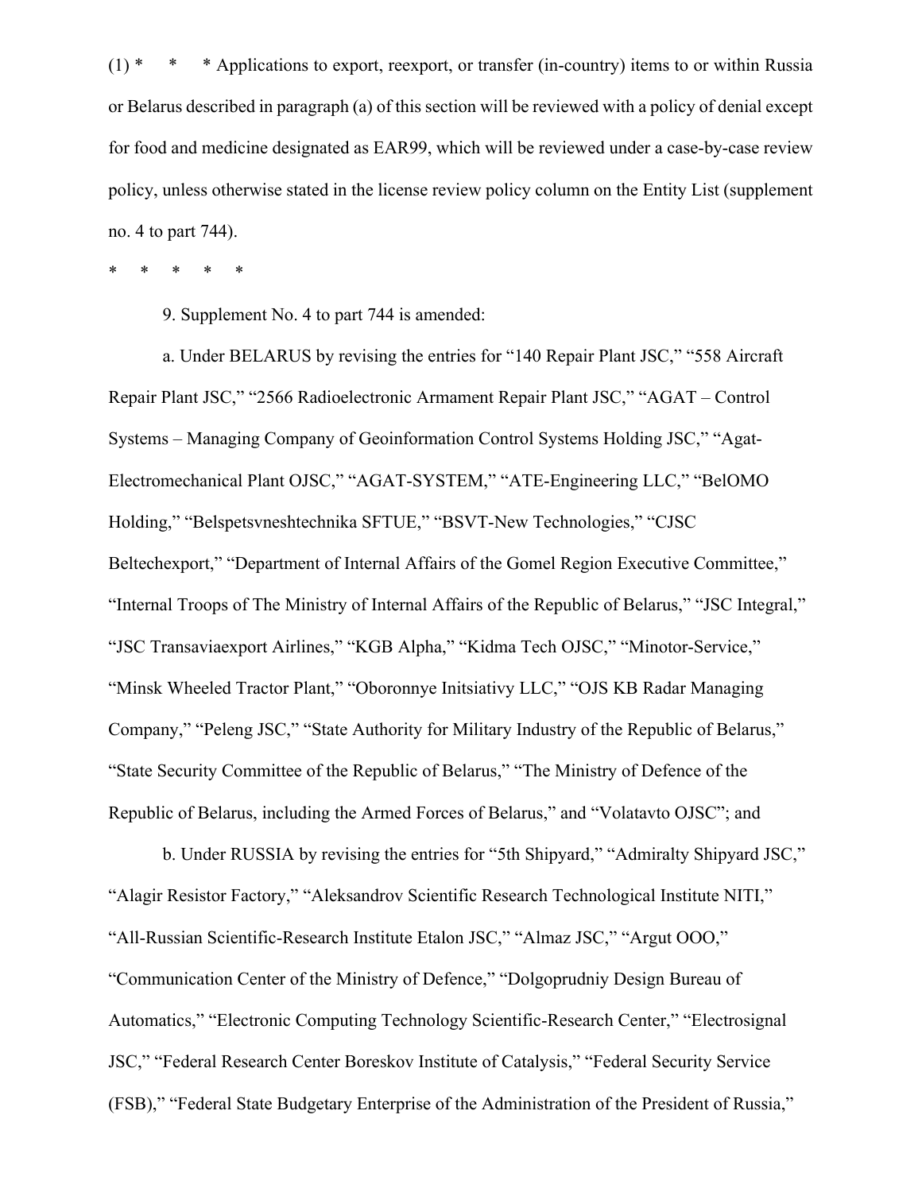(1) * * * Applications to export, reexport, or transfer (in-country) items to or within Russia or Belarus described in paragraph (a) of this section will be reviewed with a policy of denial except for food and medicine designated as EAR99, which will be reviewed under a case-by-case review policy, unless otherwise stated in the license review policy column on the Entity List (supplement no. 4 to part 744).

\* \* \* \* \*

9. Supplement No. 4 to part 744 is amended:

a. Under BELARUS by revising the entries for "140 Repair Plant JSC," "558 Aircraft Repair Plant JSC," "2566 Radioelectronic Armament Repair Plant JSC," "AGAT – Control Systems – Managing Company of Geoinformation Control Systems Holding JSC," "Agat-Electromechanical Plant OJSC," "AGAT-SYSTEM," "ATE-Engineering LLC," "BelOMO Holding," "Belspetsvneshtechnika SFTUE," "BSVT-New Technologies," "CJSC Beltechexport," "Department of Internal Affairs of the Gomel Region Executive Committee," "Internal Troops of The Ministry of Internal Affairs of the Republic of Belarus," "JSC Integral," "JSC Transaviaexport Airlines," "KGB Alpha," "Kidma Tech OJSC," "Minotor-Service," "Minsk Wheeled Tractor Plant," "Oboronnye Initsiativy LLC," "OJS KB Radar Managing Company," "Peleng JSC," "State Authority for Military Industry of the Republic of Belarus," "State Security Committee of the Republic of Belarus," "The Ministry of Defence of the Republic of Belarus, including the Armed Forces of Belarus," and "Volatavto OJSC"; and

b. Under RUSSIA by revising the entries for "5th Shipyard," "Admiralty Shipyard JSC," "Alagir Resistor Factory," "Aleksandrov Scientific Research Technological Institute NITI," "All-Russian Scientific-Research Institute Etalon JSC," "Almaz JSC," "Argut OOO," "Communication Center of the Ministry of Defence," "Dolgoprudniy Design Bureau of Automatics," "Electronic Computing Technology Scientific-Research Center," "Electrosignal JSC," "Federal Research Center Boreskov Institute of Catalysis," "Federal Security Service (FSB)," "Federal State Budgetary Enterprise of the Administration of the President of Russia,"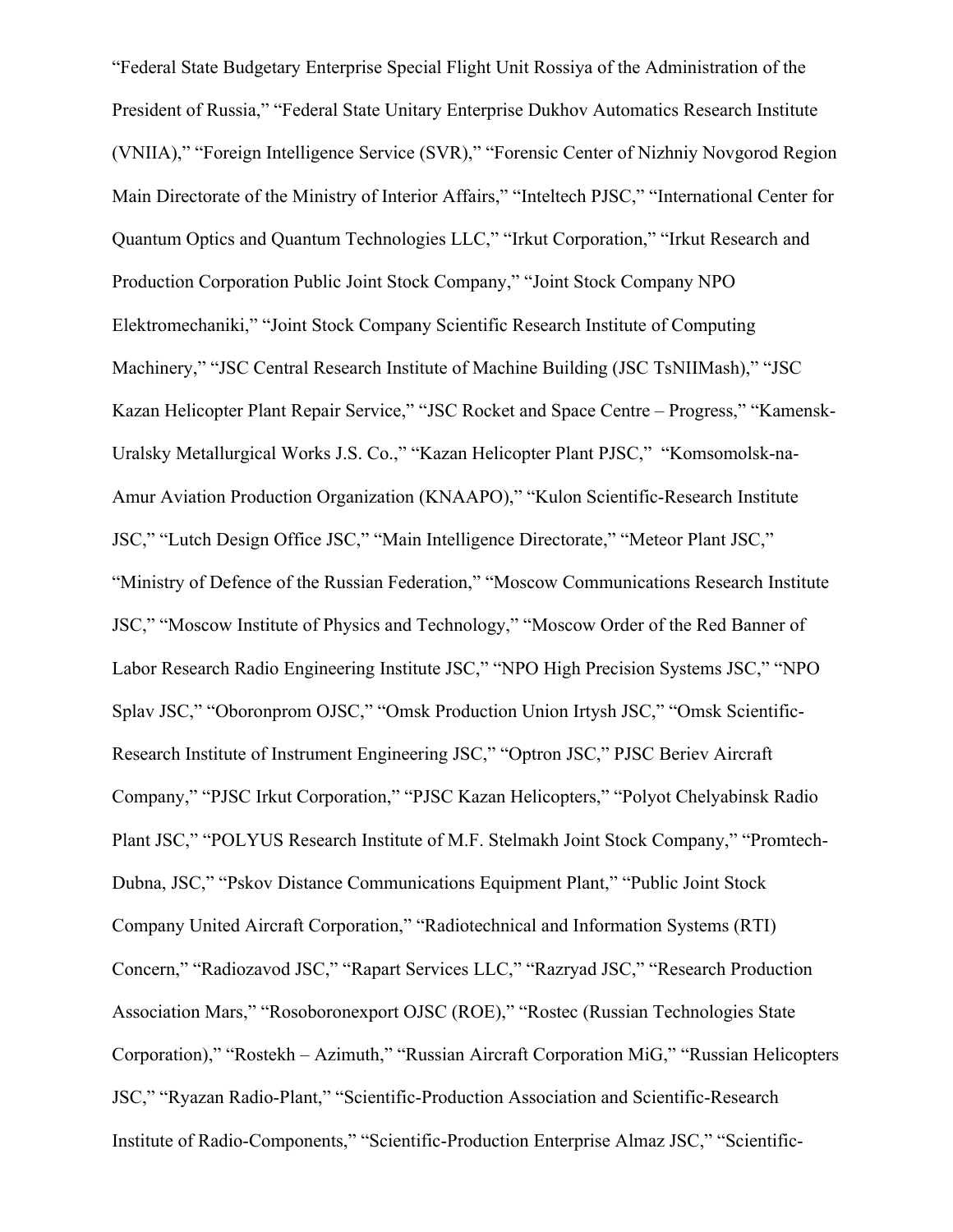"Federal State Budgetary Enterprise Special Flight Unit Rossiya of the Administration of the President of Russia," "Federal State Unitary Enterprise Dukhov Automatics Research Institute (VNIIA)," "Foreign Intelligence Service (SVR)," "Forensic Center of Nizhniy Novgorod Region Main Directorate of the Ministry of Interior Affairs," "Inteltech PJSC," "International Center for Quantum Optics and Quantum Technologies LLC," "Irkut Corporation," "Irkut Research and Production Corporation Public Joint Stock Company," "Joint Stock Company NPO Elektromechaniki," "Joint Stock Company Scientific Research Institute of Computing Machinery," "JSC Central Research Institute of Machine Building (JSC TsNIIMash)," "JSC Kazan Helicopter Plant Repair Service," "JSC Rocket and Space Centre – Progress," "Kamensk-Uralsky Metallurgical Works J.S. Co.," "Kazan Helicopter Plant PJSC," "Komsomolsk-na-Amur Aviation Production Organization (KNAAPO)," "Kulon Scientific-Research Institute JSC," "Lutch Design Office JSC," "Main Intelligence Directorate," "Meteor Plant JSC," "Ministry of Defence of the Russian Federation," "Moscow Communications Research Institute JSC," "Moscow Institute of Physics and Technology," "Moscow Order of the Red Banner of Labor Research Radio Engineering Institute JSC," "NPO High Precision Systems JSC," "NPO Splav JSC," "Oboronprom OJSC," "Omsk Production Union Irtysh JSC," "Omsk Scientific-Research Institute of Instrument Engineering JSC," "Optron JSC," PJSC Beriev Aircraft Company," "PJSC Irkut Corporation," "PJSC Kazan Helicopters," "Polyot Chelyabinsk Radio Plant JSC," "POLYUS Research Institute of M.F. Stelmakh Joint Stock Company," "Promtech-Dubna, JSC," "Pskov Distance Communications Equipment Plant," "Public Joint Stock Company United Aircraft Corporation," "Radiotechnical and Information Systems (RTI) Concern," "Radiozavod JSC," "Rapart Services LLC," "Razryad JSC," "Research Production Association Mars," "Rosoboronexport OJSC (ROE)," "Rostec (Russian Technologies State Corporation)," "Rostekh – Azimuth," "Russian Aircraft Corporation MiG," "Russian Helicopters JSC," "Ryazan Radio-Plant," "Scientific-Production Association and Scientific-Research Institute of Radio-Components," "Scientific-Production Enterprise Almaz JSC," "Scientific-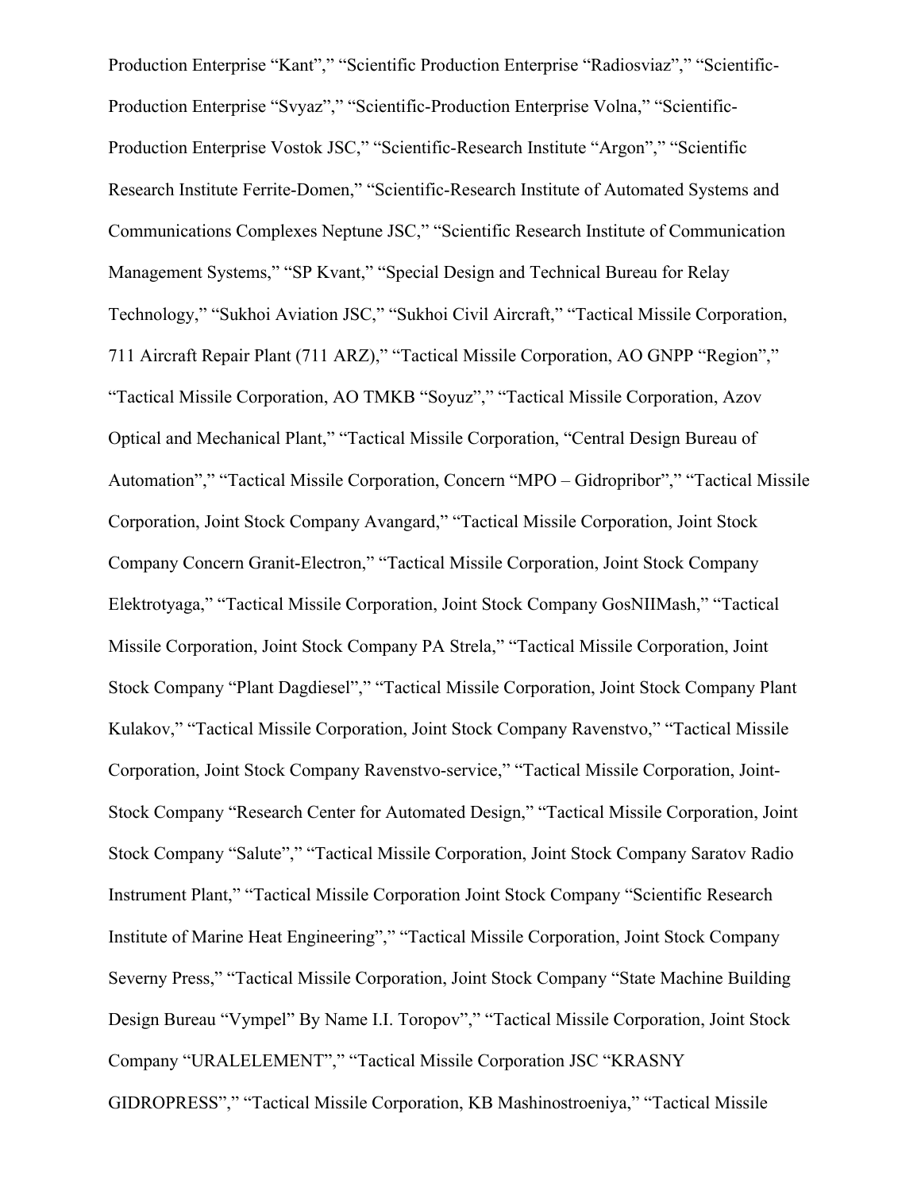Production Enterprise "Kant"," "Scientific Production Enterprise "Radiosviaz"," "Scientific-Production Enterprise "Svyaz"," "Scientific-Production Enterprise Volna," "Scientific-Production Enterprise Vostok JSC," "Scientific-Research Institute "Argon"," "Scientific Research Institute Ferrite-Domen," "Scientific-Research Institute of Automated Systems and Communications Complexes Neptune JSC," "Scientific Research Institute of Communication Management Systems," "SP Kvant," "Special Design and Technical Bureau for Relay Technology," "Sukhoi Aviation JSC," "Sukhoi Civil Aircraft," "Tactical Missile Corporation, 711 Aircraft Repair Plant (711 ARZ)," "Tactical Missile Corporation, AO GNPP "Region"," "Tactical Missile Corporation, AO TMKB "Soyuz"," "Tactical Missile Corporation, Azov Optical and Mechanical Plant," "Tactical Missile Corporation, "Central Design Bureau of Automation"," "Tactical Missile Corporation, Concern "MPO – Gidropribor"," "Tactical Missile Corporation, Joint Stock Company Avangard," "Tactical Missile Corporation, Joint Stock Company Concern Granit-Electron," "Tactical Missile Corporation, Joint Stock Company Elektrotyaga," "Tactical Missile Corporation, Joint Stock Company GosNIIMash," "Tactical Missile Corporation, Joint Stock Company PA Strela," "Tactical Missile Corporation, Joint Stock Company "Plant Dagdiesel"," "Tactical Missile Corporation, Joint Stock Company Plant Kulakov," "Tactical Missile Corporation, Joint Stock Company Ravenstvo," "Tactical Missile Corporation, Joint Stock Company Ravenstvo-service," "Tactical Missile Corporation, Joint-Stock Company "Research Center for Automated Design," "Tactical Missile Corporation, Joint Stock Company "Salute"," "Tactical Missile Corporation, Joint Stock Company Saratov Radio Instrument Plant," "Tactical Missile Corporation Joint Stock Company "Scientific Research Institute of Marine Heat Engineering"," "Tactical Missile Corporation, Joint Stock Company Severny Press," "Tactical Missile Corporation, Joint Stock Company "State Machine Building Design Bureau "Vympel" By Name I.I. Toropov"," "Tactical Missile Corporation, Joint Stock Company "URALELEMENT"," "Tactical Missile Corporation JSC "KRASNY GIDROPRESS"," "Tactical Missile Corporation, KB Mashinostroeniya," "Tactical Missile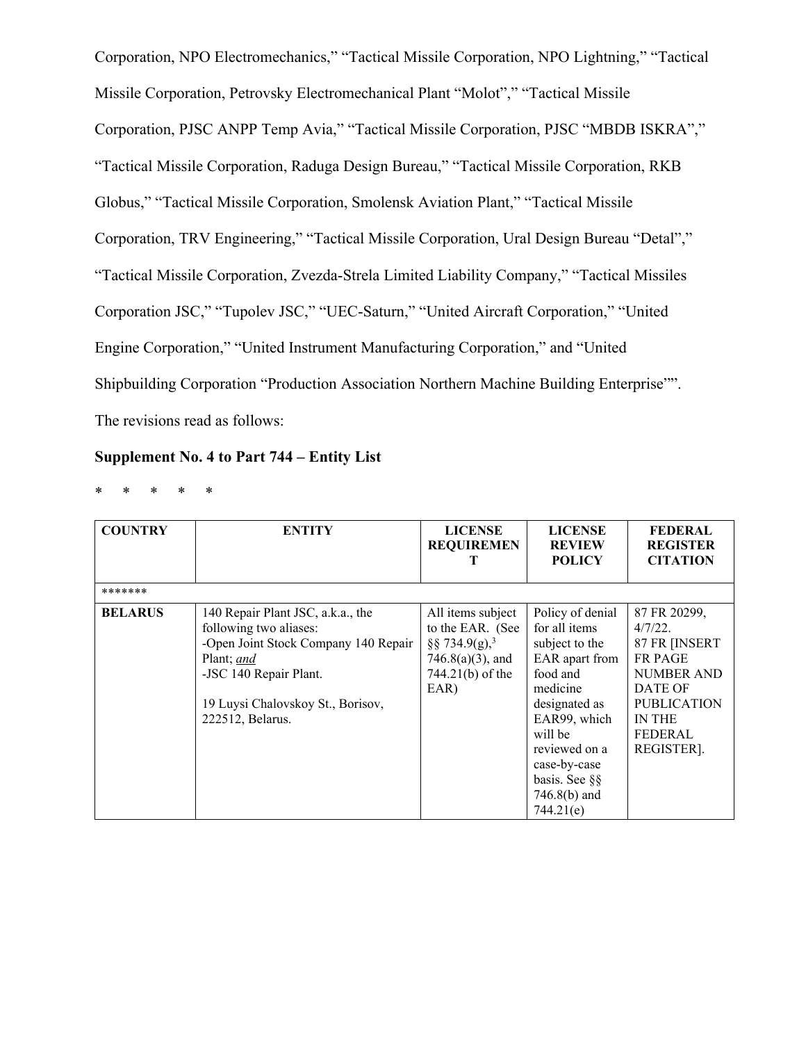Corporation, NPO Electromechanics," "Tactical Missile Corporation, NPO Lightning," "Tactical Missile Corporation, Petrovsky Electromechanical Plant "Molot"," "Tactical Missile Corporation, PJSC ANPP Temp Avia," "Tactical Missile Corporation, PJSC "MBDB ISKRA"," "Tactical Missile Corporation, Raduga Design Bureau," "Tactical Missile Corporation, RKB Globus," "Tactical Missile Corporation, Smolensk Aviation Plant," "Tactical Missile Corporation, TRV Engineering," "Tactical Missile Corporation, Ural Design Bureau "Detal"," "Tactical Missile Corporation, Zvezda-Strela Limited Liability Company," "Tactical Missiles Corporation JSC," "Tupolev JSC," "UEC-Saturn," "United Aircraft Corporation," "United Engine Corporation," "United Instrument Manufacturing Corporation," and "United Shipbuilding Corporation "Production Association Northern Machine Building Enterprise"".

The revisions read as follows:

**Supplement No. 4 to Part 744 – Entity List**

\*     \*     \*     \*     \*

| COUNTRY | ENTITY | LICENSE REQUIREMENT | LICENSE REVIEW POLICY | FEDERAL REGISTER CITATION |
|---|---|---|---|---|
| ******* | | | | |
| **BELARUS** | 140 Repair Plant JSC, a.k.a., the following two aliases:<br>-Open Joint Stock Company 140 Repair Plant; *and*<br>-JSC 140 Repair Plant.<br><br>19 Luysi Chalovskoy St., Borisov, 222512, Belarus. | All items subject to the EAR. (See §§ 734.9(g),[3] 746.8(a)(3), and 744.21(b) of the EAR) | Policy of denial for all items subject to the EAR apart from food and medicine designated as EAR99, which will be reviewed on a case-by-case basis. See §§ 746.8(b) and 744.21(e) | 87 FR 20299, 4/7/22.<br>87 FR [INSERT FR PAGE NUMBER AND DATE OF PUBLICATION IN THE FEDERAL REGISTER]. |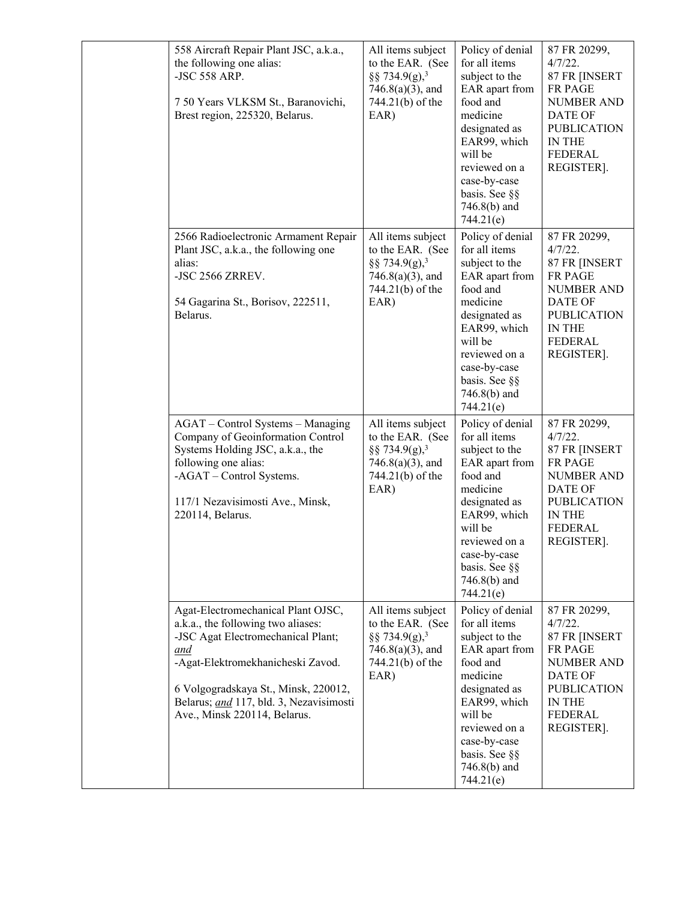| | | | | |
|---|---|---|---|---|
| | 558 Aircraft Repair Plant JSC, a.k.a., the following one alias:<br>-JSC 558 ARP.<br><br>7 50 Years VLKSM St., Baranovichi, Brest region, 225320, Belarus. | All items subject to the EAR. (See §§ 734.9(g),[3] 746.8(a)(3), and 744.21(b) of the EAR) | Policy of denial for all items subject to the EAR apart from food and medicine designated as EAR99, which will be reviewed on a case-by-case basis. See §§ 746.8(b) and 744.21(e) | 87 FR 20299, 4/7/22.<br>87 FR [INSERT FR PAGE NUMBER AND DATE OF PUBLICATION IN THE FEDERAL REGISTER]. |
| | 2566 Radioelectronic Armament Repair Plant JSC, a.k.a., the following one alias:<br>-JSC 2566 ZRREV.<br><br>54 Gagarina St., Borisov, 222511, Belarus. | All items subject to the EAR. (See §§ 734.9(g),[3] 746.8(a)(3), and 744.21(b) of the EAR) | Policy of denial for all items subject to the EAR apart from food and medicine designated as EAR99, which will be reviewed on a case-by-case basis. See §§ 746.8(b) and 744.21(e) | 87 FR 20299, 4/7/22.<br>87 FR [INSERT FR PAGE NUMBER AND DATE OF PUBLICATION IN THE FEDERAL REGISTER]. |
| | AGAT – Control Systems – Managing Company of Geoinformation Control Systems Holding JSC, a.k.a., the following one alias:<br>-AGAT – Control Systems.<br><br>117/1 Nezavisimosti Ave., Minsk, 220114, Belarus. | All items subject to the EAR. (See §§ 734.9(g),[3] 746.8(a)(3), and 744.21(b) of the EAR) | Policy of denial for all items subject to the EAR apart from food and medicine designated as EAR99, which will be reviewed on a case-by-case basis. See §§ 746.8(b) and 744.21(e) | 87 FR 20299, 4/7/22.<br>87 FR [INSERT FR PAGE NUMBER AND DATE OF PUBLICATION IN THE FEDERAL REGISTER]. |
| | Agat-Electromechanical Plant OJSC, a.k.a., the following two aliases:<br>-JSC Agat Electromechanical Plant; *and*<br>-Agat-Elektromekhanicheski Zavod.<br><br>6 Volgogradskaya St., Minsk, 220012, Belarus; *and* 117, bld. 3, Nezavisimosti Ave., Minsk 220114, Belarus. | All items subject to the EAR. (See §§ 734.9(g),[3] 746.8(a)(3), and 744.21(b) of the EAR) | Policy of denial for all items subject to the EAR apart from food and medicine designated as EAR99, which will be reviewed on a case-by-case basis. See §§ 746.8(b) and 744.21(e) | 87 FR 20299, 4/7/22.<br>87 FR [INSERT FR PAGE NUMBER AND DATE OF PUBLICATION IN THE FEDERAL REGISTER]. |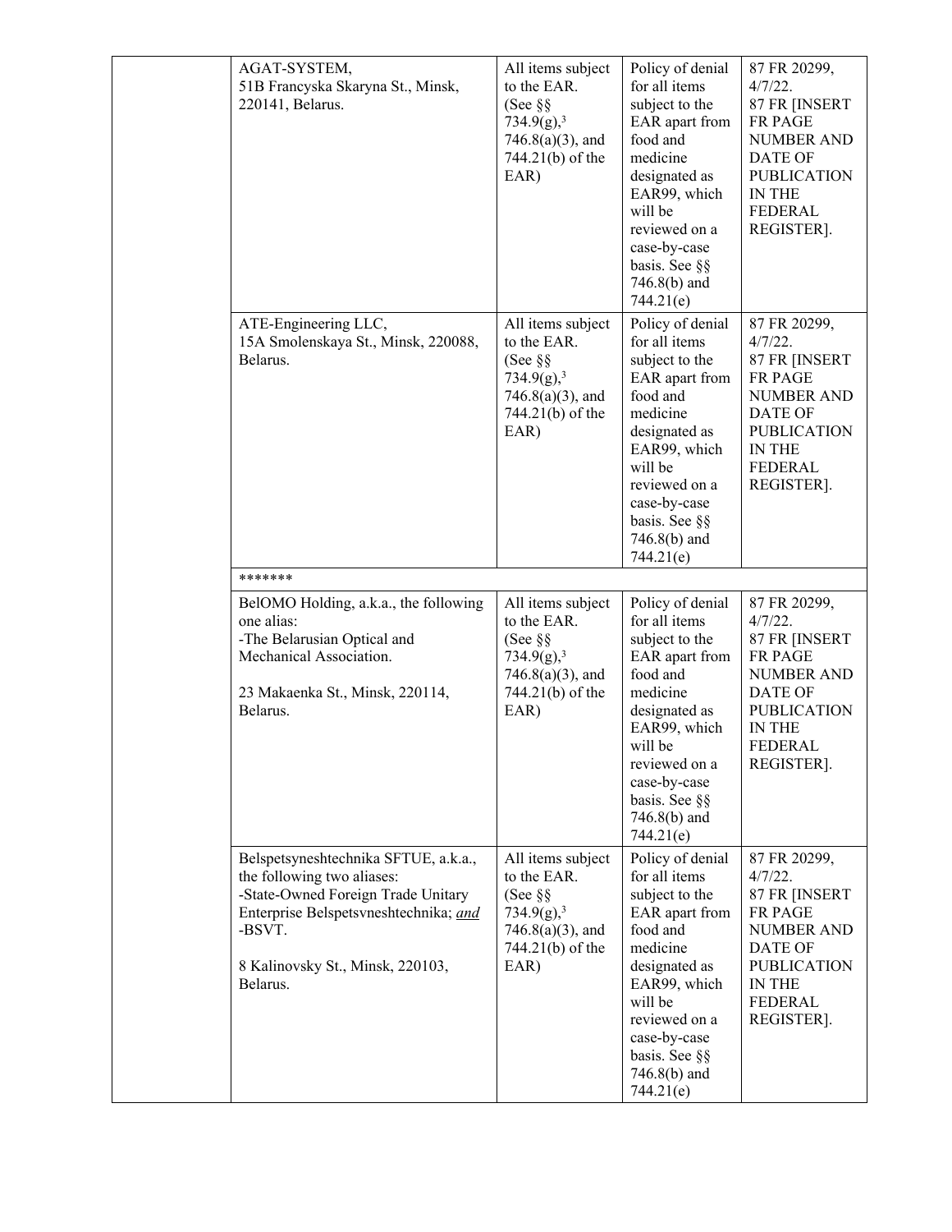| | | | | |
|---|---|---|---|---|
| | AGAT-SYSTEM, 51B Francyska Skaryna St., Minsk, 220141, Belarus. | All items subject to the EAR. (See §§ 734.9(g),[3] 746.8(a)(3), and 744.21(b) of the EAR) | Policy of denial for all items subject to the EAR apart from food and medicine designated as EAR99, which will be reviewed on a case-by-case basis. See §§ 746.8(b) and 744.21(e) | 87 FR 20299, 4/7/22. 87 FR [INSERT FR PAGE NUMBER AND DATE OF PUBLICATION IN THE FEDERAL REGISTER]. |
| | ATE-Engineering LLC, 15A Smolenskaya St., Minsk, 220088, Belarus. | All items subject to the EAR. (See §§ 734.9(g),[3] 746.8(a)(3), and 744.21(b) of the EAR) | Policy of denial for all items subject to the EAR apart from food and medicine designated as EAR99, which will be reviewed on a case-by-case basis. See §§ 746.8(b) and 744.21(e) | 87 FR 20299, 4/7/22. 87 FR [INSERT FR PAGE NUMBER AND DATE OF PUBLICATION IN THE FEDERAL REGISTER]. |
| | ******* | | | |
| | BelOMO Holding, a.k.a., the following one alias: -The Belarusian Optical and Mechanical Association. 23 Makaenka St., Minsk, 220114, Belarus. | All items subject to the EAR. (See §§ 734.9(g),[3] 746.8(a)(3), and 744.21(b) of the EAR) | Policy of denial for all items subject to the EAR apart from food and medicine designated as EAR99, which will be reviewed on a case-by-case basis. See §§ 746.8(b) and 744.21(e) | 87 FR 20299, 4/7/22. 87 FR [INSERT FR PAGE NUMBER AND DATE OF PUBLICATION IN THE FEDERAL REGISTER]. |
| | Belspetsyneshtechnika SFTUE, a.k.a., the following two aliases: -State-Owned Foreign Trade Unitary Enterprise Belspetsvneshtechnika; *and* -BSVT. 8 Kalinovsky St., Minsk, 220103, Belarus. | All items subject to the EAR. (See §§ 734.9(g),[3] 746.8(a)(3), and 744.21(b) of the EAR) | Policy of denial for all items subject to the EAR apart from food and medicine designated as EAR99, which will be reviewed on a case-by-case basis. See §§ 746.8(b) and 744.21(e) | 87 FR 20299, 4/7/22. 87 FR [INSERT FR PAGE NUMBER AND DATE OF PUBLICATION IN THE FEDERAL REGISTER]. |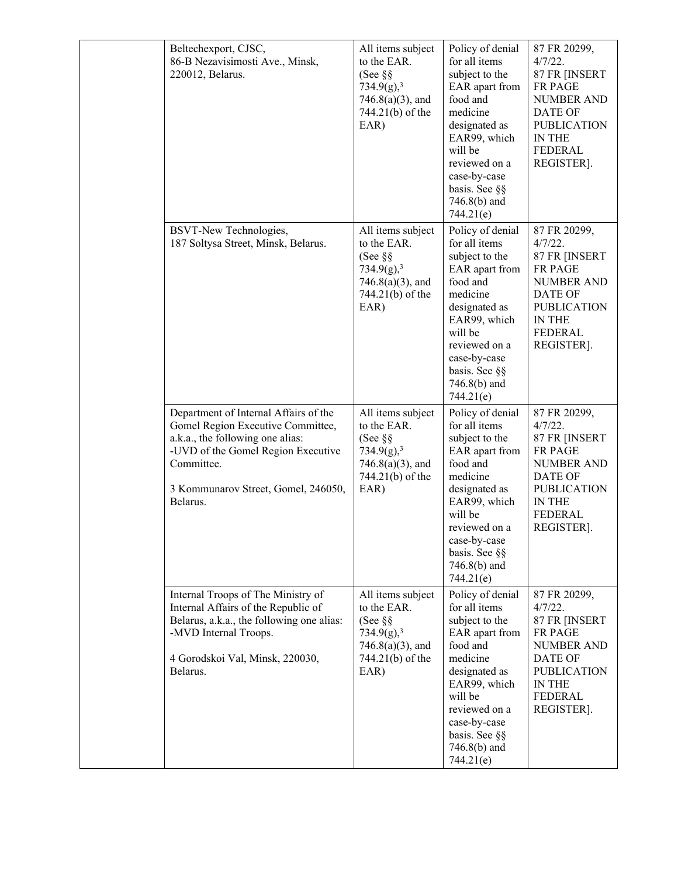| | | | | |
|---|---|---|---|---|
| | Beltechexport, CJSC, 86-B Nezavisimosti Ave., Minsk, 220012, Belarus. | All items subject to the EAR. (See §§ 734.9(g),[3] 746.8(a)(3), and 744.21(b) of the EAR) | Policy of denial for all items subject to the EAR apart from food and medicine designated as EAR99, which will be reviewed on a case-by-case basis. See §§ 746.8(b) and 744.21(e) | 87 FR 20299, 4/7/22. 87 FR [INSERT FR PAGE NUMBER AND DATE OF PUBLICATION IN THE FEDERAL REGISTER]. |
| | BSVT-New Technologies, 187 Soltysa Street, Minsk, Belarus. | All items subject to the EAR. (See §§ 734.9(g),[3] 746.8(a)(3), and 744.21(b) of the EAR) | Policy of denial for all items subject to the EAR apart from food and medicine designated as EAR99, which will be reviewed on a case-by-case basis. See §§ 746.8(b) and 744.21(e) | 87 FR 20299, 4/7/22. 87 FR [INSERT FR PAGE NUMBER AND DATE OF PUBLICATION IN THE FEDERAL REGISTER]. |
| | Department of Internal Affairs of the Gomel Region Executive Committee, a.k.a., the following one alias: -UVD of the Gomel Region Executive Committee. 3 Kommunarov Street, Gomel, 246050, Belarus. | All items subject to the EAR. (See §§ 734.9(g),[3] 746.8(a)(3), and 744.21(b) of the EAR) | Policy of denial for all items subject to the EAR apart from food and medicine designated as EAR99, which will be reviewed on a case-by-case basis. See §§ 746.8(b) and 744.21(e) | 87 FR 20299, 4/7/22. 87 FR [INSERT FR PAGE NUMBER AND DATE OF PUBLICATION IN THE FEDERAL REGISTER]. |
| | Internal Troops of The Ministry of Internal Affairs of the Republic of Belarus, a.k.a., the following one alias: -MVD Internal Troops. 4 Gorodskoi Val, Minsk, 220030, Belarus. | All items subject to the EAR. (See §§ 734.9(g),[3] 746.8(a)(3), and 744.21(b) of the EAR) | Policy of denial for all items subject to the EAR apart from food and medicine designated as EAR99, which will be reviewed on a case-by-case basis. See §§ 746.8(b) and 744.21(e) | 87 FR 20299, 4/7/22. 87 FR [INSERT FR PAGE NUMBER AND DATE OF PUBLICATION IN THE FEDERAL REGISTER]. |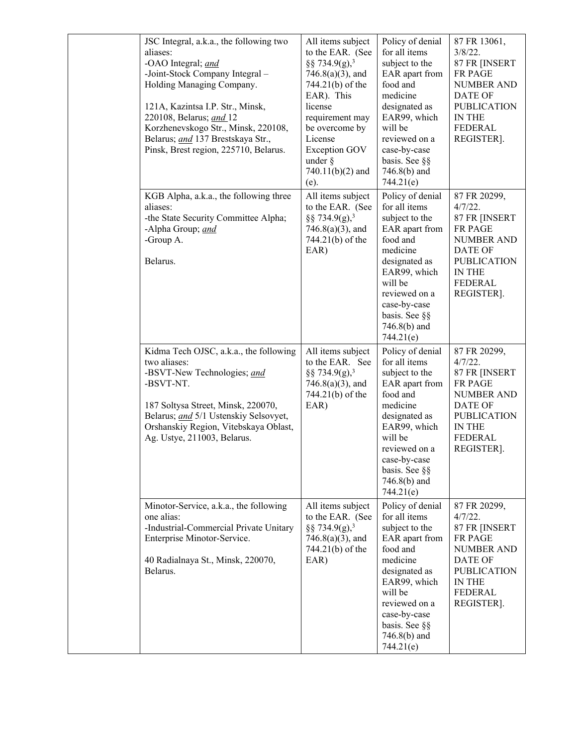| | | | | |
|---|---|---|---|---|
| | JSC Integral, a.k.a., the following two aliases:<br>-OAO Integral; *and*<br>-Joint-Stock Company Integral – Holding Managing Company.<br><br>121A, Kazintsa I.P. Str., Minsk, 220108, Belarus; *and* 12 Korzhenevskogo Str., Minsk, 220108, Belarus; *and* 137 Brestskaya Str., Pinsk, Brest region, 225710, Belarus. | All items subject to the EAR. (See §§ 734.9(g),[3] 746.8(a)(3), and 744.21(b) of the EAR). This license requirement may be overcome by License Exception GOV under § 740.11(b)(2) and (e). | Policy of denial for all items subject to the EAR apart from food and medicine designated as EAR99, which will be reviewed on a case-by-case basis. See §§ 746.8(b) and 744.21(e) | 87 FR 13061, 3/8/22.<br>87 FR [INSERT FR PAGE NUMBER AND DATE OF PUBLICATION IN THE FEDERAL REGISTER]. |
| | KGB Alpha, a.k.a., the following three aliases:<br>-the State Security Committee Alpha;<br>-Alpha Group; *and*<br>-Group A.<br><br>Belarus. | All items subject to the EAR. (See §§ 734.9(g),[3] 746.8(a)(3), and 744.21(b) of the EAR) | Policy of denial for all items subject to the EAR apart from food and medicine designated as EAR99, which will be reviewed on a case-by-case basis. See §§ 746.8(b) and 744.21(e) | 87 FR 20299, 4/7/22.<br>87 FR [INSERT FR PAGE NUMBER AND DATE OF PUBLICATION IN THE FEDERAL REGISTER]. |
| | Kidma Tech OJSC, a.k.a., the following two aliases:<br>-BSVT-New Technologies; *and*<br>-BSVT-NT.<br><br>187 Soltysa Street, Minsk, 220070, Belarus; *and* 5/1 Ustenskiy Selsovyet, Orshanskiy Region, Vitebskaya Oblast, Ag. Ustye, 211003, Belarus. | All items subject to the EAR. See §§ 734.9(g),[3] 746.8(a)(3), and 744.21(b) of the EAR) | Policy of denial for all items subject to the EAR apart from food and medicine designated as EAR99, which will be reviewed on a case-by-case basis. See §§ 746.8(b) and 744.21(e) | 87 FR 20299, 4/7/22.<br>87 FR [INSERT FR PAGE NUMBER AND DATE OF PUBLICATION IN THE FEDERAL REGISTER]. |
| | Minotor-Service, a.k.a., the following one alias:<br>-Industrial-Commercial Private Unitary Enterprise Minotor-Service.<br><br>40 Radialnaya St., Minsk, 220070, Belarus. | All items subject to the EAR. (See §§ 734.9(g),[3] 746.8(a)(3), and 744.21(b) of the EAR) | Policy of denial for all items subject to the EAR apart from food and medicine designated as EAR99, which will be reviewed on a case-by-case basis. See §§ 746.8(b) and 744.21(e) | 87 FR 20299, 4/7/22.<br>87 FR [INSERT FR PAGE NUMBER AND DATE OF PUBLICATION IN THE FEDERAL REGISTER]. |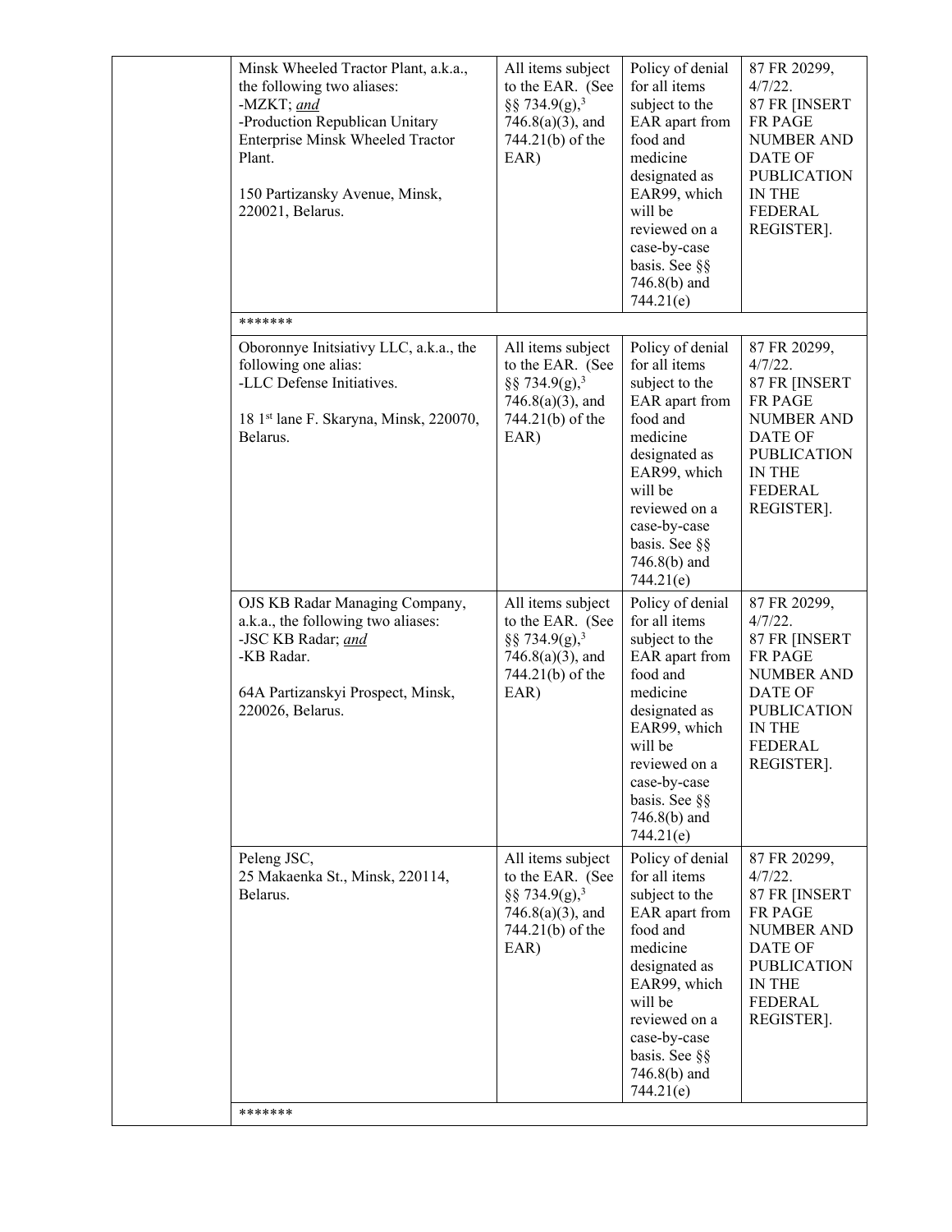| | | | | |
|---|---|---|---|---|
| | Minsk Wheeled Tractor Plant, a.k.a., the following two aliases:<br>-MZKT; *and*<br>-Production Republican Unitary Enterprise Minsk Wheeled Tractor Plant.<br><br>150 Partizansky Avenue, Minsk, 220021, Belarus. | All items subject to the EAR. (See §§ 734.9(g),[3] 746.8(a)(3), and 744.21(b) of the EAR) | Policy of denial for all items subject to the EAR apart from food and medicine designated as EAR99, which will be reviewed on a case-by-case basis. See §§ 746.8(b) and 744.21(e) | 87 FR 20299, 4/7/22.<br>87 FR [INSERT FR PAGE NUMBER AND DATE OF PUBLICATION IN THE FEDERAL REGISTER]. |
| | ******* | | | |
| | Oboronnye Initsiativy LLC, a.k.a., the following one alias:<br>-LLC Defense Initiatives.<br><br>18 1st lane F. Skaryna, Minsk, 220070, Belarus. | All items subject to the EAR. (See §§ 734.9(g),[3] 746.8(a)(3), and 744.21(b) of the EAR) | Policy of denial for all items subject to the EAR apart from food and medicine designated as EAR99, which will be reviewed on a case-by-case basis. See §§ 746.8(b) and 744.21(e) | 87 FR 20299, 4/7/22.<br>87 FR [INSERT FR PAGE NUMBER AND DATE OF PUBLICATION IN THE FEDERAL REGISTER]. |
| | OJS KB Radar Managing Company, a.k.a., the following two aliases:<br>-JSC KB Radar; *and*<br>-KB Radar.<br><br>64A Partizanskyi Prospect, Minsk, 220026, Belarus. | All items subject to the EAR. (See §§ 734.9(g),[3] 746.8(a)(3), and 744.21(b) of the EAR) | Policy of denial for all items subject to the EAR apart from food and medicine designated as EAR99, which will be reviewed on a case-by-case basis. See §§ 746.8(b) and 744.21(e) | 87 FR 20299, 4/7/22.<br>87 FR [INSERT FR PAGE NUMBER AND DATE OF PUBLICATION IN THE FEDERAL REGISTER]. |
| | Peleng JSC,<br>25 Makaenka St., Minsk, 220114, Belarus. | All items subject to the EAR. (See §§ 734.9(g),[3] 746.8(a)(3), and 744.21(b) of the EAR) | Policy of denial for all items subject to the EAR apart from food and medicine designated as EAR99, which will be reviewed on a case-by-case basis. See §§ 746.8(b) and 744.21(e) | 87 FR 20299, 4/7/22.<br>87 FR [INSERT FR PAGE NUMBER AND DATE OF PUBLICATION IN THE FEDERAL REGISTER]. |
| | ******* | | | |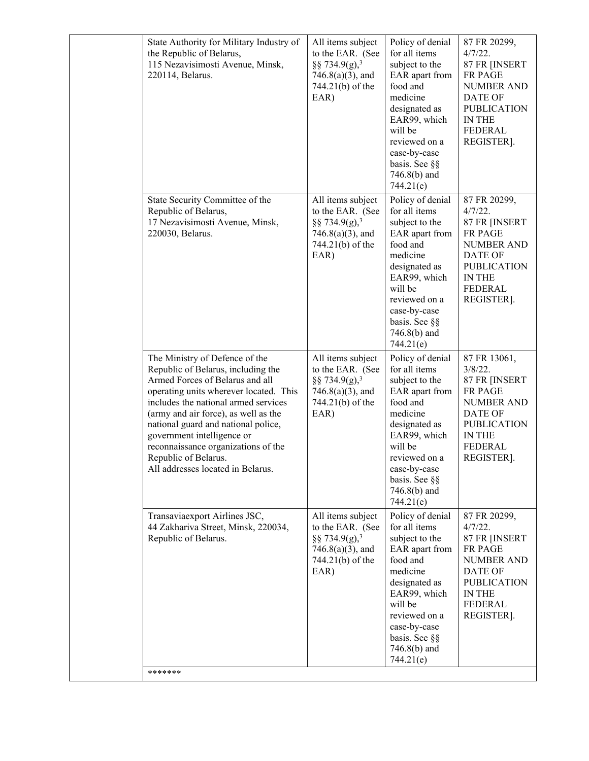| | | | | |
|---|---|---|---|---|
| | State Authority for Military Industry of the Republic of Belarus, 115 Nezavisimosti Avenue, Minsk, 220114, Belarus. | All items subject to the EAR. (See §§ 734.9(g),[3] 746.8(a)(3), and 744.21(b) of the EAR) | Policy of denial for all items subject to the EAR apart from food and medicine designated as EAR99, which will be reviewed on a case-by-case basis. See §§ 746.8(b) and 744.21(e) | 87 FR 20299, 4/7/22. 87 FR [INSERT FR PAGE NUMBER AND DATE OF PUBLICATION IN THE FEDERAL REGISTER]. |
| | State Security Committee of the Republic of Belarus, 17 Nezavisimosti Avenue, Minsk, 220030, Belarus. | All items subject to the EAR. (See §§ 734.9(g),[3] 746.8(a)(3), and 744.21(b) of the EAR) | Policy of denial for all items subject to the EAR apart from food and medicine designated as EAR99, which will be reviewed on a case-by-case basis. See §§ 746.8(b) and 744.21(e) | 87 FR 20299, 4/7/22. 87 FR [INSERT FR PAGE NUMBER AND DATE OF PUBLICATION IN THE FEDERAL REGISTER]. |
| | The Ministry of Defence of the Republic of Belarus, including the Armed Forces of Belarus and all operating units wherever located. This includes the national armed services (army and air force), as well as the national guard and national police, government intelligence or reconnaissance organizations of the Republic of Belarus. All addresses located in Belarus. | All items subject to the EAR. (See §§ 734.9(g),[3] 746.8(a)(3), and 744.21(b) of the EAR) | Policy of denial for all items subject to the EAR apart from food and medicine designated as EAR99, which will be reviewed on a case-by-case basis. See §§ 746.8(b) and 744.21(e) | 87 FR 13061, 3/8/22. 87 FR [INSERT FR PAGE NUMBER AND DATE OF PUBLICATION IN THE FEDERAL REGISTER]. |
| | Transaviaexport Airlines JSC, 44 Zakhariva Street, Minsk, 220034, Republic of Belarus. | All items subject to the EAR. (See §§ 734.9(g),[3] 746.8(a)(3), and 744.21(b) of the EAR) | Policy of denial for all items subject to the EAR apart from food and medicine designated as EAR99, which will be reviewed on a case-by-case basis. See §§ 746.8(b) and 744.21(e) | 87 FR 20299, 4/7/22. 87 FR [INSERT FR PAGE NUMBER AND DATE OF PUBLICATION IN THE FEDERAL REGISTER]. |
| | ******* | | | |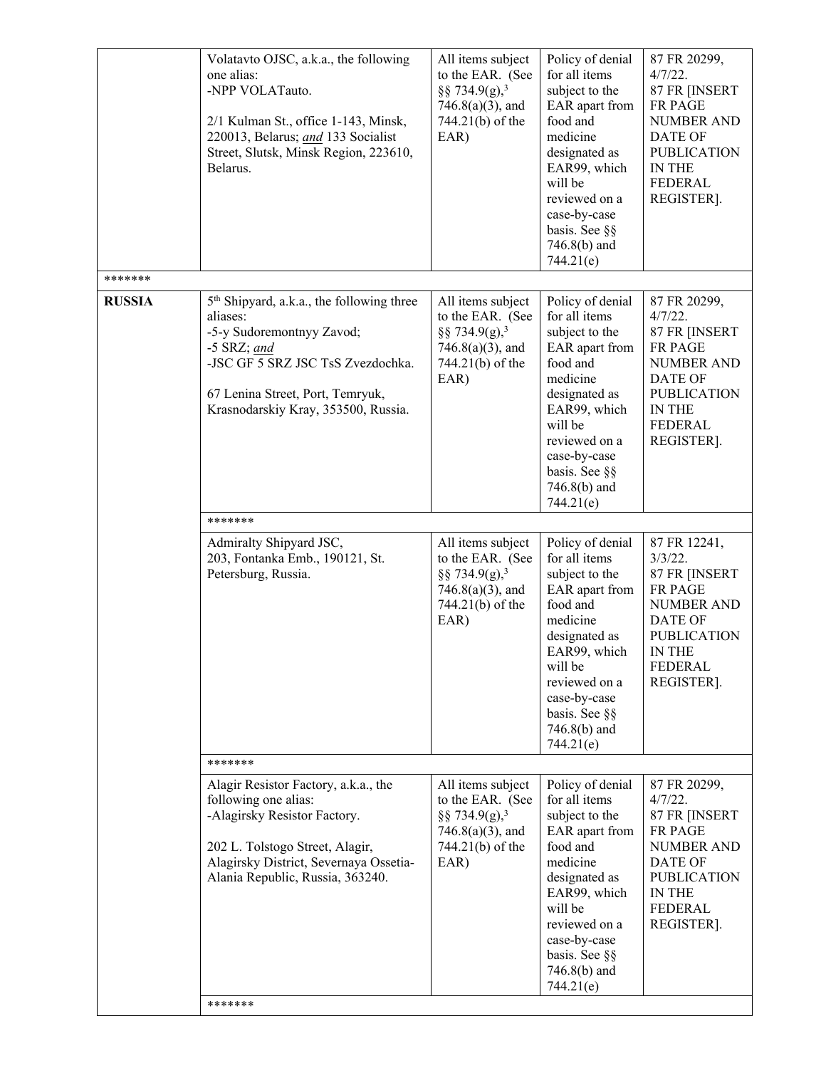| | | | | |
|---|---|---|---|---|
| | Volatavto OJSC, a.k.a., the following one alias:<br>-NPP VOLATauto.<br><br>2/1 Kulman St., office 1-143, Minsk, 220013, Belarus; *and* 133 Socialist Street, Slutsk, Minsk Region, 223610, Belarus. | All items subject to the EAR. (See §§ 734.9(g),[3] 746.8(a)(3), and 744.21(b) of the EAR) | Policy of denial for all items subject to the EAR apart from food and medicine designated as EAR99, which will be reviewed on a case-by-case basis. See §§ 746.8(b) and 744.21(e) | 87 FR 20299, 4/7/22.<br>87 FR [INSERT FR PAGE NUMBER AND DATE OF PUBLICATION IN THE FEDERAL REGISTER]. |
| ******* | | | | |
| **RUSSIA** | 5th Shipyard, a.k.a., the following three aliases:<br>-5-y Sudoremontnyy Zavod;<br>-5 SRZ; *and*<br>-JSC GF 5 SRZ JSC TsS Zvezdochka.<br><br>67 Lenina Street, Port, Temryuk, Krasnodarskiy Kray, 353500, Russia. | All items subject to the EAR. (See §§ 734.9(g),[3] 746.8(a)(3), and 744.21(b) of the EAR) | Policy of denial for all items subject to the EAR apart from food and medicine designated as EAR99, which will be reviewed on a case-by-case basis. See §§ 746.8(b) and 744.21(e) | 87 FR 20299, 4/7/22.<br>87 FR [INSERT FR PAGE NUMBER AND DATE OF PUBLICATION IN THE FEDERAL REGISTER]. |
| | ******* | | | |
| | Admiralty Shipyard JSC, 203, Fontanka Emb., 190121, St. Petersburg, Russia. | All items subject to the EAR. (See §§ 734.9(g),[3] 746.8(a)(3), and 744.21(b) of the EAR) | Policy of denial for all items subject to the EAR apart from food and medicine designated as EAR99, which will be reviewed on a case-by-case basis. See §§ 746.8(b) and 744.21(e) | 87 FR 12241, 3/3/22.<br>87 FR [INSERT FR PAGE NUMBER AND DATE OF PUBLICATION IN THE FEDERAL REGISTER]. |
| | ******* | | | |
| | Alagir Resistor Factory, a.k.a., the following one alias:<br>-Alagirsky Resistor Factory.<br><br>202 L. Tolstogo Street, Alagir, Alagirsky District, Severnaya Ossetia-Alania Republic, Russia, 363240. | All items subject to the EAR. (See §§ 734.9(g),[3] 746.8(a)(3), and 744.21(b) of the EAR) | Policy of denial for all items subject to the EAR apart from food and medicine designated as EAR99, which will be reviewed on a case-by-case basis. See §§ 746.8(b) and 744.21(e) | 87 FR 20299, 4/7/22.<br>87 FR [INSERT FR PAGE NUMBER AND DATE OF PUBLICATION IN THE FEDERAL REGISTER]. |
| | ******* | | | |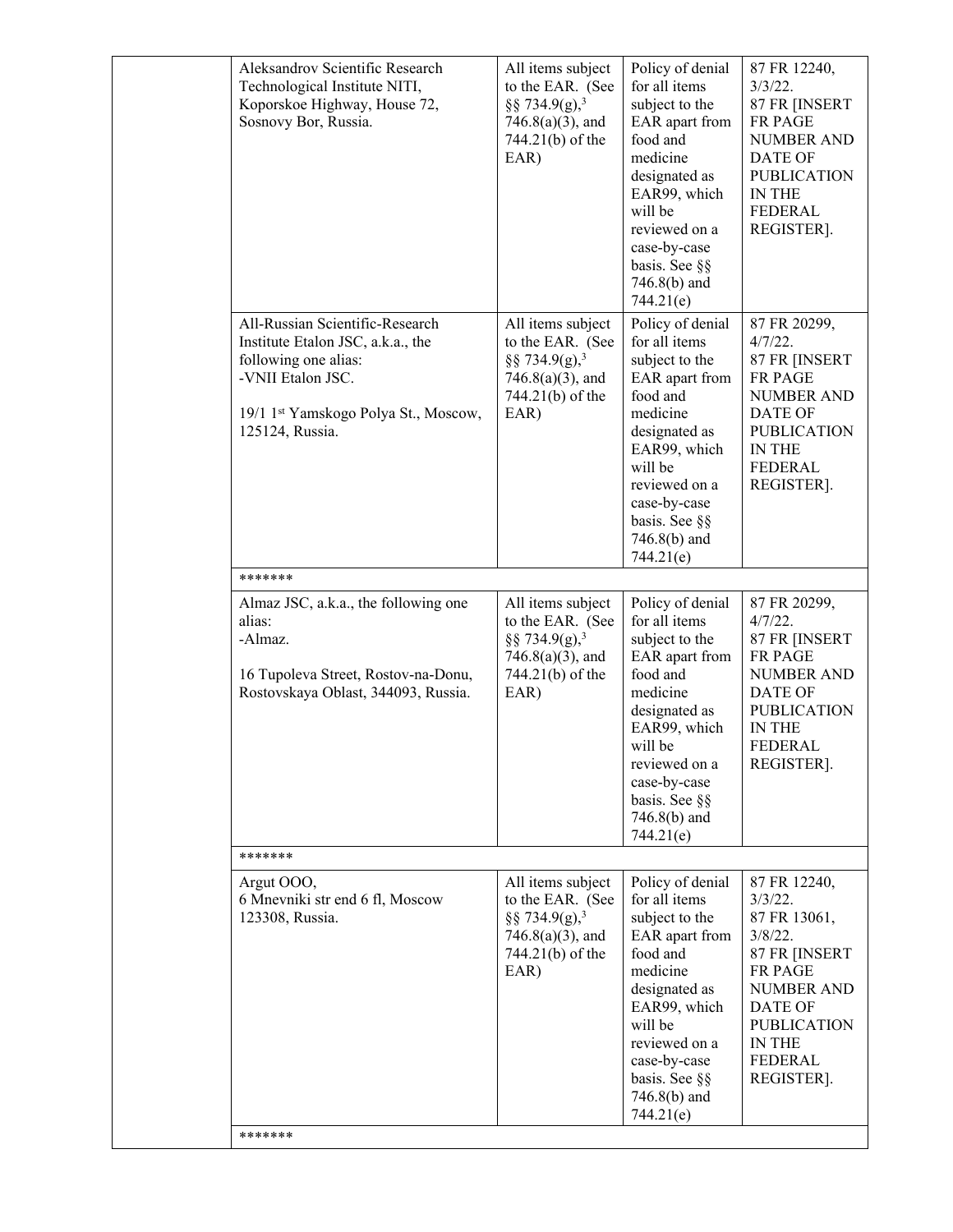| | Entity | License requirement | License review policy | Federal Register citation |
|---|---|---|---|---|
| | Aleksandrov Scientific Research Technological Institute NITI, Koporskoe Highway, House 72, Sosnovy Bor, Russia. | All items subject to the EAR. (See §§ 734.9(g),[3] 746.8(a)(3), and 744.21(b) of the EAR) | Policy of denial for all items subject to the EAR apart from food and medicine designated as EAR99, which will be reviewed on a case-by-case basis. See §§ 746.8(b) and 744.21(e) | 87 FR 12240, 3/3/22. 87 FR [INSERT FR PAGE NUMBER AND DATE OF PUBLICATION IN THE FEDERAL REGISTER]. |
| | All-Russian Scientific-Research Institute Etalon JSC, a.k.a., the following one alias: -VNII Etalon JSC. 19/1 1st Yamskogo Polya St., Moscow, 125124, Russia. | All items subject to the EAR. (See §§ 734.9(g),[3] 746.8(a)(3), and 744.21(b) of the EAR) | Policy of denial for all items subject to the EAR apart from food and medicine designated as EAR99, which will be reviewed on a case-by-case basis. See §§ 746.8(b) and 744.21(e) | 87 FR 20299, 4/7/22. 87 FR [INSERT FR PAGE NUMBER AND DATE OF PUBLICATION IN THE FEDERAL REGISTER]. |
| | ******* | | | |
| | Almaz JSC, a.k.a., the following one alias: -Almaz. 16 Tupoleva Street, Rostov-na-Donu, Rostovskaya Oblast, 344093, Russia. | All items subject to the EAR. (See §§ 734.9(g),[3] 746.8(a)(3), and 744.21(b) of the EAR) | Policy of denial for all items subject to the EAR apart from food and medicine designated as EAR99, which will be reviewed on a case-by-case basis. See §§ 746.8(b) and 744.21(e) | 87 FR 20299, 4/7/22. 87 FR [INSERT FR PAGE NUMBER AND DATE OF PUBLICATION IN THE FEDERAL REGISTER]. |
| | ******* | | | |
| | Argut OOO, 6 Mnevniki str end 6 fl, Moscow 123308, Russia. | All items subject to the EAR. (See §§ 734.9(g),[3] 746.8(a)(3), and 744.21(b) of the EAR) | Policy of denial for all items subject to the EAR apart from food and medicine designated as EAR99, which will be reviewed on a case-by-case basis. See §§ 746.8(b) and 744.21(e) | 87 FR 12240, 3/3/22. 87 FR 13061, 3/8/22. 87 FR [INSERT FR PAGE NUMBER AND DATE OF PUBLICATION IN THE FEDERAL REGISTER]. |
| | ******* | | | |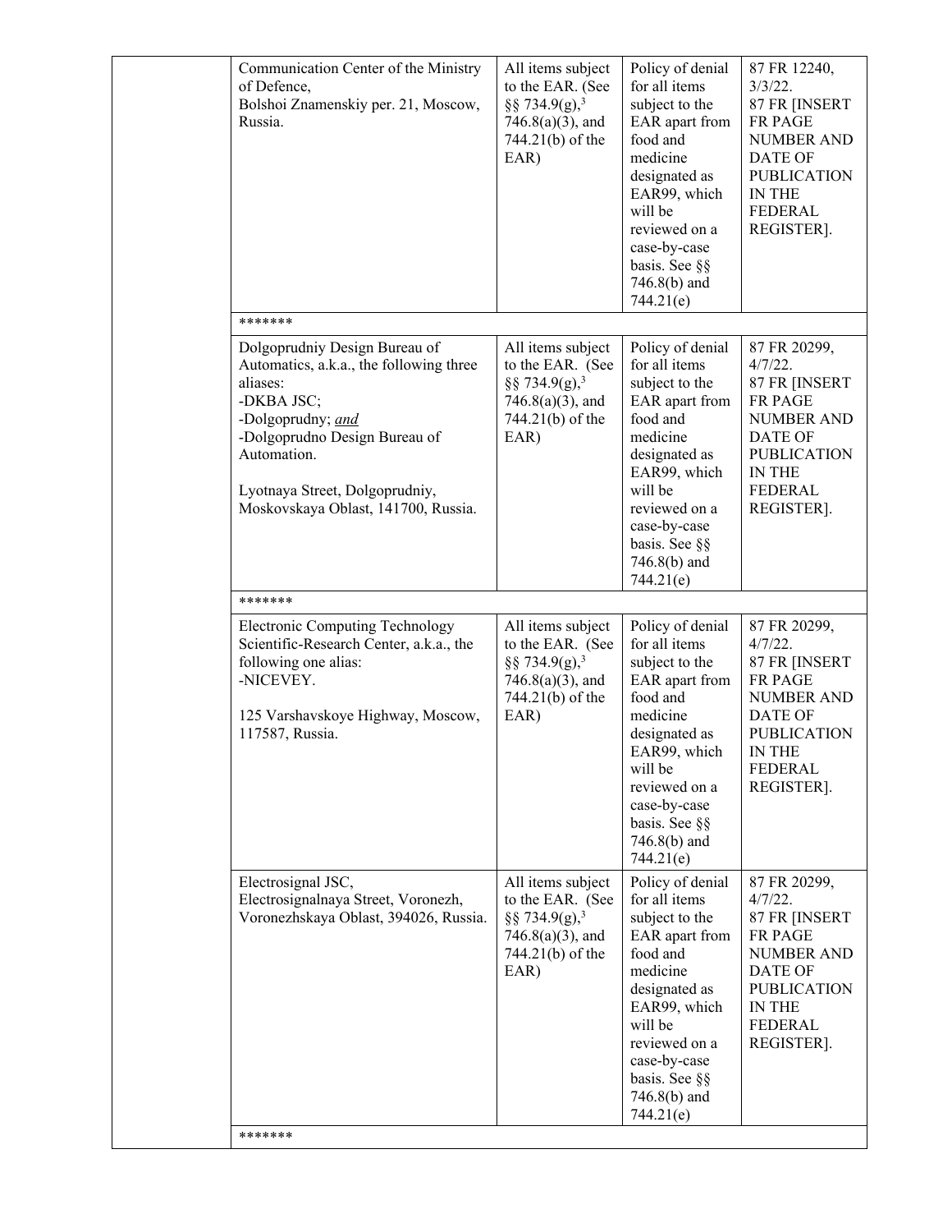| | | | | |
|---|---|---|---|---|
| | Communication Center of the Ministry of Defence, Bolshoi Znamenskiy per. 21, Moscow, Russia. | All items subject to the EAR. (See §§ 734.9(g),[3] 746.8(a)(3), and 744.21(b) of the EAR) | Policy of denial for all items subject to the EAR apart from food and medicine designated as EAR99, which will be reviewed on a case-by-case basis. See §§ 746.8(b) and 744.21(e) | 87 FR 12240, 3/3/22. 87 FR [INSERT FR PAGE NUMBER AND DATE OF PUBLICATION IN THE FEDERAL REGISTER]. |
| | ******* | | | |
| | Dolgoprudniy Design Bureau of Automatics, a.k.a., the following three aliases:<br>-DKBA JSC;<br>-Dolgoprudny; *and*<br>-Dolgoprudno Design Bureau of Automation.<br><br>Lyotnaya Street, Dolgoprudniy, Moskovskaya Oblast, 141700, Russia. | All items subject to the EAR. (See §§ 734.9(g),[3] 746.8(a)(3), and 744.21(b) of the EAR) | Policy of denial for all items subject to the EAR apart from food and medicine designated as EAR99, which will be reviewed on a case-by-case basis. See §§ 746.8(b) and 744.21(e) | 87 FR 20299, 4/7/22. 87 FR [INSERT FR PAGE NUMBER AND DATE OF PUBLICATION IN THE FEDERAL REGISTER]. |
| | ******* | | | |
| | Electronic Computing Technology Scientific-Research Center, a.k.a., the following one alias:<br>-NICEVEY.<br><br>125 Varshavskoye Highway, Moscow, 117587, Russia. | All items subject to the EAR. (See §§ 734.9(g),[3] 746.8(a)(3), and 744.21(b) of the EAR) | Policy of denial for all items subject to the EAR apart from food and medicine designated as EAR99, which will be reviewed on a case-by-case basis. See §§ 746.8(b) and 744.21(e) | 87 FR 20299, 4/7/22. 87 FR [INSERT FR PAGE NUMBER AND DATE OF PUBLICATION IN THE FEDERAL REGISTER]. |
| | Electrosignal JSC, Electrosignalnaya Street, Voronezh, Voronezhskaya Oblast, 394026, Russia. | All items subject to the EAR. (See §§ 734.9(g),[3] 746.8(a)(3), and 744.21(b) of the EAR) | Policy of denial for all items subject to the EAR apart from food and medicine designated as EAR99, which will be reviewed on a case-by-case basis. See §§ 746.8(b) and 744.21(e) | 87 FR 20299, 4/7/22. 87 FR [INSERT FR PAGE NUMBER AND DATE OF PUBLICATION IN THE FEDERAL REGISTER]. |
| | ******* | | | |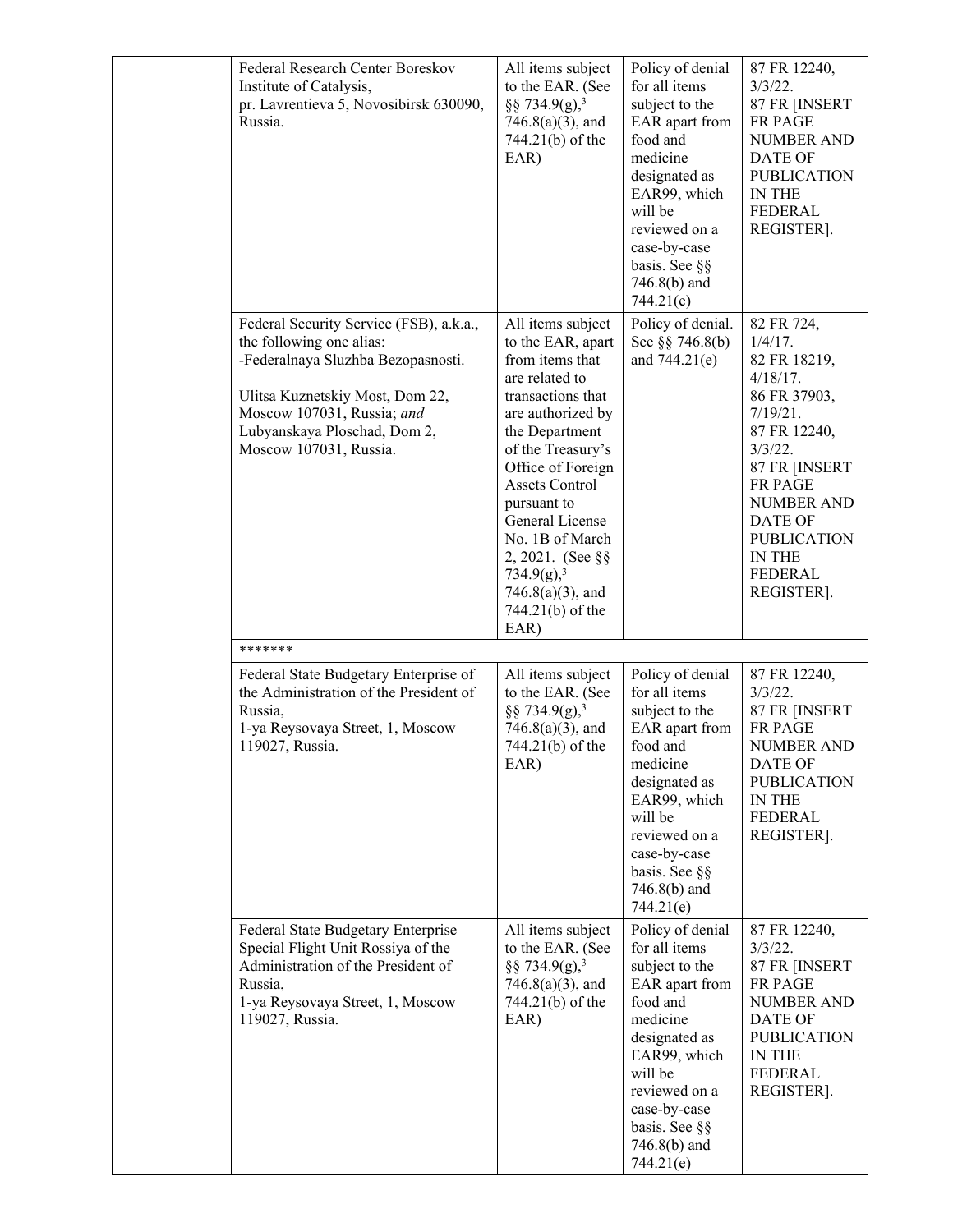| | Entity | License requirement | License review policy | Federal Register citation |
|---|---|---|---|---|
| | Federal Research Center Boreskov Institute of Catalysis, pr. Lavrentieva 5, Novosibirsk 630090, Russia. | All items subject to the EAR. (See §§ 734.9(g),[3] 746.8(a)(3), and 744.21(b) of the EAR) | Policy of denial for all items subject to the EAR apart from food and medicine designated as EAR99, which will be reviewed on a case-by-case basis. See §§ 746.8(b) and 744.21(e) | 87 FR 12240, 3/3/22. 87 FR [INSERT FR PAGE NUMBER AND DATE OF PUBLICATION IN THE FEDERAL REGISTER]. |
| | Federal Security Service (FSB), a.k.a., the following one alias: -Federalnaya Sluzhba Bezopasnosti. Ulitsa Kuznetskiy Most, Dom 22, Moscow 107031, Russia; *and* Lubyanskaya Ploschad, Dom 2, Moscow 107031, Russia. | All items subject to the EAR, apart from items that are related to transactions that are authorized by the Department of the Treasury's Office of Foreign Assets Control pursuant to General License No. 1B of March 2, 2021. (See §§ 734.9(g),[3] 746.8(a)(3), and 744.21(b) of the EAR) | Policy of denial. See §§ 746.8(b) and 744.21(e) | 82 FR 724, 1/4/17. 82 FR 18219, 4/18/17. 86 FR 37903, 7/19/21. 87 FR 12240, 3/3/22. 87 FR [INSERT FR PAGE NUMBER AND DATE OF PUBLICATION IN THE FEDERAL REGISTER]. |
| | ******* | | | |
| | Federal State Budgetary Enterprise of the Administration of the President of Russia, 1-ya Reysovaya Street, 1, Moscow 119027, Russia. | All items subject to the EAR. (See §§ 734.9(g),[3] 746.8(a)(3), and 744.21(b) of the EAR) | Policy of denial for all items subject to the EAR apart from food and medicine designated as EAR99, which will be reviewed on a case-by-case basis. See §§ 746.8(b) and 744.21(e) | 87 FR 12240, 3/3/22. 87 FR [INSERT FR PAGE NUMBER AND DATE OF PUBLICATION IN THE FEDERAL REGISTER]. |
| | Federal State Budgetary Enterprise Special Flight Unit Rossiya of the Administration of the President of Russia, 1-ya Reysovaya Street, 1, Moscow 119027, Russia. | All items subject to the EAR. (See §§ 734.9(g),[3] 746.8(a)(3), and 744.21(b) of the EAR) | Policy of denial for all items subject to the EAR apart from food and medicine designated as EAR99, which will be reviewed on a case-by-case basis. See §§ 746.8(b) and 744.21(e) | 87 FR 12240, 3/3/22. 87 FR [INSERT FR PAGE NUMBER AND DATE OF PUBLICATION IN THE FEDERAL REGISTER]. |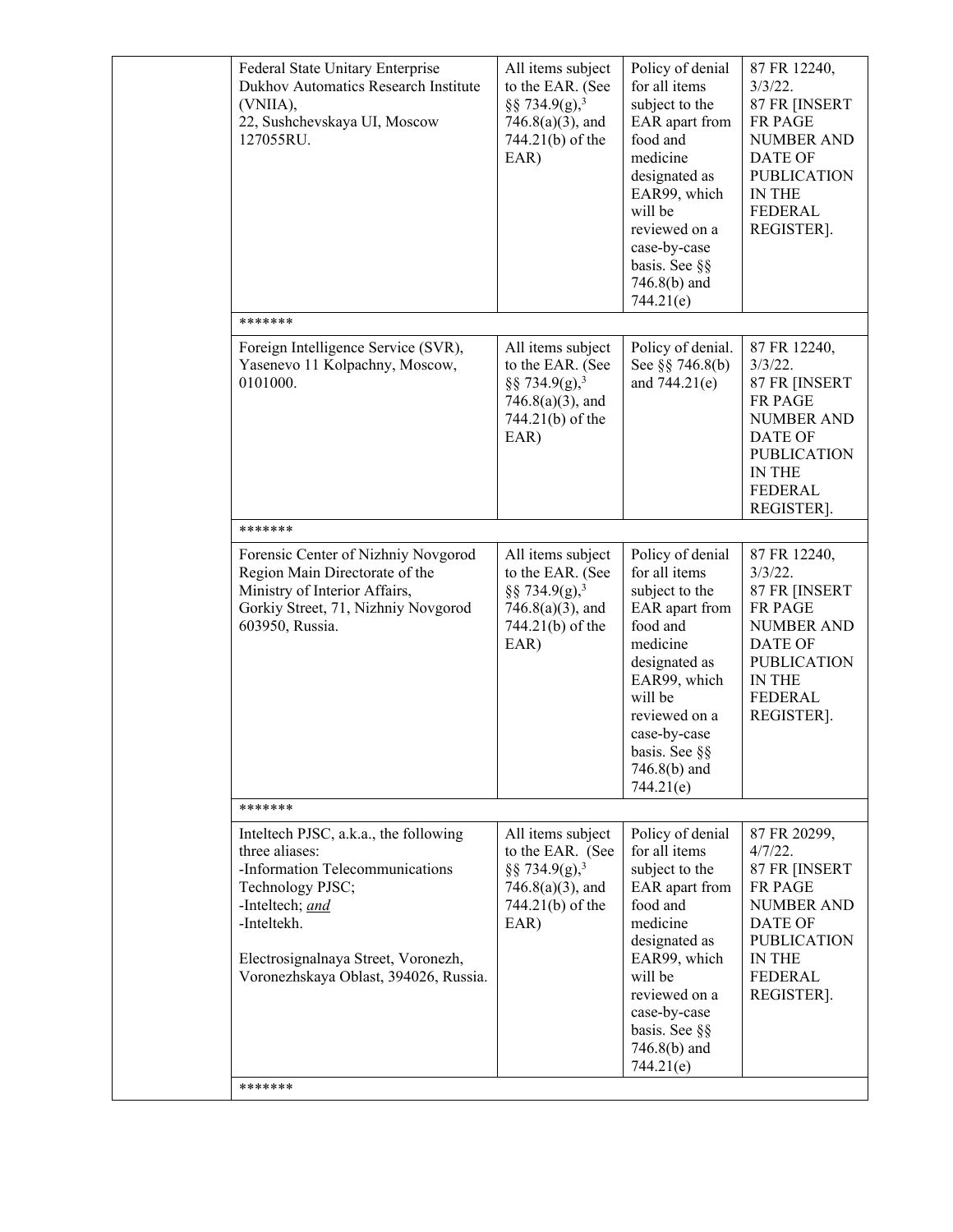| | | | | |
|---|---|---|---|---|
| | Federal State Unitary Enterprise Dukhov Automatics Research Institute (VNIIA), 22, Sushchevskaya UI, Moscow 127055RU. | All items subject to the EAR. (See §§ 734.9(g),[3] 746.8(a)(3), and 744.21(b) of the EAR) | Policy of denial for all items subject to the EAR apart from food and medicine designated as EAR99, which will be reviewed on a case-by-case basis. See §§ 746.8(b) and 744.21(e) | 87 FR 12240, 3/3/22. 87 FR [INSERT FR PAGE NUMBER AND DATE OF PUBLICATION IN THE FEDERAL REGISTER]. |
| | ******* | | | |
| | Foreign Intelligence Service (SVR), Yasenevo 11 Kolpachny, Moscow, 0101000. | All items subject to the EAR. (See §§ 734.9(g),[3] 746.8(a)(3), and 744.21(b) of the EAR) | Policy of denial. See §§ 746.8(b) and 744.21(e) | 87 FR 12240, 3/3/22. 87 FR [INSERT FR PAGE NUMBER AND DATE OF PUBLICATION IN THE FEDERAL REGISTER]. |
| | ******* | | | |
| | Forensic Center of Nizhniy Novgorod Region Main Directorate of the Ministry of Interior Affairs, Gorkiy Street, 71, Nizhniy Novgorod 603950, Russia. | All items subject to the EAR. (See §§ 734.9(g),[3] 746.8(a)(3), and 744.21(b) of the EAR) | Policy of denial for all items subject to the EAR apart from food and medicine designated as EAR99, which will be reviewed on a case-by-case basis. See §§ 746.8(b) and 744.21(e) | 87 FR 12240, 3/3/22. 87 FR [INSERT FR PAGE NUMBER AND DATE OF PUBLICATION IN THE FEDERAL REGISTER]. |
| | ******* | | | |
| | Inteltech PJSC, a.k.a., the following three aliases: -Information Telecommunications Technology PJSC; -Inteltech; *and* -Inteltekh. Electrosignalnaya Street, Voronezh, Voronezhskaya Oblast, 394026, Russia. | All items subject to the EAR. (See §§ 734.9(g),[3] 746.8(a)(3), and 744.21(b) of the EAR) | Policy of denial for all items subject to the EAR apart from food and medicine designated as EAR99, which will be reviewed on a case-by-case basis. See §§ 746.8(b) and 744.21(e) | 87 FR 20299, 4/7/22. 87 FR [INSERT FR PAGE NUMBER AND DATE OF PUBLICATION IN THE FEDERAL REGISTER]. |
| | ******* | | | |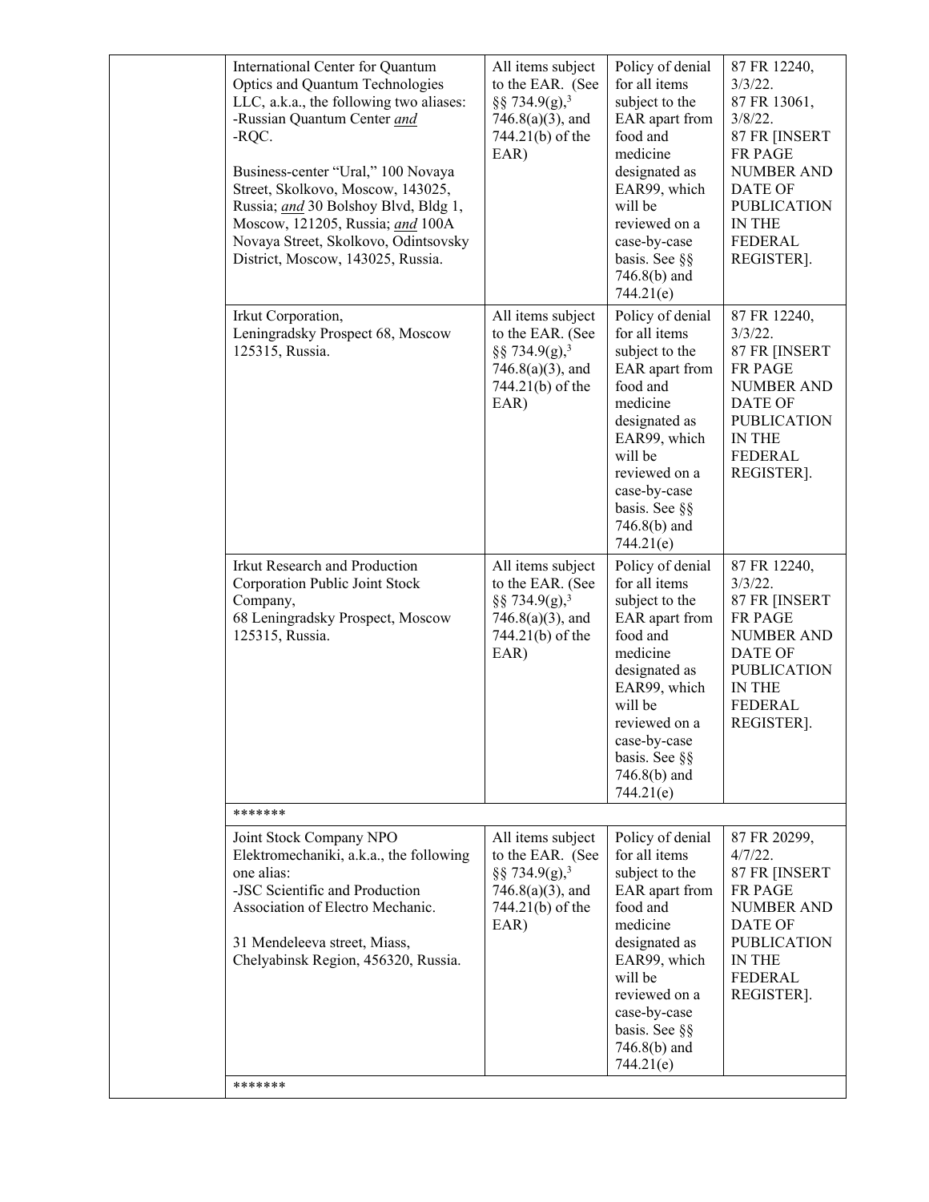| | Entity | License requirement | License review policy | Federal Register citation |
|---|---|---|---|---|
| | International Center for Quantum Optics and Quantum Technologies LLC, a.k.a., the following two aliases:<br>-Russian Quantum Center *and*<br>-RQC.<br><br>Business-center "Ural," 100 Novaya Street, Skolkovo, Moscow, 143025, Russia; *and* 30 Bolshoy Blvd, Bldg 1, Moscow, 121205, Russia; *and* 100A Novaya Street, Skolkovo, Odintsovsky District, Moscow, 143025, Russia. | All items subject to the EAR. (See §§ 734.9(g),[3] 746.8(a)(3), and 744.21(b) of the EAR) | Policy of denial for all items subject to the EAR apart from food and medicine designated as EAR99, which will be reviewed on a case-by-case basis. See §§ 746.8(b) and 744.21(e) | 87 FR 12240, 3/3/22.<br>87 FR 13061, 3/8/22.<br>87 FR [INSERT FR PAGE NUMBER AND DATE OF PUBLICATION IN THE FEDERAL REGISTER]. |
| | Irkut Corporation,<br>Leningradsky Prospect 68, Moscow 125315, Russia. | All items subject to the EAR. (See §§ 734.9(g),[3] 746.8(a)(3), and 744.21(b) of the EAR) | Policy of denial for all items subject to the EAR apart from food and medicine designated as EAR99, which will be reviewed on a case-by-case basis. See §§ 746.8(b) and 744.21(e) | 87 FR 12240, 3/3/22.<br>87 FR [INSERT FR PAGE NUMBER AND DATE OF PUBLICATION IN THE FEDERAL REGISTER]. |
| | Irkut Research and Production Corporation Public Joint Stock Company,<br>68 Leningradsky Prospect, Moscow 125315, Russia. | All items subject to the EAR. (See §§ 734.9(g),[3] 746.8(a)(3), and 744.21(b) of the EAR) | Policy of denial for all items subject to the EAR apart from food and medicine designated as EAR99, which will be reviewed on a case-by-case basis. See §§ 746.8(b) and 744.21(e) | 87 FR 12240, 3/3/22.<br>87 FR [INSERT FR PAGE NUMBER AND DATE OF PUBLICATION IN THE FEDERAL REGISTER]. |
| | ******* | | | |
| | Joint Stock Company NPO Elektromechaniki, a.k.a., the following one alias:<br>-JSC Scientific and Production Association of Electro Mechanic.<br><br>31 Mendeleeva street, Miass, Chelyabinsk Region, 456320, Russia. | All items subject to the EAR. (See §§ 734.9(g),[3] 746.8(a)(3), and 744.21(b) of the EAR) | Policy of denial for all items subject to the EAR apart from food and medicine designated as EAR99, which will be reviewed on a case-by-case basis. See §§ 746.8(b) and 744.21(e) | 87 FR 20299, 4/7/22.<br>87 FR [INSERT FR PAGE NUMBER AND DATE OF PUBLICATION IN THE FEDERAL REGISTER]. |
| | ******* | | | |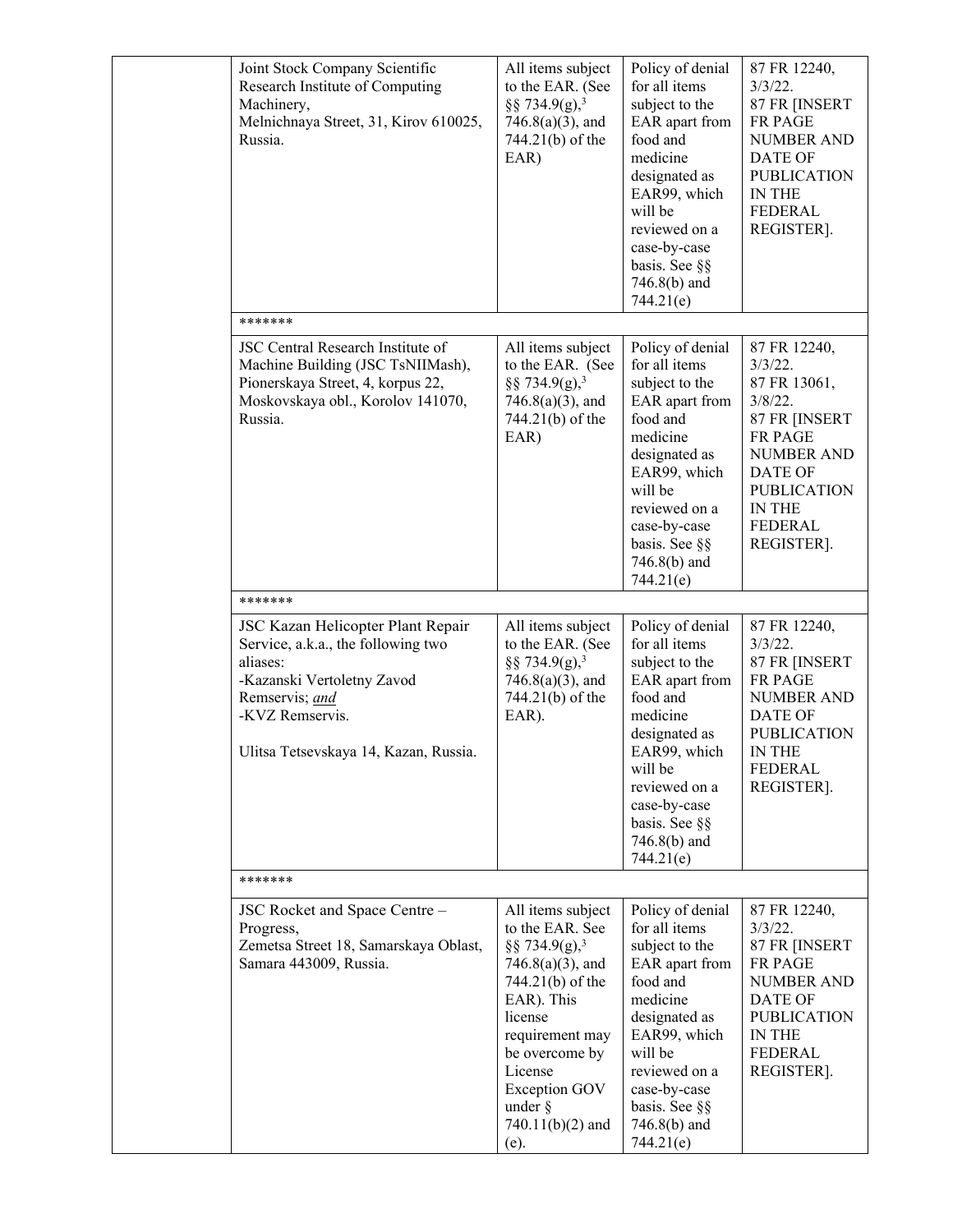| | | | | |
|---|---|---|---|---|
| | Joint Stock Company Scientific Research Institute of Computing Machinery, Melnichnaya Street, 31, Kirov 610025, Russia. | All items subject to the EAR. (See §§ 734.9(g),[3] 746.8(a)(3), and 744.21(b) of the EAR) | Policy of denial for all items subject to the EAR apart from food and medicine designated as EAR99, which will be reviewed on a case-by-case basis. See §§ 746.8(b) and 744.21(e) | 87 FR 12240, 3/3/22. 87 FR [INSERT FR PAGE NUMBER AND DATE OF PUBLICATION IN THE FEDERAL REGISTER]. |
| | ******* | | | |
| | JSC Central Research Institute of Machine Building (JSC TsNIIMash), Pionerskaya Street, 4, korpus 22, Moskovskaya obl., Korolov 141070, Russia. | All items subject to the EAR. (See §§ 734.9(g),[3] 746.8(a)(3), and 744.21(b) of the EAR) | Policy of denial for all items subject to the EAR apart from food and medicine designated as EAR99, which will be reviewed on a case-by-case basis. See §§ 746.8(b) and 744.21(e) | 87 FR 12240, 3/3/22. 87 FR 13061, 3/8/22. 87 FR [INSERT FR PAGE NUMBER AND DATE OF PUBLICATION IN THE FEDERAL REGISTER]. |
| | ******* | | | |
| | JSC Kazan Helicopter Plant Repair Service, a.k.a., the following two aliases: -Kazanski Vertoletny Zavod Remservis; *and* -KVZ Remservis. Ulitsa Tetsevskaya 14, Kazan, Russia. | All items subject to the EAR. (See §§ 734.9(g),[3] 746.8(a)(3), and 744.21(b) of the EAR). | Policy of denial for all items subject to the EAR apart from food and medicine designated as EAR99, which will be reviewed on a case-by-case basis. See §§ 746.8(b) and 744.21(e) | 87 FR 12240, 3/3/22. 87 FR [INSERT FR PAGE NUMBER AND DATE OF PUBLICATION IN THE FEDERAL REGISTER]. |
| | ******* | | | |
| | JSC Rocket and Space Centre – Progress, Zemetsa Street 18, Samarskaya Oblast, Samara 443009, Russia. | All items subject to the EAR. See §§ 734.9(g),[3] 746.8(a)(3), and 744.21(b) of the EAR). This license requirement may be overcome by License Exception GOV under § 740.11(b)(2) and (e). | Policy of denial for all items subject to the EAR apart from food and medicine designated as EAR99, which will be reviewed on a case-by-case basis. See §§ 746.8(b) and 744.21(e) | 87 FR 12240, 3/3/22. 87 FR [INSERT FR PAGE NUMBER AND DATE OF PUBLICATION IN THE FEDERAL REGISTER]. |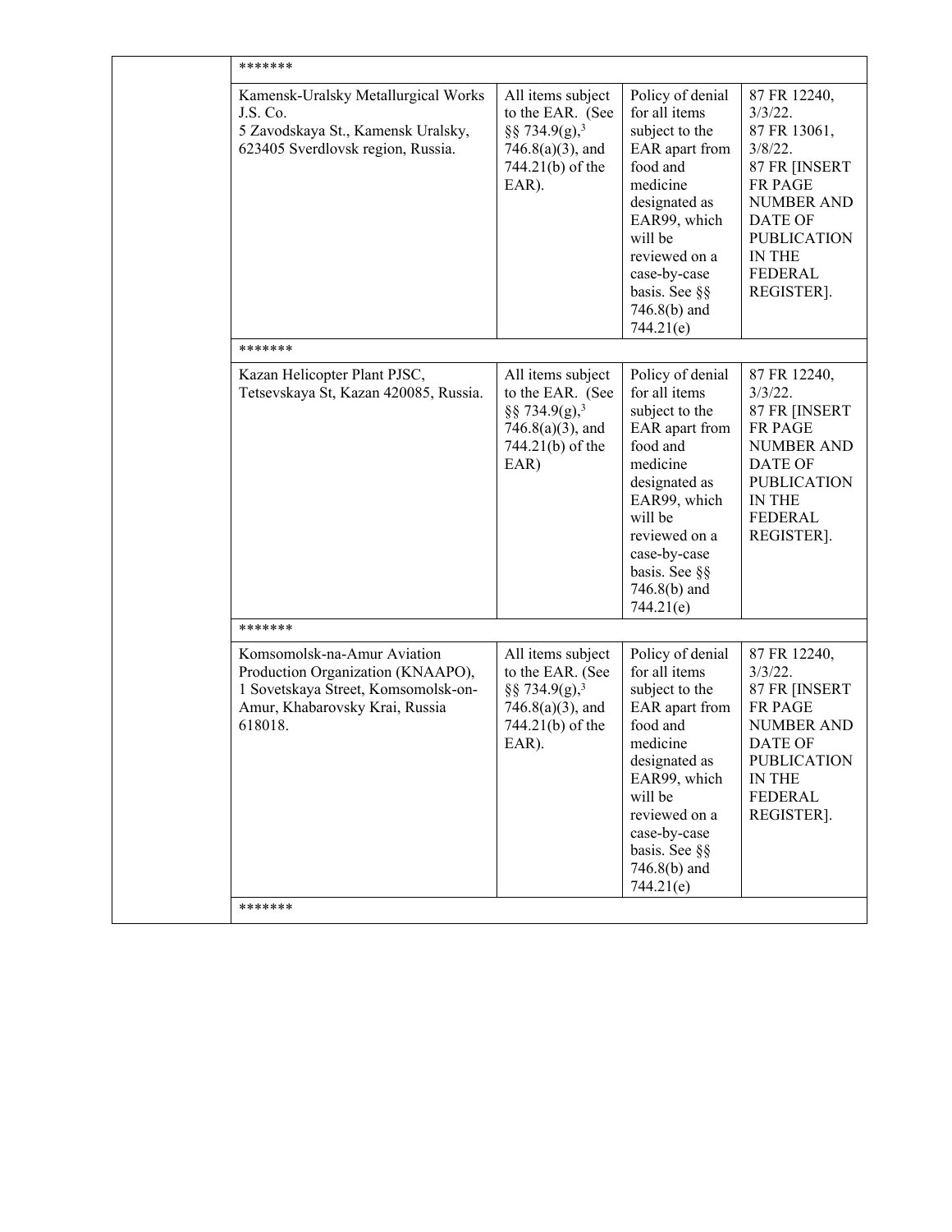| | | | | |
|---|---|---|---|---|
| | ******* | | | |
| | Kamensk-Uralsky Metallurgical Works J.S. Co.<br>5 Zavodskaya St., Kamensk Uralsky, 623405 Sverdlovsk region, Russia. | All items subject to the EAR. (See §§ 734.9(g),[3] 746.8(a)(3), and 744.21(b) of the EAR). | Policy of denial for all items subject to the EAR apart from food and medicine designated as EAR99, which will be reviewed on a case-by-case basis. See §§ 746.8(b) and 744.21(e) | 87 FR 12240, 3/3/22.<br>87 FR 13061, 3/8/22.<br>87 FR [INSERT FR PAGE NUMBER AND DATE OF PUBLICATION IN THE FEDERAL REGISTER]. |
| | ******* | | | |
| | Kazan Helicopter Plant PJSC, Tetsevskaya St, Kazan 420085, Russia. | All items subject to the EAR. (See §§ 734.9(g),[3] 746.8(a)(3), and 744.21(b) of the EAR) | Policy of denial for all items subject to the EAR apart from food and medicine designated as EAR99, which will be reviewed on a case-by-case basis. See §§ 746.8(b) and 744.21(e) | 87 FR 12240, 3/3/22.<br>87 FR [INSERT FR PAGE NUMBER AND DATE OF PUBLICATION IN THE FEDERAL REGISTER]. |
| | ******* | | | |
| | Komsomolsk-na-Amur Aviation Production Organization (KNAAPO), 1 Sovetskaya Street, Komsomolsk-on-Amur, Khabarovsky Krai, Russia 618018. | All items subject to the EAR. (See §§ 734.9(g),[3] 746.8(a)(3), and 744.21(b) of the EAR). | Policy of denial for all items subject to the EAR apart from food and medicine designated as EAR99, which will be reviewed on a case-by-case basis. See §§ 746.8(b) and 744.21(e) | 87 FR 12240, 3/3/22.<br>87 FR [INSERT FR PAGE NUMBER AND DATE OF PUBLICATION IN THE FEDERAL REGISTER]. |
| | ******* | | | |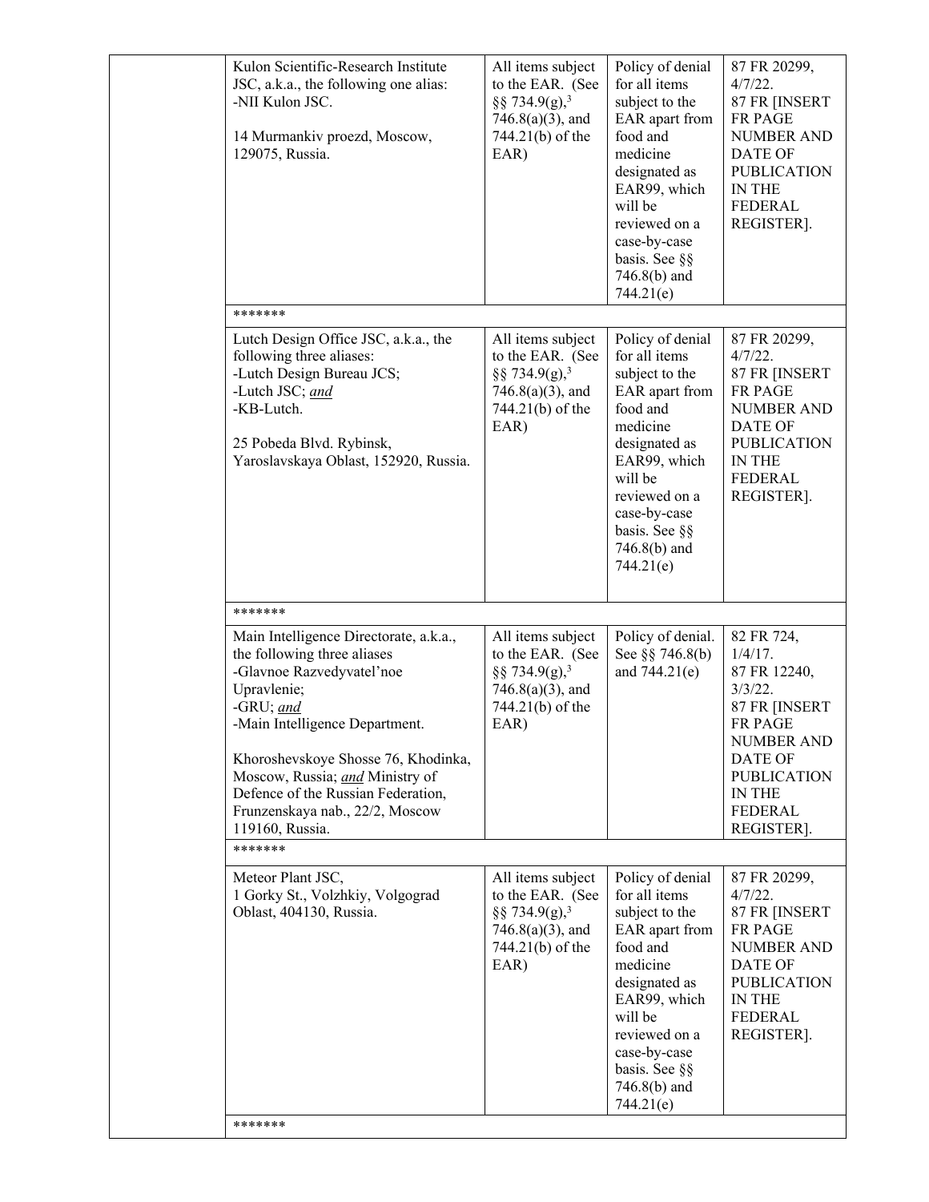| | | | | |
|---|---|---|---|---|
| | Kulon Scientific-Research Institute JSC, a.k.a., the following one alias:<br>-NII Kulon JSC.<br><br>14 Murmankiv proezd, Moscow, 129075, Russia. | All items subject to the EAR. (See §§ 734.9(g),[3] 746.8(a)(3), and 744.21(b) of the EAR) | Policy of denial for all items subject to the EAR apart from food and medicine designated as EAR99, which will be reviewed on a case-by-case basis. See §§ 746.8(b) and 744.21(e) | 87 FR 20299, 4/7/22.<br>87 FR [INSERT FR PAGE NUMBER AND DATE OF PUBLICATION IN THE FEDERAL REGISTER]. |
| | ******* | | | |
| | Lutch Design Office JSC, a.k.a., the following three aliases:<br>-Lutch Design Bureau JCS;<br>-Lutch JSC; *and*<br>-KB-Lutch.<br><br>25 Pobeda Blvd. Rybinsk, Yaroslavskaya Oblast, 152920, Russia. | All items subject to the EAR. (See §§ 734.9(g),[3] 746.8(a)(3), and 744.21(b) of the EAR) | Policy of denial for all items subject to the EAR apart from food and medicine designated as EAR99, which will be reviewed on a case-by-case basis. See §§ 746.8(b) and 744.21(e) | 87 FR 20299, 4/7/22.<br>87 FR [INSERT FR PAGE NUMBER AND DATE OF PUBLICATION IN THE FEDERAL REGISTER]. |
| | ******* | | | |
| | Main Intelligence Directorate, a.k.a., the following three aliases<br>-Glavnoe Razvedyvatel'noe Upravlenie;<br>-GRU; *and*<br>-Main Intelligence Department.<br><br>Khoroshevskoye Shosse 76, Khodinka, Moscow, Russia; *and* Ministry of Defence of the Russian Federation, Frunzenskaya nab., 22/2, Moscow 119160, Russia. | All items subject to the EAR. (See §§ 734.9(g),[3] 746.8(a)(3), and 744.21(b) of the EAR) | Policy of denial. See §§ 746.8(b) and 744.21(e) | 82 FR 724, 1/4/17.<br>87 FR 12240, 3/3/22.<br>87 FR [INSERT FR PAGE NUMBER AND DATE OF PUBLICATION IN THE FEDERAL REGISTER]. |
| | ******* | | | |
| | Meteor Plant JSC,<br>1 Gorky St., Volzhkiy, Volgograd Oblast, 404130, Russia. | All items subject to the EAR. (See §§ 734.9(g),[3] 746.8(a)(3), and 744.21(b) of the EAR) | Policy of denial for all items subject to the EAR apart from food and medicine designated as EAR99, which will be reviewed on a case-by-case basis. See §§ 746.8(b) and 744.21(e) | 87 FR 20299, 4/7/22.<br>87 FR [INSERT FR PAGE NUMBER AND DATE OF PUBLICATION IN THE FEDERAL REGISTER]. |
| | ******* | | | |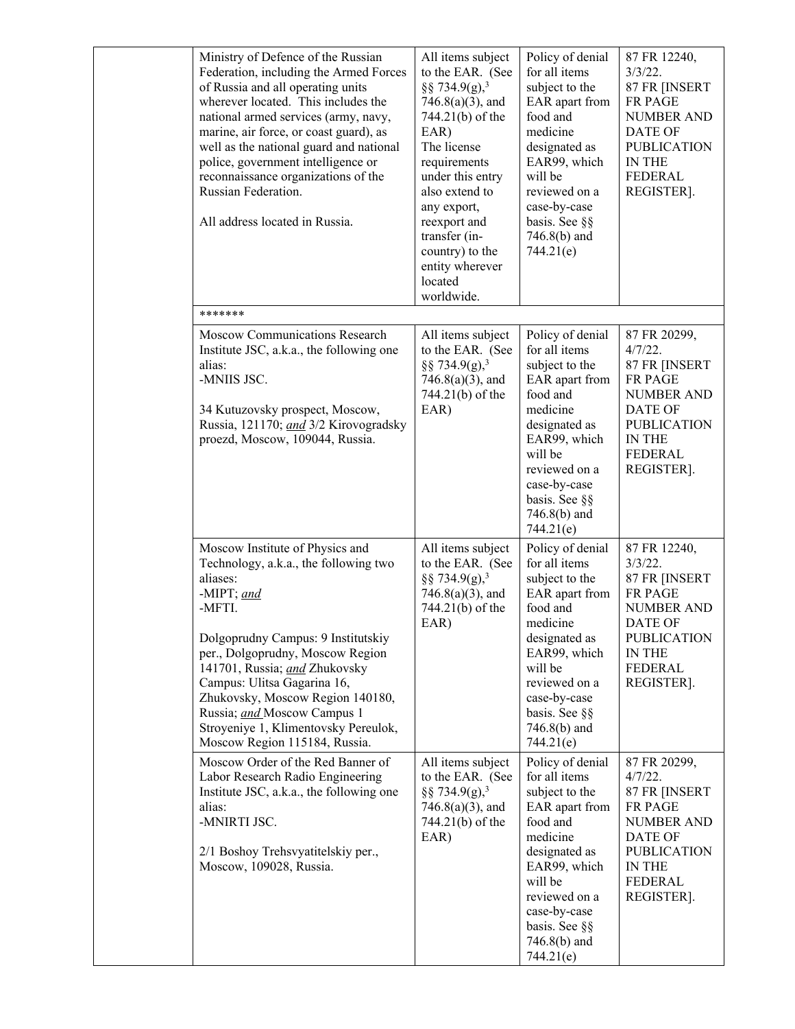| | | | | |
|---|---|---|---|---|
| | Ministry of Defence of the Russian Federation, including the Armed Forces of Russia and all operating units wherever located. This includes the national armed services (army, navy, marine, air force, or coast guard), as well as the national guard and national police, government intelligence or reconnaissance organizations of the Russian Federation.<br><br>All address located in Russia. | All items subject to the EAR. (See §§ 734.9(g),[3] 746.8(a)(3), and 744.21(b) of the EAR)<br>The license requirements under this entry also extend to any export, reexport and transfer (in-country) to the entity wherever located worldwide. | Policy of denial for all items subject to the EAR apart from food and medicine designated as EAR99, which will be reviewed on a case-by-case basis. See §§ 746.8(b) and 744.21(e) | 87 FR 12240, 3/3/22.<br>87 FR [INSERT FR PAGE NUMBER AND DATE OF PUBLICATION IN THE FEDERAL REGISTER]. |
| | ******* | | | |
| | Moscow Communications Research Institute JSC, a.k.a., the following one alias:<br>-MNIIS JSC.<br><br>34 Kutuzovsky prospect, Moscow, Russia, 121170; *and* 3/2 Kirovogradsky proezd, Moscow, 109044, Russia. | All items subject to the EAR. (See §§ 734.9(g),[3] 746.8(a)(3), and 744.21(b) of the EAR) | Policy of denial for all items subject to the EAR apart from food and medicine designated as EAR99, which will be reviewed on a case-by-case basis. See §§ 746.8(b) and 744.21(e) | 87 FR 20299, 4/7/22.<br>87 FR [INSERT FR PAGE NUMBER AND DATE OF PUBLICATION IN THE FEDERAL REGISTER]. |
| | Moscow Institute of Physics and Technology, a.k.a., the following two aliases:<br>-MIPT; *and*<br>-MFTI.<br><br>Dolgoprudny Campus: 9 Institutskiy per., Dolgoprudny, Moscow Region 141701, Russia; *and* Zhukovsky Campus: Ulitsa Gagarina 16, Zhukovsky, Moscow Region 140180, Russia; *and* Moscow Campus 1 Stroyeniye 1, Klimentovsky Pereulok, Moscow Region 115184, Russia. | All items subject to the EAR. (See §§ 734.9(g),[3] 746.8(a)(3), and 744.21(b) of the EAR) | Policy of denial for all items subject to the EAR apart from food and medicine designated as EAR99, which will be reviewed on a case-by-case basis. See §§ 746.8(b) and 744.21(e) | 87 FR 12240, 3/3/22.<br>87 FR [INSERT FR PAGE NUMBER AND DATE OF PUBLICATION IN THE FEDERAL REGISTER]. |
| | Moscow Order of the Red Banner of Labor Research Radio Engineering Institute JSC, a.k.a., the following one alias:<br>-MNIRTI JSC.<br><br>2/1 Boshoy Trehsvyatitelskiy per., Moscow, 109028, Russia. | All items subject to the EAR. (See §§ 734.9(g),[3] 746.8(a)(3), and 744.21(b) of the EAR) | Policy of denial for all items subject to the EAR apart from food and medicine designated as EAR99, which will be reviewed on a case-by-case basis. See §§ 746.8(b) and 744.21(e) | 87 FR 20299, 4/7/22.<br>87 FR [INSERT FR PAGE NUMBER AND DATE OF PUBLICATION IN THE FEDERAL REGISTER]. |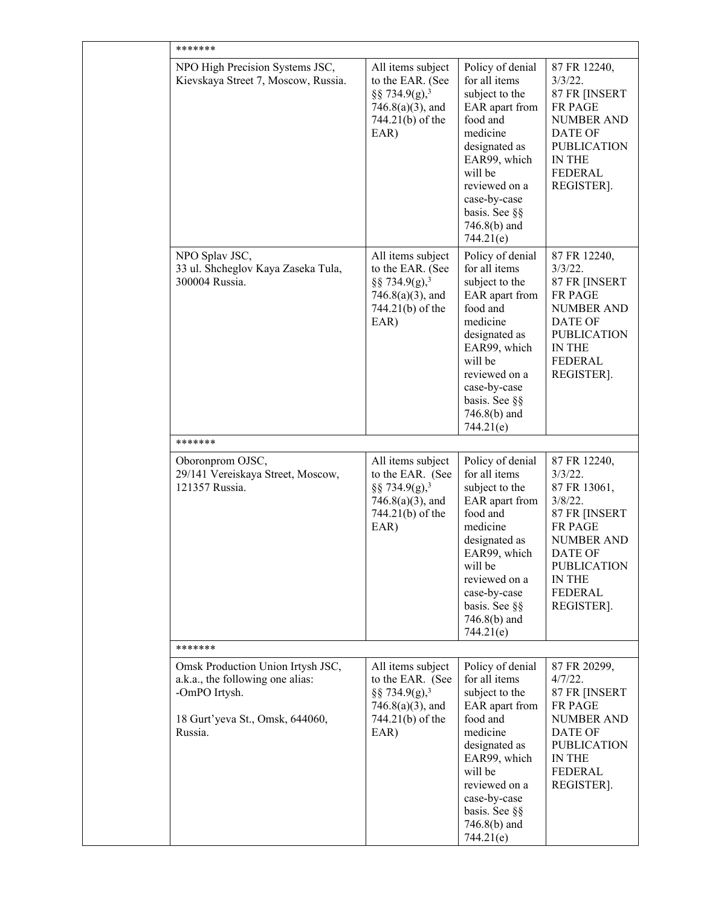| | | | | |
|---|---|---|---|---|
| | ******* | | | |
| | NPO High Precision Systems JSC, Kievskaya Street 7, Moscow, Russia. | All items subject to the EAR. (See §§ 734.9(g),[3] 746.8(a)(3), and 744.21(b) of the EAR) | Policy of denial for all items subject to the EAR apart from food and medicine designated as EAR99, which will be reviewed on a case-by-case basis. See §§ 746.8(b) and 744.21(e) | 87 FR 12240, 3/3/22. 87 FR [INSERT FR PAGE NUMBER AND DATE OF PUBLICATION IN THE FEDERAL REGISTER]. |
| | NPO Splav JSC, 33 ul. Shcheglov Kaya Zaseka Tula, 300004 Russia. | All items subject to the EAR. (See §§ 734.9(g),[3] 746.8(a)(3), and 744.21(b) of the EAR) | Policy of denial for all items subject to the EAR apart from food and medicine designated as EAR99, which will be reviewed on a case-by-case basis. See §§ 746.8(b) and 744.21(e) | 87 FR 12240, 3/3/22. 87 FR [INSERT FR PAGE NUMBER AND DATE OF PUBLICATION IN THE FEDERAL REGISTER]. |
| | ******* | | | |
| | Oboronprom OJSC, 29/141 Vereiskaya Street, Moscow, 121357 Russia. | All items subject to the EAR. (See §§ 734.9(g),[3] 746.8(a)(3), and 744.21(b) of the EAR) | Policy of denial for all items subject to the EAR apart from food and medicine designated as EAR99, which will be reviewed on a case-by-case basis. See §§ 746.8(b) and 744.21(e) | 87 FR 12240, 3/3/22. 87 FR 13061, 3/8/22. 87 FR [INSERT FR PAGE NUMBER AND DATE OF PUBLICATION IN THE FEDERAL REGISTER]. |
| | ******* | | | |
| | Omsk Production Union Irtysh JSC, a.k.a., the following one alias: -OmPO Irtysh. 18 Gurt'yeva St., Omsk, 644060, Russia. | All items subject to the EAR. (See §§ 734.9(g),[3] 746.8(a)(3), and 744.21(b) of the EAR) | Policy of denial for all items subject to the EAR apart from food and medicine designated as EAR99, which will be reviewed on a case-by-case basis. See §§ 746.8(b) and 744.21(e) | 87 FR 20299, 4/7/22. 87 FR [INSERT FR PAGE NUMBER AND DATE OF PUBLICATION IN THE FEDERAL REGISTER]. |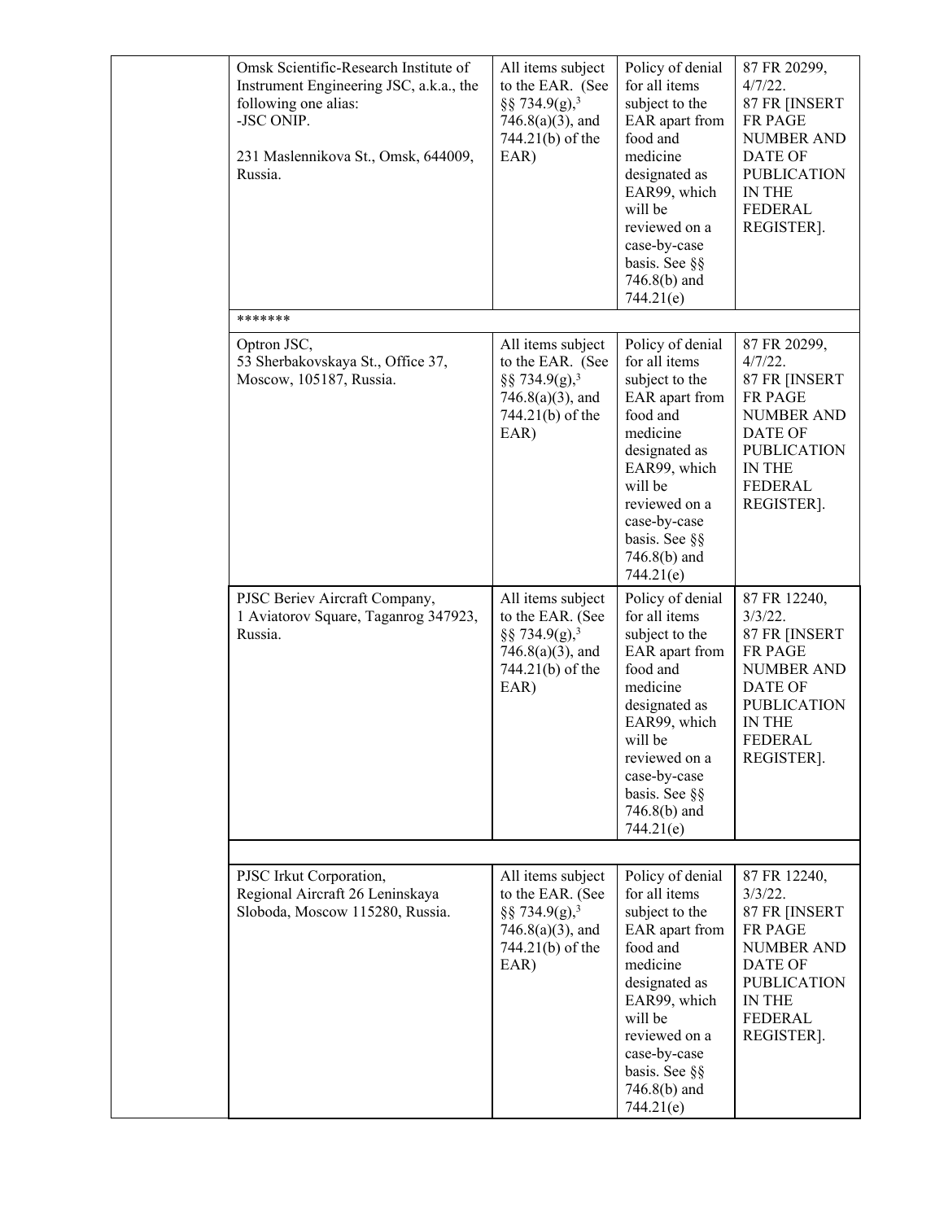| | | | | |
|---|---|---|---|---|
| | Omsk Scientific-Research Institute of Instrument Engineering JSC, a.k.a., the following one alias:<br>-JSC ONIP.<br><br>231 Maslennikova St., Omsk, 644009, Russia. | All items subject to the EAR. (See §§ 734.9(g),[3] 746.8(a)(3), and 744.21(b) of the EAR) | Policy of denial for all items subject to the EAR apart from food and medicine designated as EAR99, which will be reviewed on a case-by-case basis. See §§ 746.8(b) and 744.21(e) | 87 FR 20299, 4/7/22.<br>87 FR [INSERT FR PAGE NUMBER AND DATE OF PUBLICATION IN THE FEDERAL REGISTER]. |
| | ******* | | | |
| | Optron JSC,<br>53 Sherbakovskaya St., Office 37, Moscow, 105187, Russia. | All items subject to the EAR. (See §§ 734.9(g),[3] 746.8(a)(3), and 744.21(b) of the EAR) | Policy of denial for all items subject to the EAR apart from food and medicine designated as EAR99, which will be reviewed on a case-by-case basis. See §§ 746.8(b) and 744.21(e) | 87 FR 20299, 4/7/22.<br>87 FR [INSERT FR PAGE NUMBER AND DATE OF PUBLICATION IN THE FEDERAL REGISTER]. |
| | PJSC Beriev Aircraft Company,<br>1 Aviatorov Square, Taganrog 347923, Russia. | All items subject to the EAR. (See §§ 734.9(g),[3] 746.8(a)(3), and 744.21(b) of the EAR) | Policy of denial for all items subject to the EAR apart from food and medicine designated as EAR99, which will be reviewed on a case-by-case basis. See §§ 746.8(b) and 744.21(e) | 87 FR 12240, 3/3/22.<br>87 FR [INSERT FR PAGE NUMBER AND DATE OF PUBLICATION IN THE FEDERAL REGISTER]. |
| | | | | |
| | PJSC Irkut Corporation,<br>Regional Aircraft 26 Leninskaya Sloboda, Moscow 115280, Russia. | All items subject to the EAR. (See §§ 734.9(g),[3] 746.8(a)(3), and 744.21(b) of the EAR) | Policy of denial for all items subject to the EAR apart from food and medicine designated as EAR99, which will be reviewed on a case-by-case basis. See §§ 746.8(b) and 744.21(e) | 87 FR 12240, 3/3/22.<br>87 FR [INSERT FR PAGE NUMBER AND DATE OF PUBLICATION IN THE FEDERAL REGISTER]. |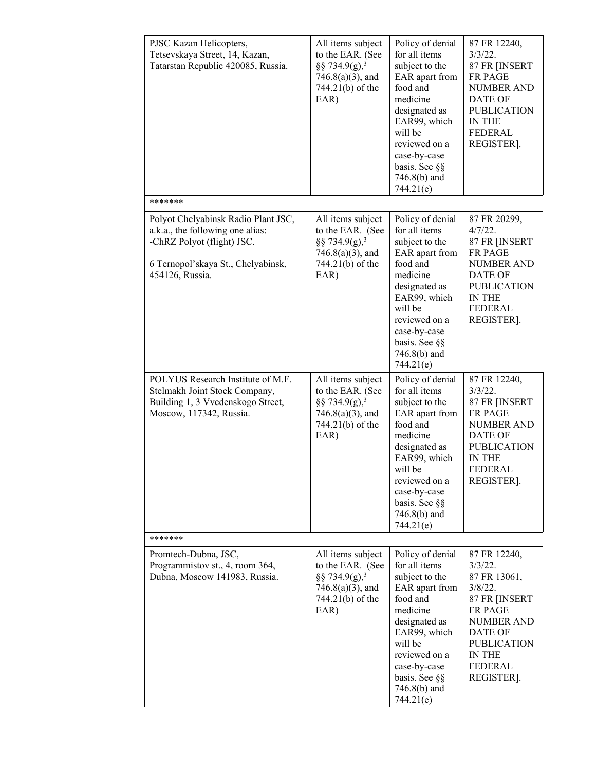| | | | | |
|---|---|---|---|---|
| | PJSC Kazan Helicopters, Tetsevskaya Street, 14, Kazan, Tatarstan Republic 420085, Russia. | All items subject to the EAR. (See §§ 734.9(g),[3] 746.8(a)(3), and 744.21(b) of the EAR) | Policy of denial for all items subject to the EAR apart from food and medicine designated as EAR99, which will be reviewed on a case-by-case basis. See §§ 746.8(b) and 744.21(e) | 87 FR 12240, 3/3/22. 87 FR [INSERT FR PAGE NUMBER AND DATE OF PUBLICATION IN THE FEDERAL REGISTER]. |
| | ******* | | | |
| | Polyot Chelyabinsk Radio Plant JSC, a.k.a., the following one alias: -ChRZ Polyot (flight) JSC. 6 Ternopol'skaya St., Chelyabinsk, 454126, Russia. | All items subject to the EAR. (See §§ 734.9(g),[3] 746.8(a)(3), and 744.21(b) of the EAR) | Policy of denial for all items subject to the EAR apart from food and medicine designated as EAR99, which will be reviewed on a case-by-case basis. See §§ 746.8(b) and 744.21(e) | 87 FR 20299, 4/7/22. 87 FR [INSERT FR PAGE NUMBER AND DATE OF PUBLICATION IN THE FEDERAL REGISTER]. |
| | POLYUS Research Institute of M.F. Stelmakh Joint Stock Company, Building 1, 3 Vvedenskogo Street, Moscow, 117342, Russia. | All items subject to the EAR. (See §§ 734.9(g),[3] 746.8(a)(3), and 744.21(b) of the EAR) | Policy of denial for all items subject to the EAR apart from food and medicine designated as EAR99, which will be reviewed on a case-by-case basis. See §§ 746.8(b) and 744.21(e) | 87 FR 12240, 3/3/22. 87 FR [INSERT FR PAGE NUMBER AND DATE OF PUBLICATION IN THE FEDERAL REGISTER]. |
| | ******* | | | |
| | Promtech-Dubna, JSC, Programmistov st., 4, room 364, Dubna, Moscow 141983, Russia. | All items subject to the EAR. (See §§ 734.9(g),[3] 746.8(a)(3), and 744.21(b) of the EAR) | Policy of denial for all items subject to the EAR apart from food and medicine designated as EAR99, which will be reviewed on a case-by-case basis. See §§ 746.8(b) and 744.21(e) | 87 FR 12240, 3/3/22. 87 FR 13061, 3/8/22. 87 FR [INSERT FR PAGE NUMBER AND DATE OF PUBLICATION IN THE FEDERAL REGISTER]. |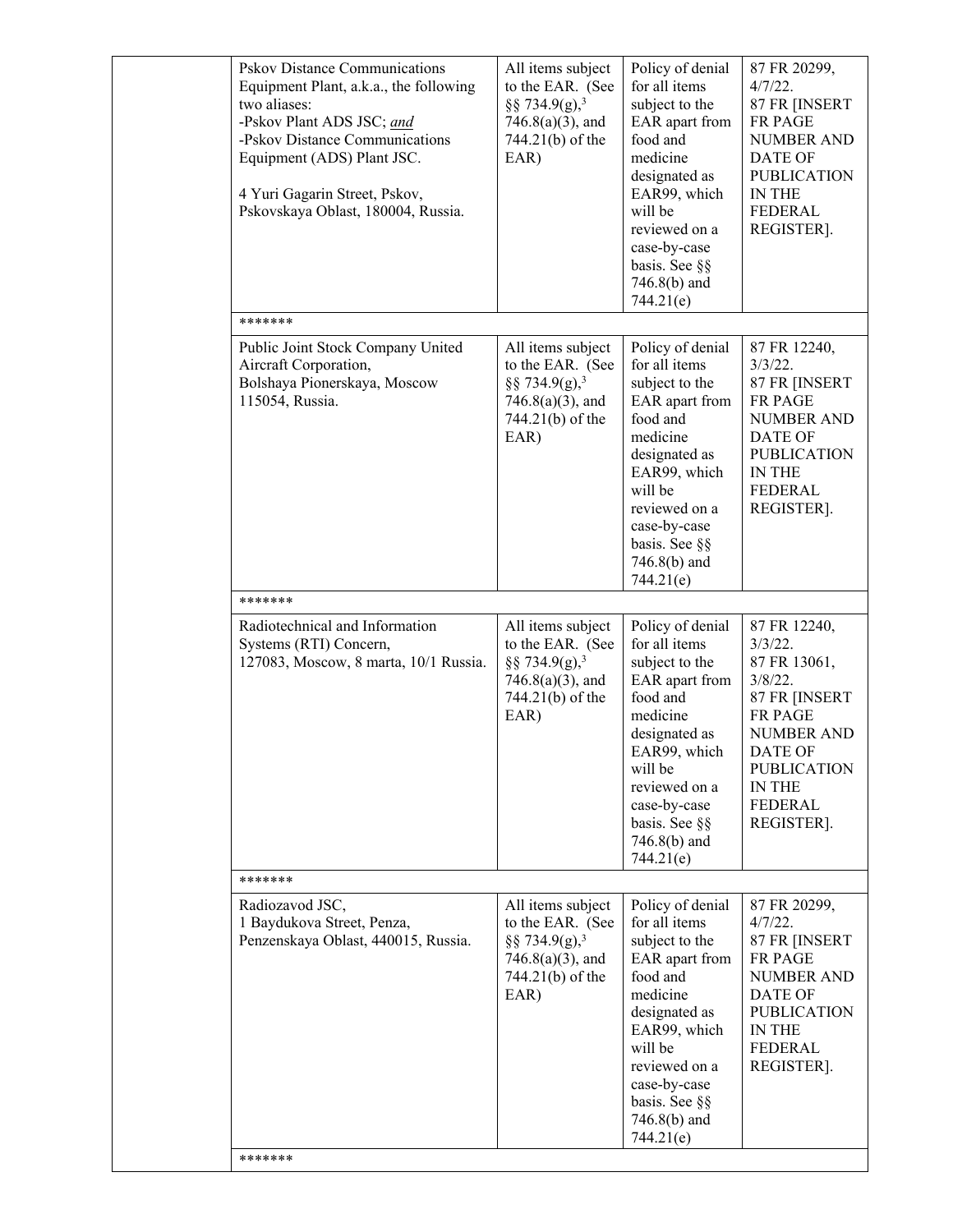| | | | | |
|---|---|---|---|---|
| | Pskov Distance Communications Equipment Plant, a.k.a., the following two aliases:<br>-Pskov Plant ADS JSC; *and*<br>-Pskov Distance Communications Equipment (ADS) Plant JSC.<br><br>4 Yuri Gagarin Street, Pskov, Pskovskaya Oblast, 180004, Russia. | All items subject to the EAR. (See §§ 734.9(g),[3] 746.8(a)(3), and 744.21(b) of the EAR) | Policy of denial for all items subject to the EAR apart from food and medicine designated as EAR99, which will be reviewed on a case-by-case basis. See §§ 746.8(b) and 744.21(e) | 87 FR 20299, 4/7/22.<br>87 FR [INSERT FR PAGE NUMBER AND DATE OF PUBLICATION IN THE FEDERAL REGISTER]. |
| | ******* | | | |
| | Public Joint Stock Company United Aircraft Corporation,<br>Bolshaya Pionerskaya, Moscow 115054, Russia. | All items subject to the EAR. (See §§ 734.9(g),[3] 746.8(a)(3), and 744.21(b) of the EAR) | Policy of denial for all items subject to the EAR apart from food and medicine designated as EAR99, which will be reviewed on a case-by-case basis. See §§ 746.8(b) and 744.21(e) | 87 FR 12240, 3/3/22.<br>87 FR [INSERT FR PAGE NUMBER AND DATE OF PUBLICATION IN THE FEDERAL REGISTER]. |
| | ******* | | | |
| | Radiotechnical and Information Systems (RTI) Concern,<br>127083, Moscow, 8 marta, 10/1 Russia. | All items subject to the EAR. (See §§ 734.9(g),[3] 746.8(a)(3), and 744.21(b) of the EAR) | Policy of denial for all items subject to the EAR apart from food and medicine designated as EAR99, which will be reviewed on a case-by-case basis. See §§ 746.8(b) and 744.21(e) | 87 FR 12240, 3/3/22.<br>87 FR 13061, 3/8/22.<br>87 FR [INSERT FR PAGE NUMBER AND DATE OF PUBLICATION IN THE FEDERAL REGISTER]. |
| | ******* | | | |
| | Radiozavod JSC,<br>1 Baydukova Street, Penza, Penzenskaya Oblast, 440015, Russia. | All items subject to the EAR. (See §§ 734.9(g),[3] 746.8(a)(3), and 744.21(b) of the EAR) | Policy of denial for all items subject to the EAR apart from food and medicine designated as EAR99, which will be reviewed on a case-by-case basis. See §§ 746.8(b) and 744.21(e) | 87 FR 20299, 4/7/22.<br>87 FR [INSERT FR PAGE NUMBER AND DATE OF PUBLICATION IN THE FEDERAL REGISTER]. |
| | ******* | | | |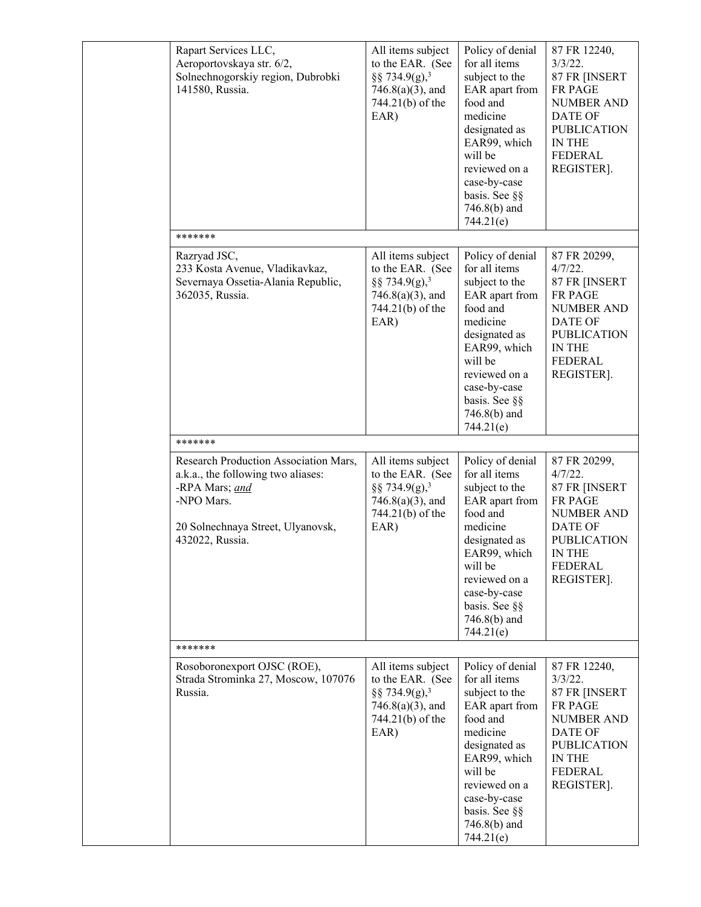| | | | | |
|---|---|---|---|---|
| | Rapart Services LLC, Aeroportovskaya str. 6/2, Solnechnogorskiy region, Dubrobki 141580, Russia. | All items subject to the EAR. (See §§ 734.9(g),[3] 746.8(a)(3), and 744.21(b) of the EAR) | Policy of denial for all items subject to the EAR apart from food and medicine designated as EAR99, which will be reviewed on a case-by-case basis. See §§ 746.8(b) and 744.21(e) | 87 FR 12240, 3/3/22. 87 FR [INSERT FR PAGE NUMBER AND DATE OF PUBLICATION IN THE FEDERAL REGISTER]. |
| | ******* | | | |
| | Razryad JSC, 233 Kosta Avenue, Vladikavkaz, Severnaya Ossetia-Alania Republic, 362035, Russia. | All items subject to the EAR. (See §§ 734.9(g),[3] 746.8(a)(3), and 744.21(b) of the EAR) | Policy of denial for all items subject to the EAR apart from food and medicine designated as EAR99, which will be reviewed on a case-by-case basis. See §§ 746.8(b) and 744.21(e) | 87 FR 20299, 4/7/22. 87 FR [INSERT FR PAGE NUMBER AND DATE OF PUBLICATION IN THE FEDERAL REGISTER]. |
| | ******* | | | |
| | Research Production Association Mars, a.k.a., the following two aliases: -RPA Mars; *and* -NPO Mars. 20 Solnechnaya Street, Ulyanovsk, 432022, Russia. | All items subject to the EAR. (See §§ 734.9(g),[3] 746.8(a)(3), and 744.21(b) of the EAR) | Policy of denial for all items subject to the EAR apart from food and medicine designated as EAR99, which will be reviewed on a case-by-case basis. See §§ 746.8(b) and 744.21(e) | 87 FR 20299, 4/7/22. 87 FR [INSERT FR PAGE NUMBER AND DATE OF PUBLICATION IN THE FEDERAL REGISTER]. |
| | ******* | | | |
| | Rosoboronexport OJSC (ROE), Strada Strominka 27, Moscow, 107076 Russia. | All items subject to the EAR. (See §§ 734.9(g),[3] 746.8(a)(3), and 744.21(b) of the EAR) | Policy of denial for all items subject to the EAR apart from food and medicine designated as EAR99, which will be reviewed on a case-by-case basis. See §§ 746.8(b) and 744.21(e) | 87 FR 12240, 3/3/22. 87 FR [INSERT FR PAGE NUMBER AND DATE OF PUBLICATION IN THE FEDERAL REGISTER]. |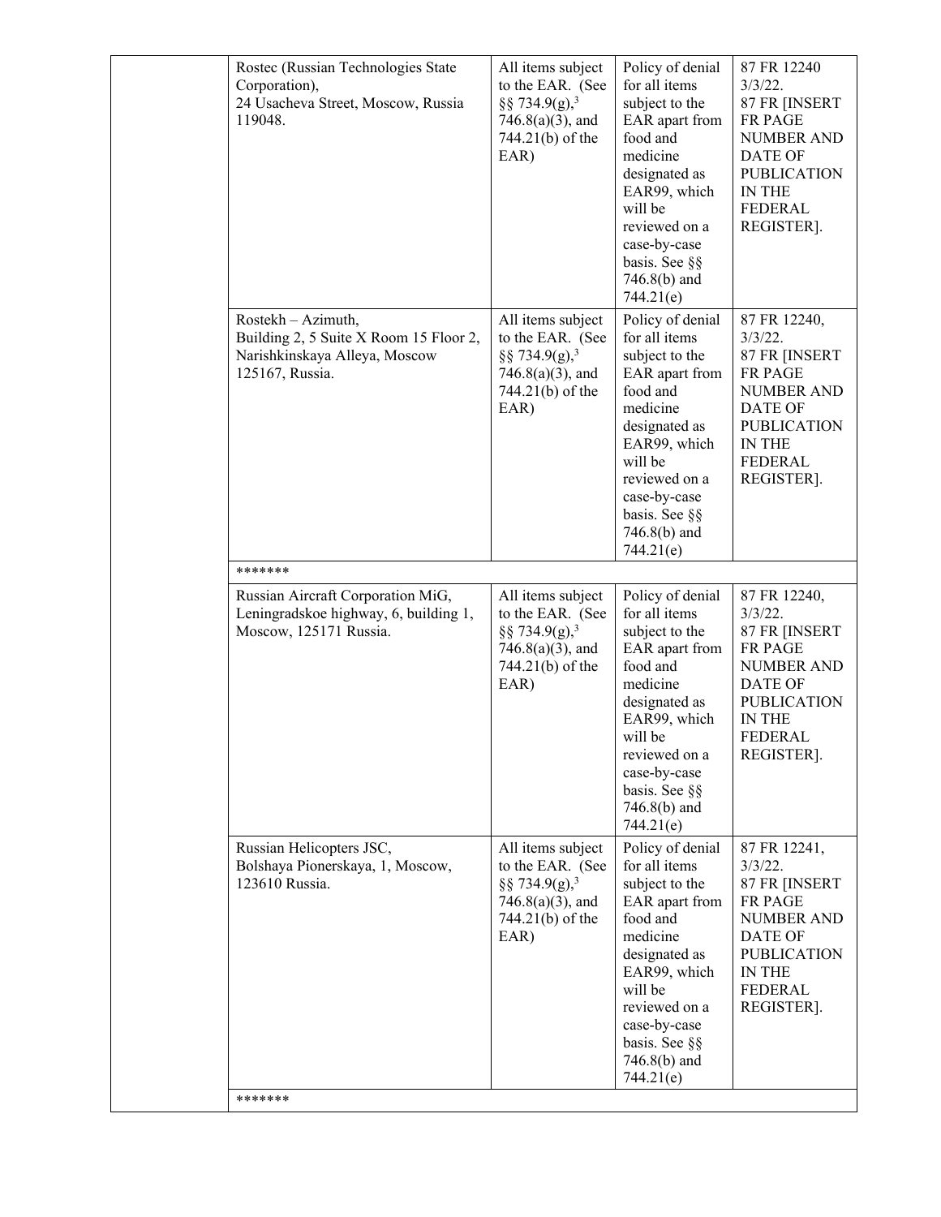| | | | | |
|---|---|---|---|---|
| | Rostec (Russian Technologies State Corporation), 24 Usacheva Street, Moscow, Russia 119048. | All items subject to the EAR. (See §§ 734.9(g),[3] 746.8(a)(3), and 744.21(b) of the EAR) | Policy of denial for all items subject to the EAR apart from food and medicine designated as EAR99, which will be reviewed on a case-by-case basis. See §§ 746.8(b) and 744.21(e) | 87 FR 12240 3/3/22. 87 FR [INSERT FR PAGE NUMBER AND DATE OF PUBLICATION IN THE FEDERAL REGISTER]. |
| | Rostekh – Azimuth, Building 2, 5 Suite X Room 15 Floor 2, Narishkinskaya Alleya, Moscow 125167, Russia. | All items subject to the EAR. (See §§ 734.9(g),[3] 746.8(a)(3), and 744.21(b) of the EAR) | Policy of denial for all items subject to the EAR apart from food and medicine designated as EAR99, which will be reviewed on a case-by-case basis. See §§ 746.8(b) and 744.21(e) | 87 FR 12240, 3/3/22. 87 FR [INSERT FR PAGE NUMBER AND DATE OF PUBLICATION IN THE FEDERAL REGISTER]. |
| | ******* | | | |
| | Russian Aircraft Corporation MiG, Leningradskoe highway, 6, building 1, Moscow, 125171 Russia. | All items subject to the EAR. (See §§ 734.9(g),[3] 746.8(a)(3), and 744.21(b) of the EAR) | Policy of denial for all items subject to the EAR apart from food and medicine designated as EAR99, which will be reviewed on a case-by-case basis. See §§ 746.8(b) and 744.21(e) | 87 FR 12240, 3/3/22. 87 FR [INSERT FR PAGE NUMBER AND DATE OF PUBLICATION IN THE FEDERAL REGISTER]. |
| | Russian Helicopters JSC, Bolshaya Pionerskaya, 1, Moscow, 123610 Russia. | All items subject to the EAR. (See §§ 734.9(g),[3] 746.8(a)(3), and 744.21(b) of the EAR) | Policy of denial for all items subject to the EAR apart from food and medicine designated as EAR99, which will be reviewed on a case-by-case basis. See §§ 746.8(b) and 744.21(e) | 87 FR 12241, 3/3/22. 87 FR [INSERT FR PAGE NUMBER AND DATE OF PUBLICATION IN THE FEDERAL REGISTER]. |
| | ******* | | | |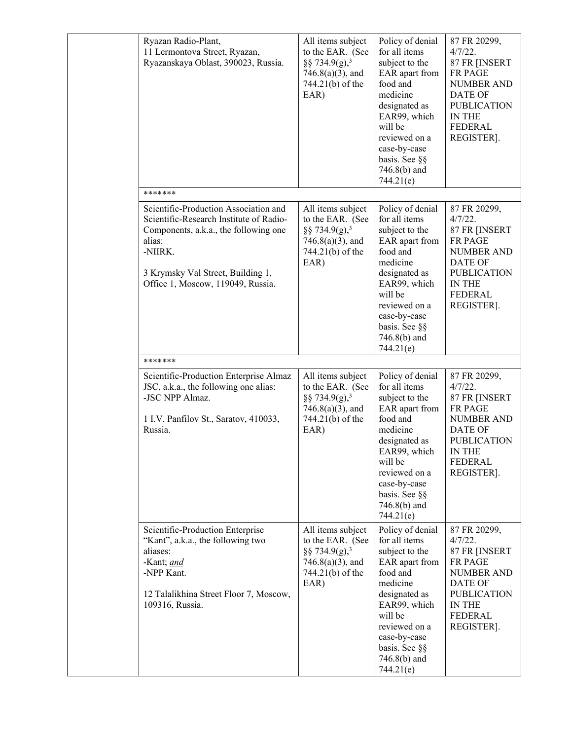| | | | | |
|---|---|---|---|---|
| | Ryazan Radio-Plant, 11 Lermontova Street, Ryazan, Ryazanskaya Oblast, 390023, Russia. | All items subject to the EAR. (See §§ 734.9(g),[3] 746.8(a)(3), and 744.21(b) of the EAR) | Policy of denial for all items subject to the EAR apart from food and medicine designated as EAR99, which will be reviewed on a case-by-case basis. See §§ 746.8(b) and 744.21(e) | 87 FR 20299, 4/7/22. 87 FR [INSERT FR PAGE NUMBER AND DATE OF PUBLICATION IN THE FEDERAL REGISTER]. |
| | ******* | | | |
| | Scientific-Production Association and Scientific-Research Institute of Radio-Components, a.k.a., the following one alias: -NIIRK. 3 Krymsky Val Street, Building 1, Office 1, Moscow, 119049, Russia. | All items subject to the EAR. (See §§ 734.9(g),[3] 746.8(a)(3), and 744.21(b) of the EAR) | Policy of denial for all items subject to the EAR apart from food and medicine designated as EAR99, which will be reviewed on a case-by-case basis. See §§ 746.8(b) and 744.21(e) | 87 FR 20299, 4/7/22. 87 FR [INSERT FR PAGE NUMBER AND DATE OF PUBLICATION IN THE FEDERAL REGISTER]. |
| | ******* | | | |
| | Scientific-Production Enterprise Almaz JSC, a.k.a., the following one alias: -JSC NPP Almaz. 1 I.V. Panfilov St., Saratov, 410033, Russia. | All items subject to the EAR. (See §§ 734.9(g),[3] 746.8(a)(3), and 744.21(b) of the EAR) | Policy of denial for all items subject to the EAR apart from food and medicine designated as EAR99, which will be reviewed on a case-by-case basis. See §§ 746.8(b) and 744.21(e) | 87 FR 20299, 4/7/22. 87 FR [INSERT FR PAGE NUMBER AND DATE OF PUBLICATION IN THE FEDERAL REGISTER]. |
| | Scientific-Production Enterprise "Kant", a.k.a., the following two aliases: -Kant; *and* -NPP Kant. 12 Talalikhina Street Floor 7, Moscow, 109316, Russia. | All items subject to the EAR. (See §§ 734.9(g),[3] 746.8(a)(3), and 744.21(b) of the EAR) | Policy of denial for all items subject to the EAR apart from food and medicine designated as EAR99, which will be reviewed on a case-by-case basis. See §§ 746.8(b) and 744.21(e) | 87 FR 20299, 4/7/22. 87 FR [INSERT FR PAGE NUMBER AND DATE OF PUBLICATION IN THE FEDERAL REGISTER]. |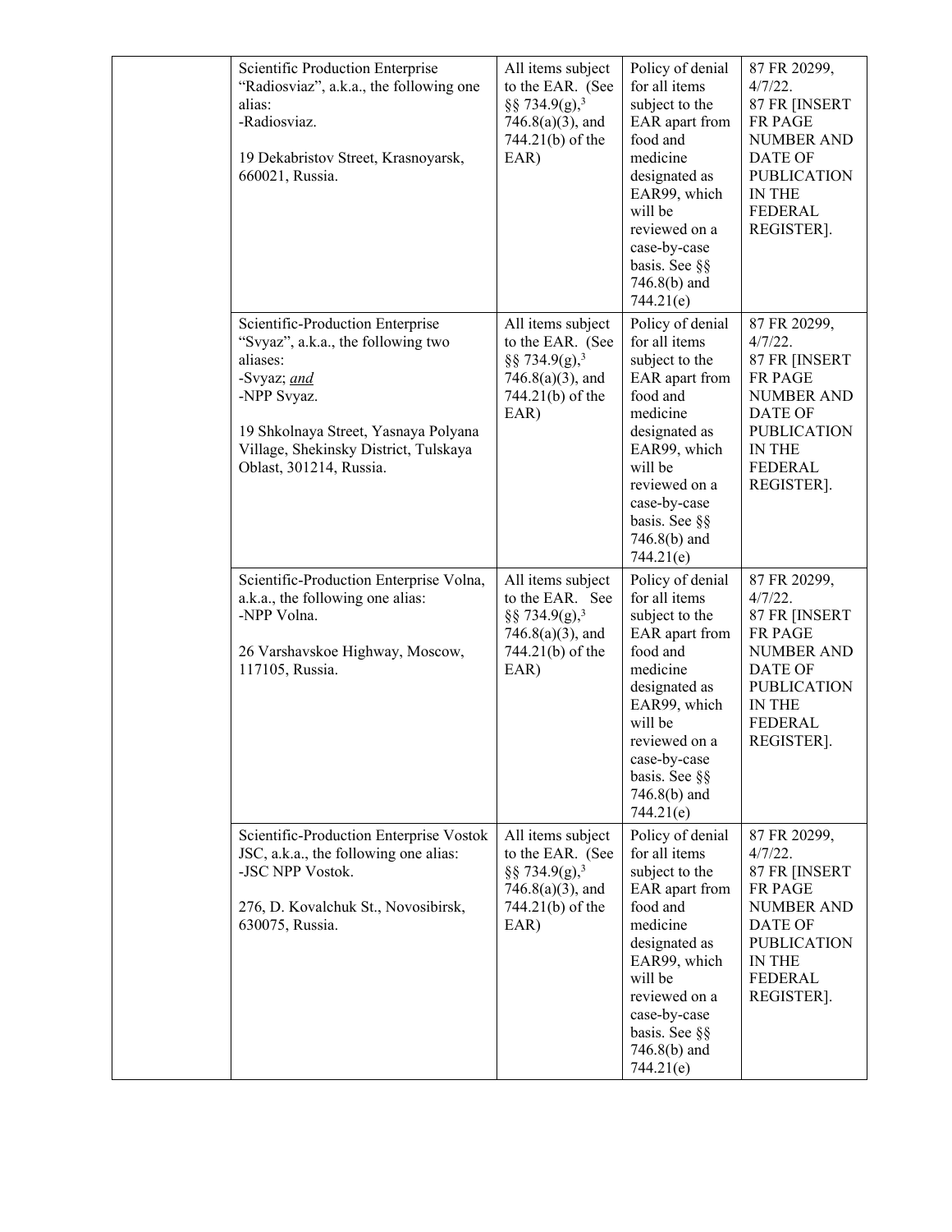| | | | | |
|---|---|---|---|---|
| | Scientific Production Enterprise “Radiosviaz”, a.k.a., the following one alias:<br>-Radiosviaz.<br><br>19 Dekabristov Street, Krasnoyarsk, 660021, Russia. | All items subject to the EAR. (See §§ 734.9(g),[3] 746.8(a)(3), and 744.21(b) of the EAR) | Policy of denial for all items subject to the EAR apart from food and medicine designated as EAR99, which will be reviewed on a case-by-case basis. See §§ 746.8(b) and 744.21(e) | 87 FR 20299, 4/7/22.<br>87 FR [INSERT FR PAGE NUMBER AND DATE OF PUBLICATION IN THE FEDERAL REGISTER]. |
| | Scientific-Production Enterprise “Svyaz”, a.k.a., the following two aliases:<br>-Svyaz; *and*<br>-NPP Svyaz.<br><br>19 Shkolnaya Street, Yasnaya Polyana Village, Shekinsky District, Tulskaya Oblast, 301214, Russia. | All items subject to the EAR. (See §§ 734.9(g),[3] 746.8(a)(3), and 744.21(b) of the EAR) | Policy of denial for all items subject to the EAR apart from food and medicine designated as EAR99, which will be reviewed on a case-by-case basis. See §§ 746.8(b) and 744.21(e) | 87 FR 20299, 4/7/22.<br>87 FR [INSERT FR PAGE NUMBER AND DATE OF PUBLICATION IN THE FEDERAL REGISTER]. |
| | Scientific-Production Enterprise Volna, a.k.a., the following one alias:<br>-NPP Volna.<br><br>26 Varshavskoe Highway, Moscow, 117105, Russia. | All items subject to the EAR. See §§ 734.9(g),[3] 746.8(a)(3), and 744.21(b) of the EAR) | Policy of denial for all items subject to the EAR apart from food and medicine designated as EAR99, which will be reviewed on a case-by-case basis. See §§ 746.8(b) and 744.21(e) | 87 FR 20299, 4/7/22.<br>87 FR [INSERT FR PAGE NUMBER AND DATE OF PUBLICATION IN THE FEDERAL REGISTER]. |
| | Scientific-Production Enterprise Vostok JSC, a.k.a., the following one alias:<br>-JSC NPP Vostok.<br><br>276, D. Kovalchuk St., Novosibirsk, 630075, Russia. | All items subject to the EAR. (See §§ 734.9(g),[3] 746.8(a)(3), and 744.21(b) of the EAR) | Policy of denial for all items subject to the EAR apart from food and medicine designated as EAR99, which will be reviewed on a case-by-case basis. See §§ 746.8(b) and 744.21(e) | 87 FR 20299, 4/7/22.<br>87 FR [INSERT FR PAGE NUMBER AND DATE OF PUBLICATION IN THE FEDERAL REGISTER]. |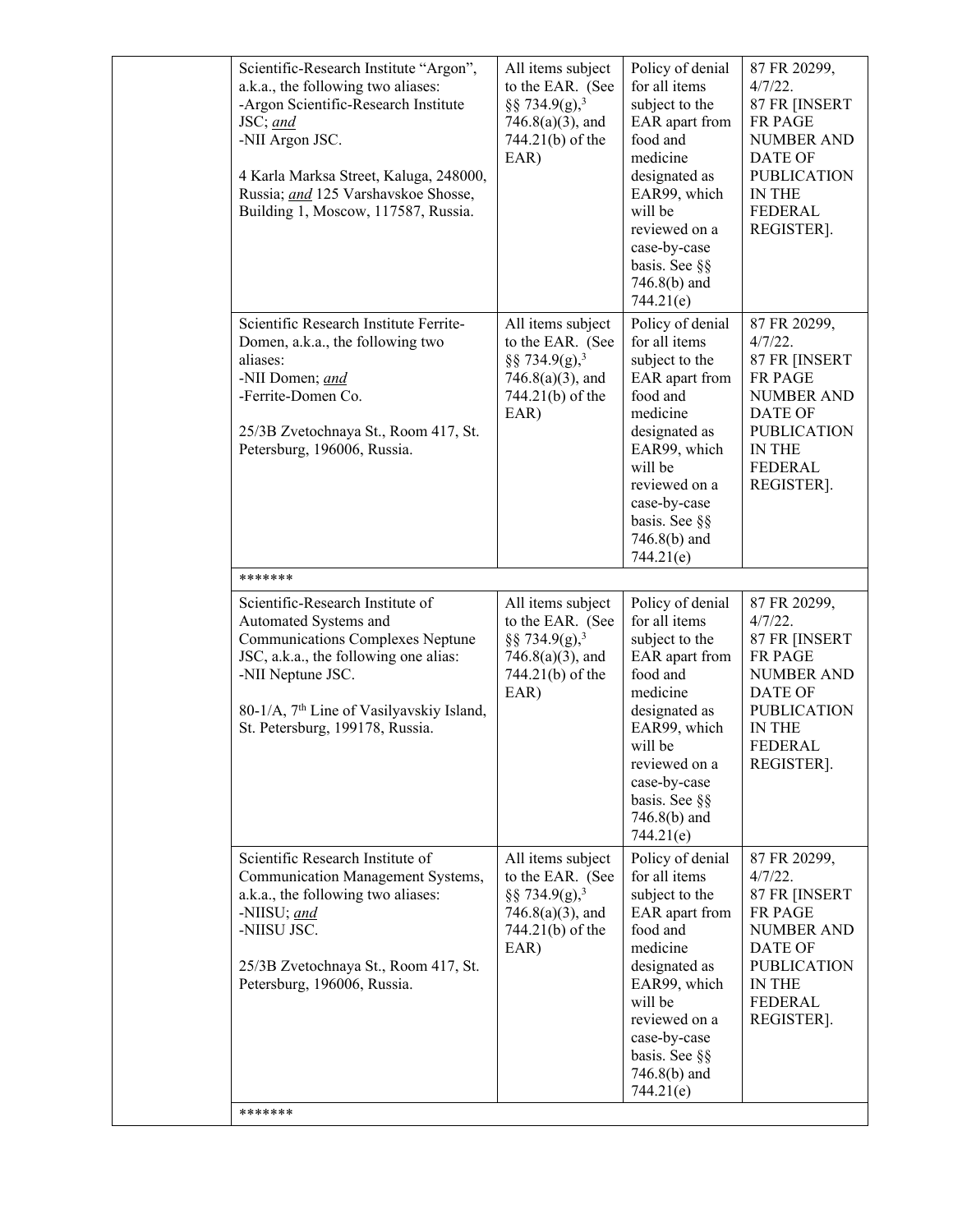| | | | | |
|---|---|---|---|---|
| | Scientific-Research Institute "Argon", a.k.a., the following two aliases:<br>-Argon Scientific-Research Institute JSC; *and*<br>-NII Argon JSC.<br><br>4 Karla Marksa Street, Kaluga, 248000, Russia; *and* 125 Varshavskoe Shosse, Building 1, Moscow, 117587, Russia. | All items subject to the EAR. (See §§ 734.9(g),[3] 746.8(a)(3), and 744.21(b) of the EAR) | Policy of denial for all items subject to the EAR apart from food and medicine designated as EAR99, which will be reviewed on a case-by-case basis. See §§ 746.8(b) and 744.21(e) | 87 FR 20299, 4/7/22.<br>87 FR [INSERT FR PAGE NUMBER AND DATE OF PUBLICATION IN THE FEDERAL REGISTER]. |
| | Scientific Research Institute Ferrite-Domen, a.k.a., the following two aliases:<br>-NII Domen; *and*<br>-Ferrite-Domen Co.<br><br>25/3B Zvetochnaya St., Room 417, St. Petersburg, 196006, Russia. | All items subject to the EAR. (See §§ 734.9(g),[3] 746.8(a)(3), and 744.21(b) of the EAR) | Policy of denial for all items subject to the EAR apart from food and medicine designated as EAR99, which will be reviewed on a case-by-case basis. See §§ 746.8(b) and 744.21(e) | 87 FR 20299, 4/7/22.<br>87 FR [INSERT FR PAGE NUMBER AND DATE OF PUBLICATION IN THE FEDERAL REGISTER]. |
| | ******* | | | |
| | Scientific-Research Institute of Automated Systems and Communications Complexes Neptune JSC, a.k.a., the following one alias:<br>-NII Neptune JSC.<br><br>80-1/A, 7th Line of Vasilyavskiy Island, St. Petersburg, 199178, Russia. | All items subject to the EAR. (See §§ 734.9(g),[3] 746.8(a)(3), and 744.21(b) of the EAR) | Policy of denial for all items subject to the EAR apart from food and medicine designated as EAR99, which will be reviewed on a case-by-case basis. See §§ 746.8(b) and 744.21(e) | 87 FR 20299, 4/7/22.<br>87 FR [INSERT FR PAGE NUMBER AND DATE OF PUBLICATION IN THE FEDERAL REGISTER]. |
| | Scientific Research Institute of Communication Management Systems, a.k.a., the following two aliases:<br>-NIISU; *and*<br>-NIISU JSC.<br><br>25/3B Zvetochnaya St., Room 417, St. Petersburg, 196006, Russia. | All items subject to the EAR. (See §§ 734.9(g),[3] 746.8(a)(3), and 744.21(b) of the EAR) | Policy of denial for all items subject to the EAR apart from food and medicine designated as EAR99, which will be reviewed on a case-by-case basis. See §§ 746.8(b) and 744.21(e) | 87 FR 20299, 4/7/22.<br>87 FR [INSERT FR PAGE NUMBER AND DATE OF PUBLICATION IN THE FEDERAL REGISTER]. |
| | ******* | | | |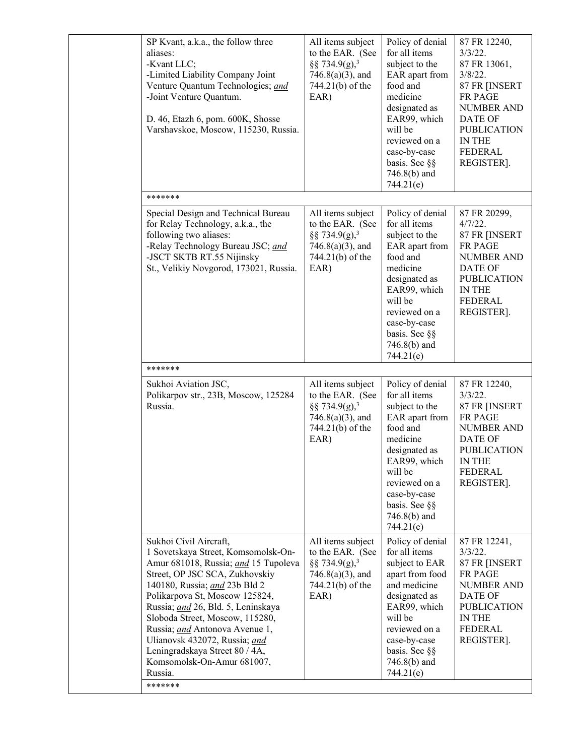| | | | | |
|---|---|---|---|---|
| | SP Kvant, a.k.a., the follow three aliases:<br>-Kvant LLC;<br>-Limited Liability Company Joint Venture Quantum Technologies; *and*<br>-Joint Venture Quantum.<br><br>D. 46, Etazh 6, pom. 600K, Shosse Varshavskoe, Moscow, 115230, Russia. | All items subject to the EAR. (See §§ 734.9(g),[3] 746.8(a)(3), and 744.21(b) of the EAR) | Policy of denial for all items subject to the EAR apart from food and medicine designated as EAR99, which will be reviewed on a case-by-case basis. See §§ 746.8(b) and 744.21(e) | 87 FR 12240, 3/3/22.<br>87 FR 13061, 3/8/22.<br>87 FR [INSERT FR PAGE NUMBER AND DATE OF PUBLICATION IN THE FEDERAL REGISTER]. |
| | ******* | | | |
| | Special Design and Technical Bureau for Relay Technology, a.k.a., the following two aliases:<br>-Relay Technology Bureau JSC; *and*<br>-JSCT SKTB RT.55 Nijinsky St., Velikiy Novgorod, 173021, Russia. | All items subject to the EAR. (See §§ 734.9(g),[3] 746.8(a)(3), and 744.21(b) of the EAR) | Policy of denial for all items subject to the EAR apart from food and medicine designated as EAR99, which will be reviewed on a case-by-case basis. See §§ 746.8(b) and 744.21(e) | 87 FR 20299, 4/7/22.<br>87 FR [INSERT FR PAGE NUMBER AND DATE OF PUBLICATION IN THE FEDERAL REGISTER]. |
| | ******* | | | |
| | Sukhoi Aviation JSC,<br>Polikarpov str., 23B, Moscow, 125284 Russia. | All items subject to the EAR. (See §§ 734.9(g),[3] 746.8(a)(3), and 744.21(b) of the EAR) | Policy of denial for all items subject to the EAR apart from food and medicine designated as EAR99, which will be reviewed on a case-by-case basis. See §§ 746.8(b) and 744.21(e) | 87 FR 12240, 3/3/22.<br>87 FR [INSERT FR PAGE NUMBER AND DATE OF PUBLICATION IN THE FEDERAL REGISTER]. |
| | Sukhoi Civil Aircraft,<br>1 Sovetskaya Street, Komsomolsk-On-Amur 681018, Russia; *and* 15 Tupoleva Street, OP JSC SCA, Zukhovskiy 140180, Russia; *and* 23b Bld 2 Polikarpova St, Moscow 125824, Russia; *and* 26, Bld. 5, Leninskaya Sloboda Street, Moscow, 115280, Russia; *and* Antonova Avenue 1, Ulianovsk 432072, Russia; *and* Leningradskaya Street 80 / 4A, Komsomolsk-On-Amur 681007, Russia. | All items subject to the EAR. (See §§ 734.9(g),[3] 746.8(a)(3), and 744.21(b) of the EAR) | Policy of denial for all items subject to EAR apart from food and medicine designated as EAR99, which will be reviewed on a case-by-case basis. See §§ 746.8(b) and 744.21(e) | 87 FR 12241, 3/3/22.<br>87 FR [INSERT FR PAGE NUMBER AND DATE OF PUBLICATION IN THE FEDERAL REGISTER]. |
| | ******* | | | |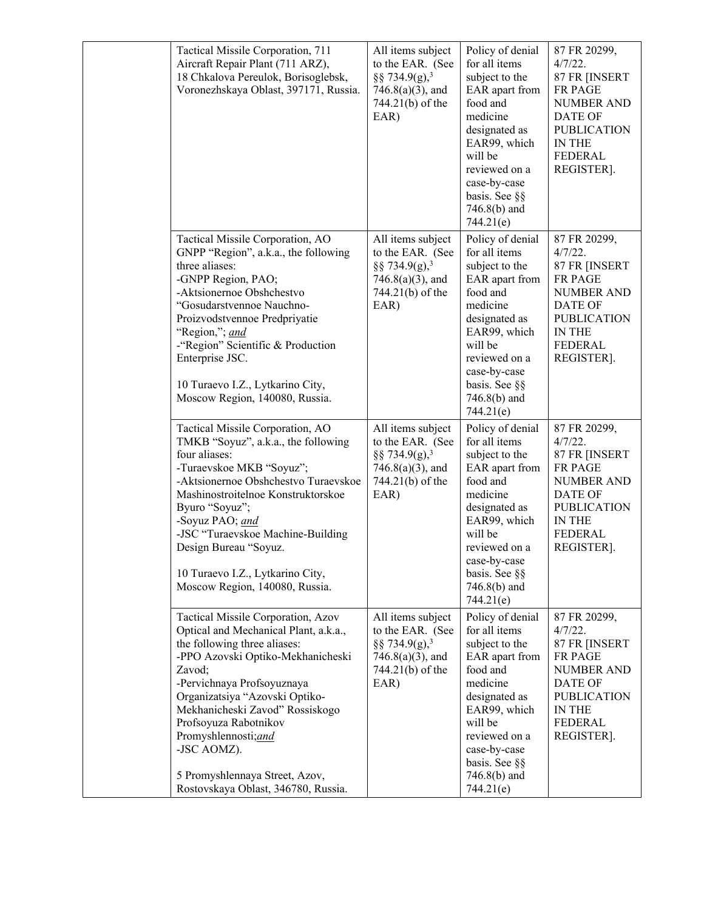| | Entity | License requirement | License review policy | Federal Register citation |
|---|---|---|---|---|
| | Tactical Missile Corporation, 711 Aircraft Repair Plant (711 ARZ), 18 Chkalova Pereulok, Borisoglebsk, Voronezhskaya Oblast, 397171, Russia. | All items subject to the EAR. (See §§ 734.9(g),[3] 746.8(a)(3), and 744.21(b) of the EAR) | Policy of denial for all items subject to the EAR apart from food and medicine designated as EAR99, which will be reviewed on a case-by-case basis. See §§ 746.8(b) and 744.21(e) | 87 FR 20299, 4/7/22. 87 FR [INSERT FR PAGE NUMBER AND DATE OF PUBLICATION IN THE FEDERAL REGISTER]. |
| | Tactical Missile Corporation, AO GNPP "Region", a.k.a., the following three aliases:<br>-GNPP Region, PAO;<br>-Aktsionernoe Obshchestvo "Gosudarstvennoe Nauchno-Proizvodstvennoe Predpriyatie "Region,"; *and*<br>-"Region" Scientific & Production Enterprise JSC.<br><br>10 Turaevo I.Z., Lytkarino City, Moscow Region, 140080, Russia. | All items subject to the EAR. (See §§ 734.9(g),[3] 746.8(a)(3), and 744.21(b) of the EAR) | Policy of denial for all items subject to the EAR apart from food and medicine designated as EAR99, which will be reviewed on a case-by-case basis. See §§ 746.8(b) and 744.21(e) | 87 FR 20299, 4/7/22. 87 FR [INSERT FR PAGE NUMBER AND DATE OF PUBLICATION IN THE FEDERAL REGISTER]. |
| | Tactical Missile Corporation, AO TMKB "Soyuz", a.k.a., the following four aliases:<br>-Turaevskoe MKB "Soyuz";<br>-Aktsionernoe Obshchestvo Turaevskoe Mashinostroitelnoe Konstruktorskoe Byuro "Soyuz";<br>-Soyuz PAO; *and*<br>-JSC "Turaevskoe Machine-Building Design Bureau "Soyuz.<br><br>10 Turaevo I.Z., Lytkarino City, Moscow Region, 140080, Russia. | All items subject to the EAR. (See §§ 734.9(g),[3] 746.8(a)(3), and 744.21(b) of the EAR) | Policy of denial for all items subject to the EAR apart from food and medicine designated as EAR99, which will be reviewed on a case-by-case basis. See §§ 746.8(b) and 744.21(e) | 87 FR 20299, 4/7/22. 87 FR [INSERT FR PAGE NUMBER AND DATE OF PUBLICATION IN THE FEDERAL REGISTER]. |
| | Tactical Missile Corporation, Azov Optical and Mechanical Plant, a.k.a., the following three aliases:<br>-PPO Azovski Optiko-Mekhanicheski Zavod;<br>-Pervichnaya Profsoyuznaya Organizatsiya "Azovski Optiko-Mekhanicheski Zavod" Rossiskogo Profsoyuza Rabotnikov Promyshlennosti;*and*<br>-JSC AOMZ).<br><br>5 Promyshlennaya Street, Azov, Rostovskaya Oblast, 346780, Russia. | All items subject to the EAR. (See §§ 734.9(g),[3] 746.8(a)(3), and 744.21(b) of the EAR) | Policy of denial for all items subject to the EAR apart from food and medicine designated as EAR99, which will be reviewed on a case-by-case basis. See §§ 746.8(b) and 744.21(e) | 87 FR 20299, 4/7/22. 87 FR [INSERT FR PAGE NUMBER AND DATE OF PUBLICATION IN THE FEDERAL REGISTER]. |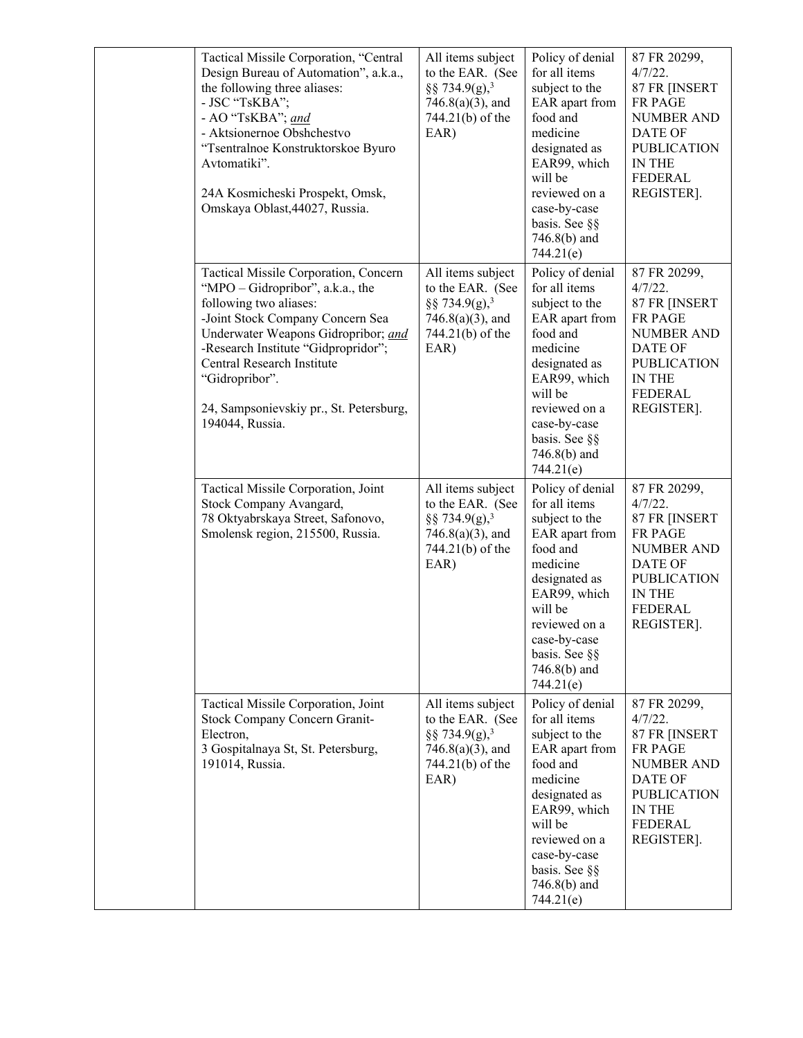| | | | | |
|---|---|---|---|---|
| | Tactical Missile Corporation, “Central Design Bureau of Automation”, a.k.a., the following three aliases:<br>- JSC “TsKBA”;<br>- AO “TsKBA”; *and*<br>- Aktsionernoe Obshchestvo “Tsentralnoe Konstruktorskoe Byuro Avtomatiki”.<br><br>24A Kosmicheski Prospekt, Omsk, Omskaya Oblast,44027, Russia. | All items subject to the EAR. (See §§ 734.9(g),[3] 746.8(a)(3), and 744.21(b) of the EAR) | Policy of denial for all items subject to the EAR apart from food and medicine designated as EAR99, which will be reviewed on a case-by-case basis. See §§ 746.8(b) and 744.21(e) | 87 FR 20299, 4/7/22.<br>87 FR [INSERT FR PAGE NUMBER AND DATE OF PUBLICATION IN THE FEDERAL REGISTER]. |
| | Tactical Missile Corporation, Concern “MPO – Gidropribor”, a.k.a., the following two aliases:<br>-Joint Stock Company Concern Sea Underwater Weapons Gidropribor; *and*<br>-Research Institute “Gidpropridor”; Central Research Institute “Gidropribor”.<br><br>24, Sampsonievskiy pr., St. Petersburg, 194044, Russia. | All items subject to the EAR. (See §§ 734.9(g),[3] 746.8(a)(3), and 744.21(b) of the EAR) | Policy of denial for all items subject to the EAR apart from food and medicine designated as EAR99, which will be reviewed on a case-by-case basis. See §§ 746.8(b) and 744.21(e) | 87 FR 20299, 4/7/22.<br>87 FR [INSERT FR PAGE NUMBER AND DATE OF PUBLICATION IN THE FEDERAL REGISTER]. |
| | Tactical Missile Corporation, Joint Stock Company Avangard,<br>78 Oktyabrskaya Street, Safonovo, Smolensk region, 215500, Russia. | All items subject to the EAR. (See §§ 734.9(g),[3] 746.8(a)(3), and 744.21(b) of the EAR) | Policy of denial for all items subject to the EAR apart from food and medicine designated as EAR99, which will be reviewed on a case-by-case basis. See §§ 746.8(b) and 744.21(e) | 87 FR 20299, 4/7/22.<br>87 FR [INSERT FR PAGE NUMBER AND DATE OF PUBLICATION IN THE FEDERAL REGISTER]. |
| | Tactical Missile Corporation, Joint Stock Company Concern Granit-Electron,<br>3 Gospitalnaya St, St. Petersburg, 191014, Russia. | All items subject to the EAR. (See §§ 734.9(g),[3] 746.8(a)(3), and 744.21(b) of the EAR) | Policy of denial for all items subject to the EAR apart from food and medicine designated as EAR99, which will be reviewed on a case-by-case basis. See §§ 746.8(b) and 744.21(e) | 87 FR 20299, 4/7/22.<br>87 FR [INSERT FR PAGE NUMBER AND DATE OF PUBLICATION IN THE FEDERAL REGISTER]. |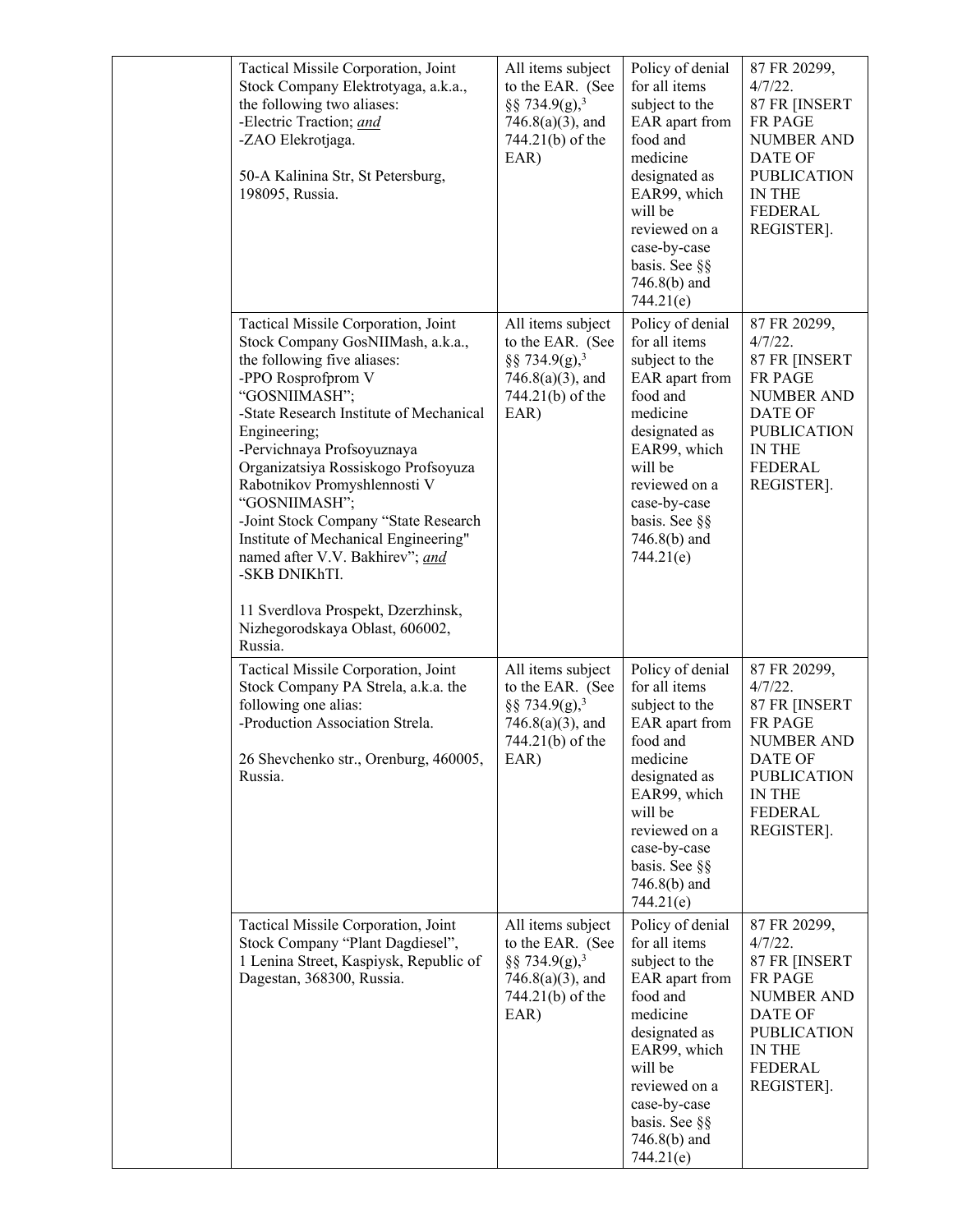| | | | | |
|---|---|---|---|---|
| | Tactical Missile Corporation, Joint Stock Company Elektrotyaga, a.k.a., the following two aliases:<br>-Electric Traction; *and*<br>-ZAO Elekrotjaga.<br><br>50-A Kalinina Str, St Petersburg, 198095, Russia. | All items subject to the EAR. (See §§ 734.9(g),[3] 746.8(a)(3), and 744.21(b) of the EAR) | Policy of denial for all items subject to the EAR apart from food and medicine designated as EAR99, which will be reviewed on a case-by-case basis. See §§ 746.8(b) and 744.21(e) | 87 FR 20299, 4/7/22.<br>87 FR [INSERT FR PAGE NUMBER AND DATE OF PUBLICATION IN THE FEDERAL REGISTER]. |
| | Tactical Missile Corporation, Joint Stock Company GosNIIMash, a.k.a., the following five aliases:<br>-PPO Rosprofprom V "GOSNIIMASH";<br>-State Research Institute of Mechanical Engineering;<br>-Pervichnaya Profsoyuznaya Organizatsiya Rossiskogo Profsoyuza Rabotnikov Promyshlennosti V "GOSNIIMASH";<br>-Joint Stock Company "State Research Institute of Mechanical Engineering" named after V.V. Bakhirev"; *and*<br>-SKB DNIKhTI.<br><br>11 Sverdlova Prospekt, Dzerzhinsk, Nizhegorodskaya Oblast, 606002, Russia. | All items subject to the EAR. (See §§ 734.9(g),[3] 746.8(a)(3), and 744.21(b) of the EAR) | Policy of denial for all items subject to the EAR apart from food and medicine designated as EAR99, which will be reviewed on a case-by-case basis. See §§ 746.8(b) and 744.21(e) | 87 FR 20299, 4/7/22.<br>87 FR [INSERT FR PAGE NUMBER AND DATE OF PUBLICATION IN THE FEDERAL REGISTER]. |
| | Tactical Missile Corporation, Joint Stock Company PA Strela, a.k.a. the following one alias:<br>-Production Association Strela.<br><br>26 Shevchenko str., Orenburg, 460005, Russia. | All items subject to the EAR. (See §§ 734.9(g),[3] 746.8(a)(3), and 744.21(b) of the EAR) | Policy of denial for all items subject to the EAR apart from food and medicine designated as EAR99, which will be reviewed on a case-by-case basis. See §§ 746.8(b) and 744.21(e) | 87 FR 20299, 4/7/22.<br>87 FR [INSERT FR PAGE NUMBER AND DATE OF PUBLICATION IN THE FEDERAL REGISTER]. |
| | Tactical Missile Corporation, Joint Stock Company "Plant Dagdiesel", 1 Lenina Street, Kaspiysk, Republic of Dagestan, 368300, Russia. | All items subject to the EAR. (See §§ 734.9(g),[3] 746.8(a)(3), and 744.21(b) of the EAR) | Policy of denial for all items subject to the EAR apart from food and medicine designated as EAR99, which will be reviewed on a case-by-case basis. See §§ 746.8(b) and 744.21(e) | 87 FR 20299, 4/7/22.<br>87 FR [INSERT FR PAGE NUMBER AND DATE OF PUBLICATION IN THE FEDERAL REGISTER]. |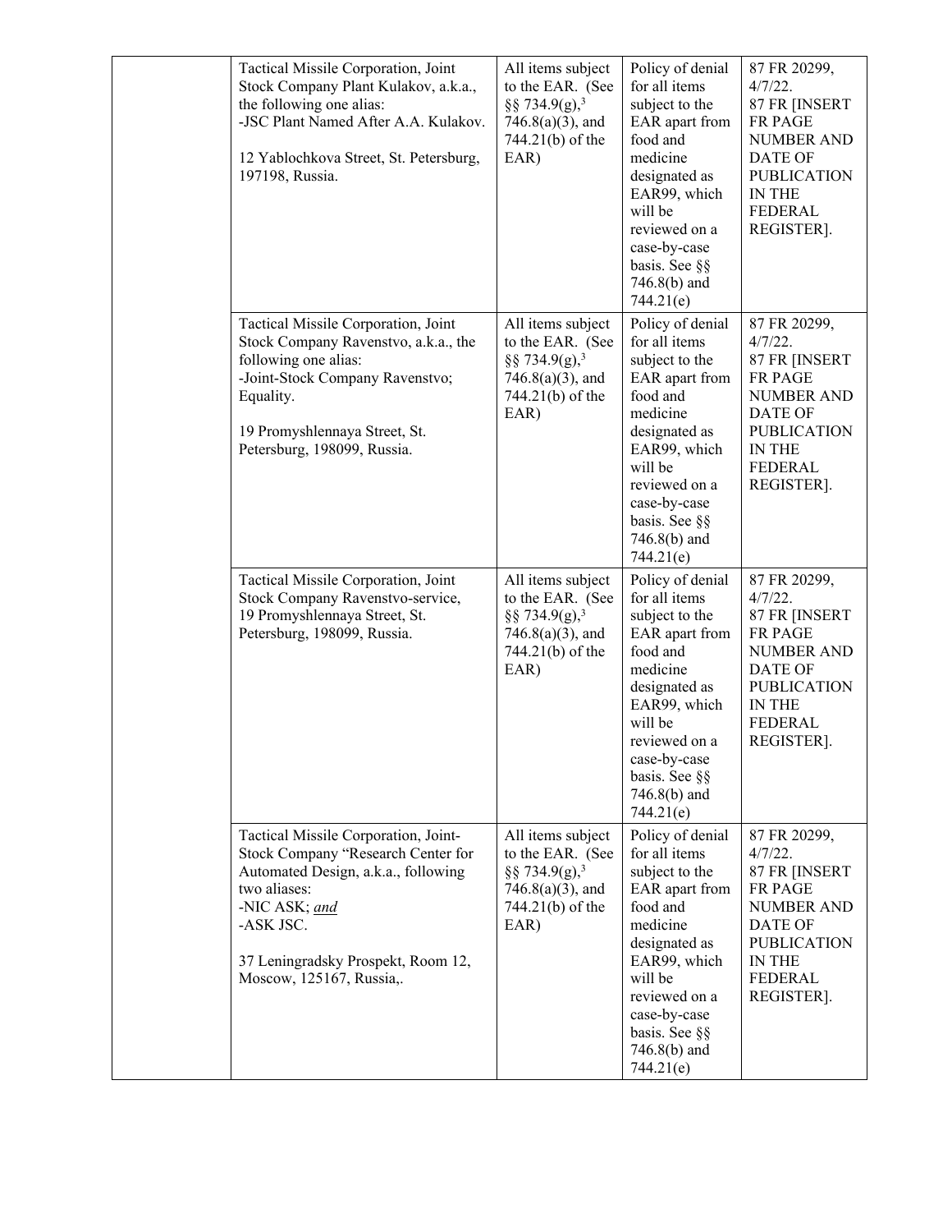| | | | | |
|---|---|---|---|---|
| | Tactical Missile Corporation, Joint Stock Company Plant Kulakov, a.k.a., the following one alias:<br>-JSC Plant Named After A.A. Kulakov.<br><br>12 Yablochkova Street, St. Petersburg, 197198, Russia. | All items subject to the EAR. (See §§ 734.9(g),[3] 746.8(a)(3), and 744.21(b) of the EAR) | Policy of denial for all items subject to the EAR apart from food and medicine designated as EAR99, which will be reviewed on a case-by-case basis. See §§ 746.8(b) and 744.21(e) | 87 FR 20299, 4/7/22.<br>87 FR [INSERT FR PAGE NUMBER AND DATE OF PUBLICATION IN THE FEDERAL REGISTER]. |
| | Tactical Missile Corporation, Joint Stock Company Ravenstvo, a.k.a., the following one alias:<br>-Joint-Stock Company Ravenstvo; Equality.<br><br>19 Promyshlennaya Street, St. Petersburg, 198099, Russia. | All items subject to the EAR. (See §§ 734.9(g),[3] 746.8(a)(3), and 744.21(b) of the EAR) | Policy of denial for all items subject to the EAR apart from food and medicine designated as EAR99, which will be reviewed on a case-by-case basis. See §§ 746.8(b) and 744.21(e) | 87 FR 20299, 4/7/22.<br>87 FR [INSERT FR PAGE NUMBER AND DATE OF PUBLICATION IN THE FEDERAL REGISTER]. |
| | Tactical Missile Corporation, Joint Stock Company Ravenstvo-service, 19 Promyshlennaya Street, St. Petersburg, 198099, Russia. | All items subject to the EAR. (See §§ 734.9(g),[3] 746.8(a)(3), and 744.21(b) of the EAR) | Policy of denial for all items subject to the EAR apart from food and medicine designated as EAR99, which will be reviewed on a case-by-case basis. See §§ 746.8(b) and 744.21(e) | 87 FR 20299, 4/7/22.<br>87 FR [INSERT FR PAGE NUMBER AND DATE OF PUBLICATION IN THE FEDERAL REGISTER]. |
| | Tactical Missile Corporation, Joint-Stock Company "Research Center for Automated Design, a.k.a., following two aliases:<br>-NIC ASK; *and*<br>-ASK JSC.<br><br>37 Leningradsky Prospekt, Room 12, Moscow, 125167, Russia,. | All items subject to the EAR. (See §§ 734.9(g),[3] 746.8(a)(3), and 744.21(b) of the EAR) | Policy of denial for all items subject to the EAR apart from food and medicine designated as EAR99, which will be reviewed on a case-by-case basis. See §§ 746.8(b) and 744.21(e) | 87 FR 20299, 4/7/22.<br>87 FR [INSERT FR PAGE NUMBER AND DATE OF PUBLICATION IN THE FEDERAL REGISTER]. |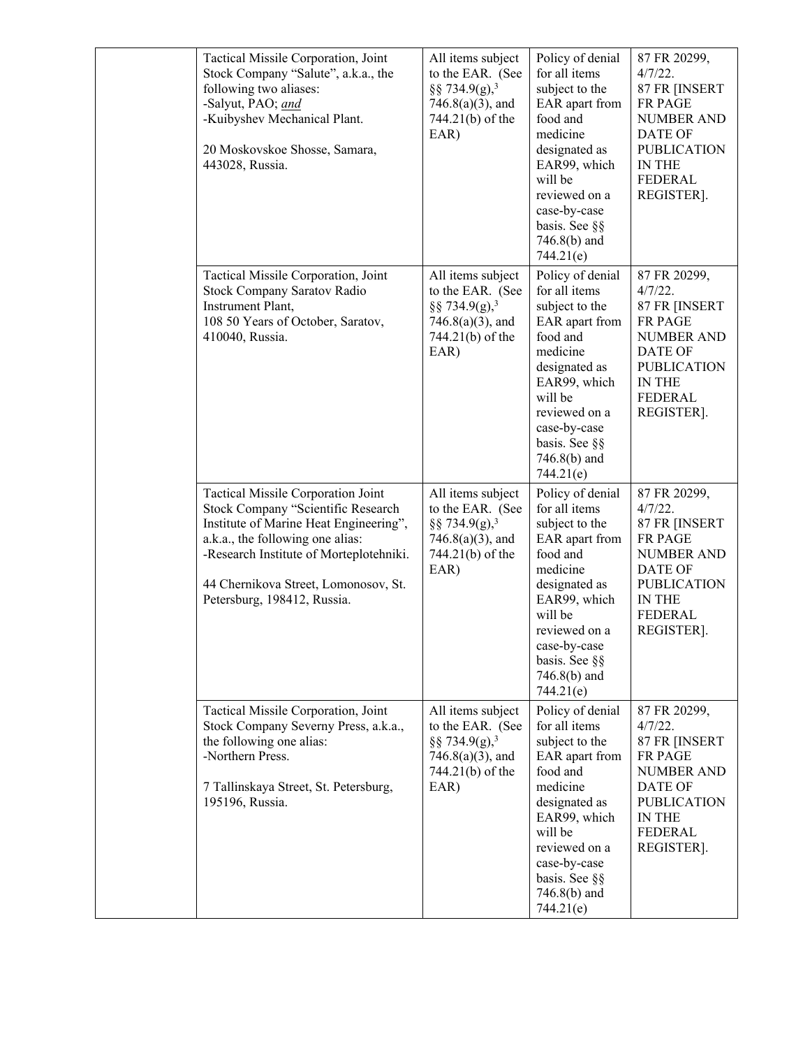| | Entity | License requirement | License review policy | Federal Register citation |
|---|---|---|---|---|
| | Tactical Missile Corporation, Joint Stock Company "Salute", a.k.a., the following two aliases:<br>-Salyut, PAO; *and*<br>-Kuibyshev Mechanical Plant.<br><br>20 Moskovskoe Shosse, Samara, 443028, Russia. | All items subject to the EAR. (See §§ 734.9(g),[3] 746.8(a)(3), and 744.21(b) of the EAR) | Policy of denial for all items subject to the EAR apart from food and medicine designated as EAR99, which will be reviewed on a case-by-case basis. See §§ 746.8(b) and 744.21(e) | 87 FR 20299, 4/7/22.<br>87 FR [INSERT FR PAGE NUMBER AND DATE OF PUBLICATION IN THE FEDERAL REGISTER]. |
| | Tactical Missile Corporation, Joint Stock Company Saratov Radio Instrument Plant,<br>108 50 Years of October, Saratov, 410040, Russia. | All items subject to the EAR. (See §§ 734.9(g),[3] 746.8(a)(3), and 744.21(b) of the EAR) | Policy of denial for all items subject to the EAR apart from food and medicine designated as EAR99, which will be reviewed on a case-by-case basis. See §§ 746.8(b) and 744.21(e) | 87 FR 20299, 4/7/22.<br>87 FR [INSERT FR PAGE NUMBER AND DATE OF PUBLICATION IN THE FEDERAL REGISTER]. |
| | Tactical Missile Corporation Joint Stock Company "Scientific Research Institute of Marine Heat Engineering", a.k.a., the following one alias:<br>-Research Institute of Morteplotehniki.<br><br>44 Chernikova Street, Lomonosov, St. Petersburg, 198412, Russia. | All items subject to the EAR. (See §§ 734.9(g),[3] 746.8(a)(3), and 744.21(b) of the EAR) | Policy of denial for all items subject to the EAR apart from food and medicine designated as EAR99, which will be reviewed on a case-by-case basis. See §§ 746.8(b) and 744.21(e) | 87 FR 20299, 4/7/22.<br>87 FR [INSERT FR PAGE NUMBER AND DATE OF PUBLICATION IN THE FEDERAL REGISTER]. |
| | Tactical Missile Corporation, Joint Stock Company Severny Press, a.k.a., the following one alias:<br>-Northern Press.<br><br>7 Tallinskaya Street, St. Petersburg, 195196, Russia. | All items subject to the EAR. (See §§ 734.9(g),[3] 746.8(a)(3), and 744.21(b) of the EAR) | Policy of denial for all items subject to the EAR apart from food and medicine designated as EAR99, which will be reviewed on a case-by-case basis. See §§ 746.8(b) and 744.21(e) | 87 FR 20299, 4/7/22.<br>87 FR [INSERT FR PAGE NUMBER AND DATE OF PUBLICATION IN THE FEDERAL REGISTER]. |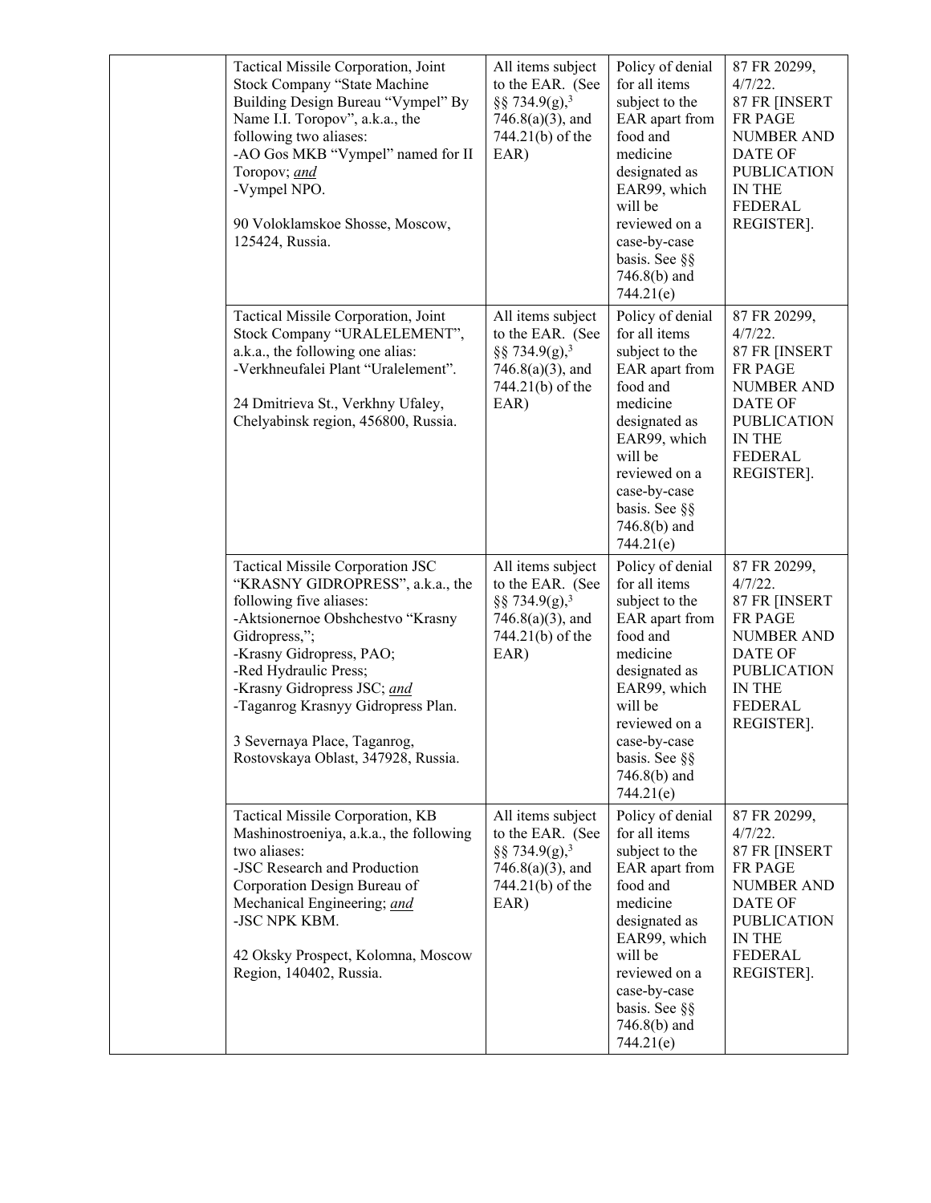| | | | | |
|---|---|---|---|---|
| | Tactical Missile Corporation, Joint Stock Company "State Machine Building Design Bureau "Vympel" By Name I.I. Toropov", a.k.a., the following two aliases:<br>-AO Gos MKB "Vympel" named for II Toropov; *and*<br>-Vympel NPO.<br><br>90 Voloklamskoe Shosse, Moscow, 125424, Russia. | All items subject to the EAR. (See §§ 734.9(g),[3] 746.8(a)(3), and 744.21(b) of the EAR) | Policy of denial for all items subject to the EAR apart from food and medicine designated as EAR99, which will be reviewed on a case-by-case basis. See §§ 746.8(b) and 744.21(e) | 87 FR 20299, 4/7/22.<br>87 FR [INSERT FR PAGE NUMBER AND DATE OF PUBLICATION IN THE FEDERAL REGISTER]. |
| | Tactical Missile Corporation, Joint Stock Company "URALELEMENT", a.k.a., the following one alias:<br>-Verkhneufalei Plant "Uralelement".<br><br>24 Dmitrieva St., Verkhny Ufaley, Chelyabinsk region, 456800, Russia. | All items subject to the EAR. (See §§ 734.9(g),[3] 746.8(a)(3), and 744.21(b) of the EAR) | Policy of denial for all items subject to the EAR apart from food and medicine designated as EAR99, which will be reviewed on a case-by-case basis. See §§ 746.8(b) and 744.21(e) | 87 FR 20299, 4/7/22.<br>87 FR [INSERT FR PAGE NUMBER AND DATE OF PUBLICATION IN THE FEDERAL REGISTER]. |
| | Tactical Missile Corporation JSC "KRASNY GIDROPRESS", a.k.a., the following five aliases:<br>-Aktsionernoe Obshchestvo "Krasny Gidropress,";<br>-Krasny Gidropress, PAO;<br>-Red Hydraulic Press;<br>-Krasny Gidropress JSC; *and*<br>-Taganrog Krasnyy Gidropress Plan.<br><br>3 Severnaya Place, Taganrog, Rostovskaya Oblast, 347928, Russia. | All items subject to the EAR. (See §§ 734.9(g),[3] 746.8(a)(3), and 744.21(b) of the EAR) | Policy of denial for all items subject to the EAR apart from food and medicine designated as EAR99, which will be reviewed on a case-by-case basis. See §§ 746.8(b) and 744.21(e) | 87 FR 20299, 4/7/22.<br>87 FR [INSERT FR PAGE NUMBER AND DATE OF PUBLICATION IN THE FEDERAL REGISTER]. |
| | Tactical Missile Corporation, KB Mashinostroeniya, a.k.a., the following two aliases:<br>-JSC Research and Production Corporation Design Bureau of Mechanical Engineering; *and*<br>-JSC NPK KBM.<br><br>42 Oksky Prospect, Kolomna, Moscow Region, 140402, Russia. | All items subject to the EAR. (See §§ 734.9(g),[3] 746.8(a)(3), and 744.21(b) of the EAR) | Policy of denial for all items subject to the EAR apart from food and medicine designated as EAR99, which will be reviewed on a case-by-case basis. See §§ 746.8(b) and 744.21(e) | 87 FR 20299, 4/7/22.<br>87 FR [INSERT FR PAGE NUMBER AND DATE OF PUBLICATION IN THE FEDERAL REGISTER]. |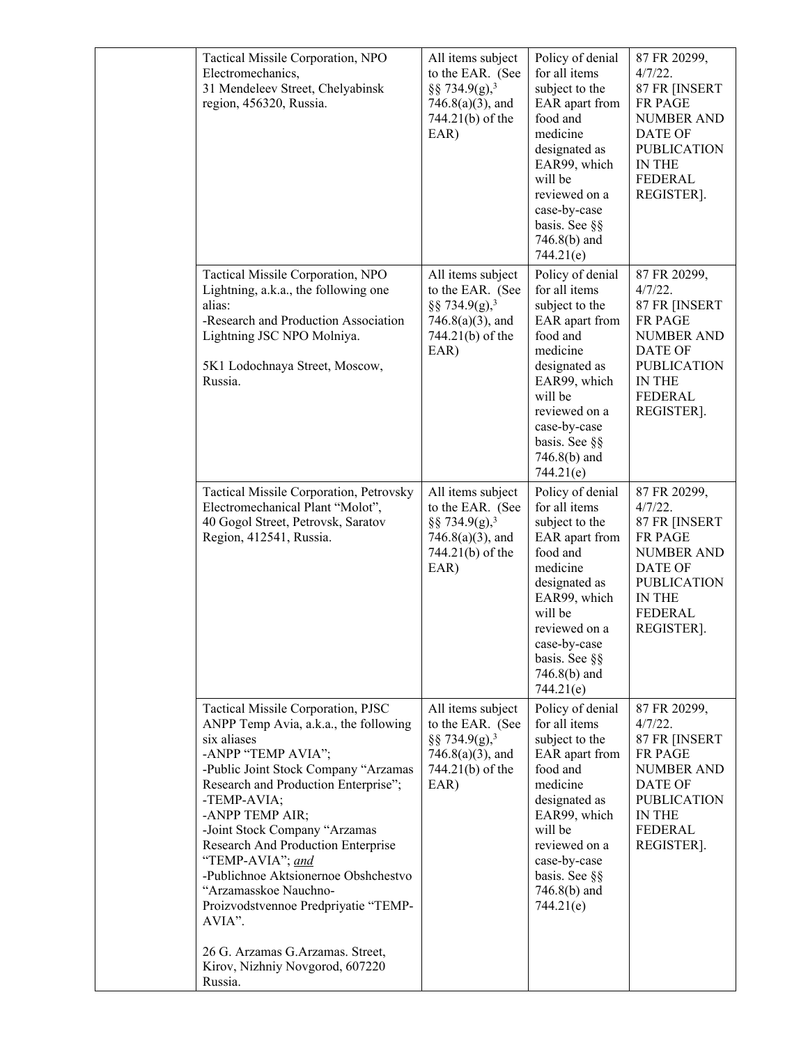| | | | | |
|---|---|---|---|---|
| | Tactical Missile Corporation, NPO Electromechanics, 31 Mendeleev Street, Chelyabinsk region, 456320, Russia. | All items subject to the EAR. (See §§ 734.9(g),[3] 746.8(a)(3), and 744.21(b) of the EAR) | Policy of denial for all items subject to the EAR apart from food and medicine designated as EAR99, which will be reviewed on a case-by-case basis. See §§ 746.8(b) and 744.21(e) | 87 FR 20299, 4/7/22. 87 FR [INSERT FR PAGE NUMBER AND DATE OF PUBLICATION IN THE FEDERAL REGISTER]. |
| | Tactical Missile Corporation, NPO Lightning, a.k.a., the following one alias: -Research and Production Association Lightning JSC NPO Molniya. 5K1 Lodochnaya Street, Moscow, Russia. | All items subject to the EAR. (See §§ 734.9(g),[3] 746.8(a)(3), and 744.21(b) of the EAR) | Policy of denial for all items subject to the EAR apart from food and medicine designated as EAR99, which will be reviewed on a case-by-case basis. See §§ 746.8(b) and 744.21(e) | 87 FR 20299, 4/7/22. 87 FR [INSERT FR PAGE NUMBER AND DATE OF PUBLICATION IN THE FEDERAL REGISTER]. |
| | Tactical Missile Corporation, Petrovsky Electromechanical Plant "Molot", 40 Gogol Street, Petrovsk, Saratov Region, 412541, Russia. | All items subject to the EAR. (See §§ 734.9(g),[3] 746.8(a)(3), and 744.21(b) of the EAR) | Policy of denial for all items subject to the EAR apart from food and medicine designated as EAR99, which will be reviewed on a case-by-case basis. See §§ 746.8(b) and 744.21(e) | 87 FR 20299, 4/7/22. 87 FR [INSERT FR PAGE NUMBER AND DATE OF PUBLICATION IN THE FEDERAL REGISTER]. |
| | Tactical Missile Corporation, PJSC ANPP Temp Avia, a.k.a., the following six aliases -ANPP "TEMP AVIA"; -Public Joint Stock Company "Arzamas Research and Production Enterprise"; -TEMP-AVIA; -ANPP TEMP AIR; -Joint Stock Company "Arzamas Research And Production Enterprise "TEMP-AVIA"; *and* -Publichnoe Aktsionernoe Obshchestvo "Arzamasskoe Nauchno-Proizvodstvennoe Predpriyatie "TEMP-AVIA". 26 G. Arzamas G.Arzamas. Street, Kirov, Nizhniy Novgorod, 607220 Russia. | All items subject to the EAR. (See §§ 734.9(g),[3] 746.8(a)(3), and 744.21(b) of the EAR) | Policy of denial for all items subject to the EAR apart from food and medicine designated as EAR99, which will be reviewed on a case-by-case basis. See §§ 746.8(b) and 744.21(e) | 87 FR 20299, 4/7/22. 87 FR [INSERT FR PAGE NUMBER AND DATE OF PUBLICATION IN THE FEDERAL REGISTER]. |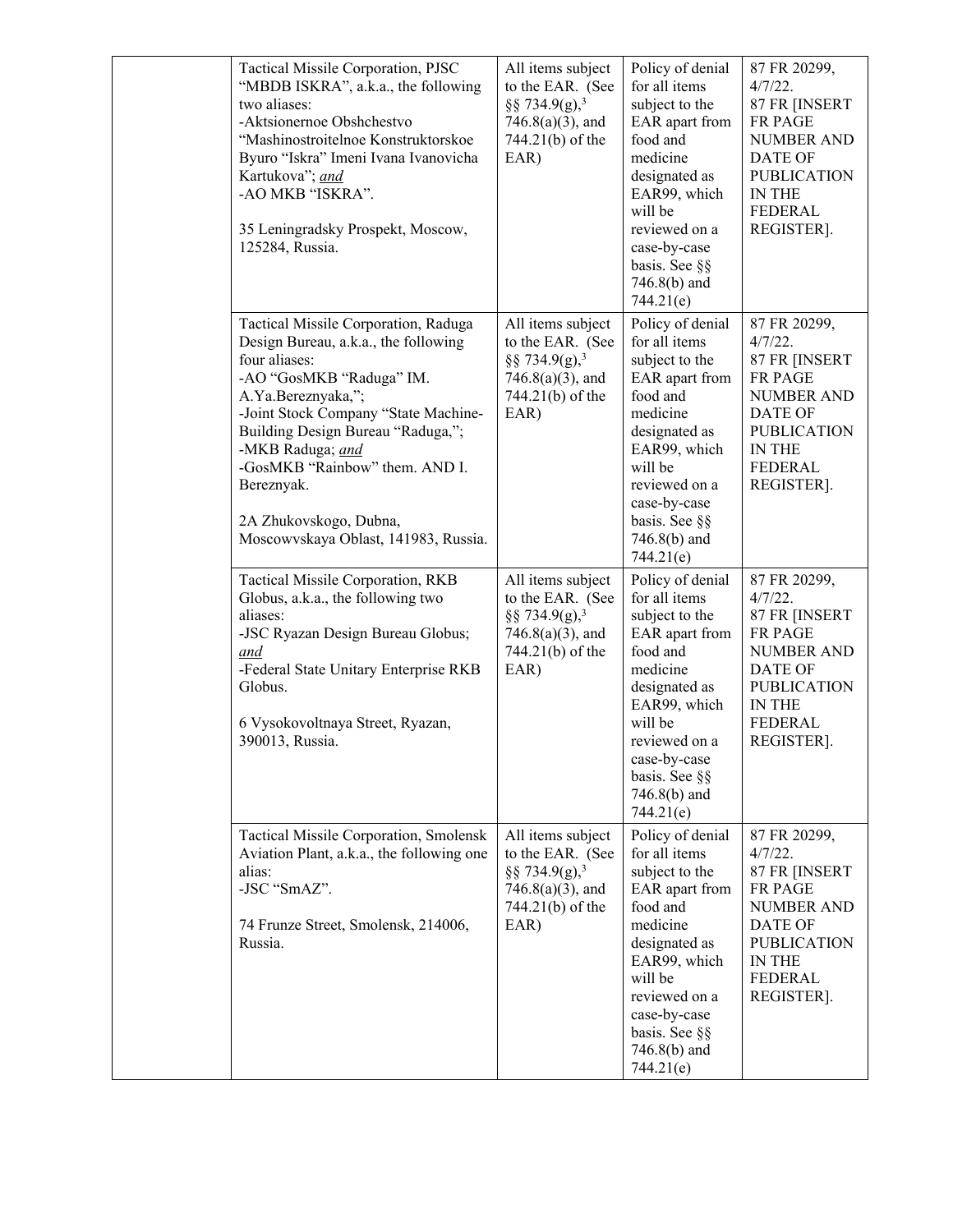| | | | | |
|---|---|---|---|---|
| | Tactical Missile Corporation, PJSC "MBDB ISKRA", a.k.a., the following two aliases:<br>-Aktsionernoe Obshchestvo "Mashinostroitelnoe Konstruktorskoe Byuro "Iskra" Imeni Ivana Ivanovicha Kartukova"; *and*<br>-AO MKB "ISKRA".<br><br>35 Leningradsky Prospekt, Moscow, 125284, Russia. | All items subject to the EAR. (See §§ 734.9(g),[3] 746.8(a)(3), and 744.21(b) of the EAR) | Policy of denial for all items subject to the EAR apart from food and medicine designated as EAR99, which will be reviewed on a case-by-case basis. See §§ 746.8(b) and 744.21(e) | 87 FR 20299, 4/7/22.<br>87 FR [INSERT FR PAGE NUMBER AND DATE OF PUBLICATION IN THE FEDERAL REGISTER]. |
| | Tactical Missile Corporation, Raduga Design Bureau, a.k.a., the following four aliases:<br>-AO "GosMKB "Raduga" IM. A.Ya.Bereznyaka,";<br>-Joint Stock Company "State Machine-Building Design Bureau "Raduga,";<br>-MKB Raduga; *and*<br>-GosMKB "Rainbow" them. AND I. Bereznyak.<br><br>2A Zhukovskogo, Dubna, Moscowvskaya Oblast, 141983, Russia. | All items subject to the EAR. (See §§ 734.9(g),[3] 746.8(a)(3), and 744.21(b) of the EAR) | Policy of denial for all items subject to the EAR apart from food and medicine designated as EAR99, which will be reviewed on a case-by-case basis. See §§ 746.8(b) and 744.21(e) | 87 FR 20299, 4/7/22.<br>87 FR [INSERT FR PAGE NUMBER AND DATE OF PUBLICATION IN THE FEDERAL REGISTER]. |
| | Tactical Missile Corporation, RKB Globus, a.k.a., the following two aliases:<br>-JSC Ryazan Design Bureau Globus; *and*<br>-Federal State Unitary Enterprise RKB Globus.<br><br>6 Vysokovoltnaya Street, Ryazan, 390013, Russia. | All items subject to the EAR. (See §§ 734.9(g),[3] 746.8(a)(3), and 744.21(b) of the EAR) | Policy of denial for all items subject to the EAR apart from food and medicine designated as EAR99, which will be reviewed on a case-by-case basis. See §§ 746.8(b) and 744.21(e) | 87 FR 20299, 4/7/22.<br>87 FR [INSERT FR PAGE NUMBER AND DATE OF PUBLICATION IN THE FEDERAL REGISTER]. |
| | Tactical Missile Corporation, Smolensk Aviation Plant, a.k.a., the following one alias:<br>-JSC "SmAZ".<br><br>74 Frunze Street, Smolensk, 214006, Russia. | All items subject to the EAR. (See §§ 734.9(g),[3] 746.8(a)(3), and 744.21(b) of the EAR) | Policy of denial for all items subject to the EAR apart from food and medicine designated as EAR99, which will be reviewed on a case-by-case basis. See §§ 746.8(b) and 744.21(e) | 87 FR 20299, 4/7/22.<br>87 FR [INSERT FR PAGE NUMBER AND DATE OF PUBLICATION IN THE FEDERAL REGISTER]. |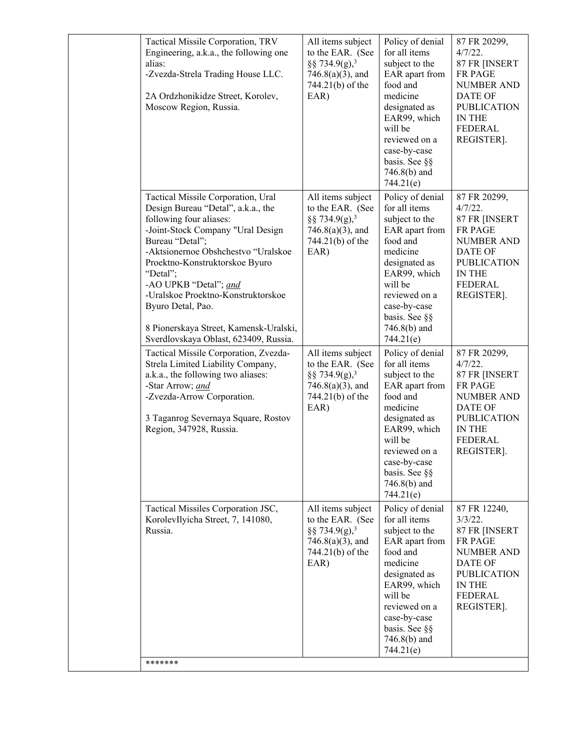| | Entity | License requirement | License review policy | Federal Register citation |
|---|---|---|---|---|
| | Tactical Missile Corporation, TRV Engineering, a.k.a., the following one alias:<br>-Zvezda-Strela Trading House LLC.<br><br>2A Ordzhonikidze Street, Korolev, Moscow Region, Russia. | All items subject to the EAR. (See §§ 734.9(g),[3] 746.8(a)(3), and 744.21(b) of the EAR) | Policy of denial for all items subject to the EAR apart from food and medicine designated as EAR99, which will be reviewed on a case-by-case basis. See §§ 746.8(b) and 744.21(e) | 87 FR 20299, 4/7/22.<br>87 FR [INSERT FR PAGE NUMBER AND DATE OF PUBLICATION IN THE FEDERAL REGISTER]. |
| | Tactical Missile Corporation, Ural Design Bureau "Detal", a.k.a., the following four aliases:<br>-Joint-Stock Company "Ural Design Bureau "Detal";<br>-Aktsionernoe Obshchestvo "Uralskoe Proektno-Konstruktorskoe Byuro "Detal";<br>-AO UPKB "Detal"; *and*<br>-Uralskoe Proektno-Konstruktorskoe Byuro Detal, Pao.<br><br>8 Pionerskaya Street, Kamensk-Uralski, Sverdlovskaya Oblast, 623409, Russia. | All items subject to the EAR. (See §§ 734.9(g),[3] 746.8(a)(3), and 744.21(b) of the EAR) | Policy of denial for all items subject to the EAR apart from food and medicine designated as EAR99, which will be reviewed on a case-by-case basis. See §§ 746.8(b) and 744.21(e) | 87 FR 20299, 4/7/22.<br>87 FR [INSERT FR PAGE NUMBER AND DATE OF PUBLICATION IN THE FEDERAL REGISTER]. |
| | Tactical Missile Corporation, Zvezda-Strela Limited Liability Company, a.k.a., the following two aliases:<br>-Star Arrow; *and*<br>-Zvezda-Arrow Corporation.<br><br>3 Taganrog Severnaya Square, Rostov Region, 347928, Russia. | All items subject to the EAR. (See §§ 734.9(g),[3] 746.8(a)(3), and 744.21(b) of the EAR) | Policy of denial for all items subject to the EAR apart from food and medicine designated as EAR99, which will be reviewed on a case-by-case basis. See §§ 746.8(b) and 744.21(e) | 87 FR 20299, 4/7/22.<br>87 FR [INSERT FR PAGE NUMBER AND DATE OF PUBLICATION IN THE FEDERAL REGISTER]. |
| | Tactical Missiles Corporation JSC, KorolevIlyicha Street, 7, 141080, Russia. | All items subject to the EAR. (See §§ 734.9(g),[3] 746.8(a)(3), and 744.21(b) of the EAR) | Policy of denial for all items subject to the EAR apart from food and medicine designated as EAR99, which will be reviewed on a case-by-case basis. See §§ 746.8(b) and 744.21(e) | 87 FR 12240, 3/3/22.<br>87 FR [INSERT FR PAGE NUMBER AND DATE OF PUBLICATION IN THE FEDERAL REGISTER]. |
| | ******* | | | |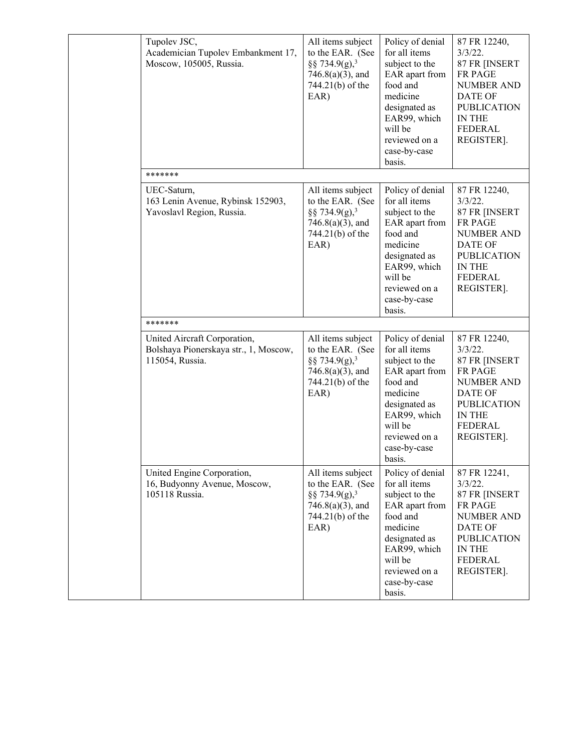| | | | | |
|---|---|---|---|---|
| | Tupolev JSC, Academician Tupolev Embankment 17, Moscow, 105005, Russia. | All items subject to the EAR. (See §§ 734.9(g),[3] 746.8(a)(3), and 744.21(b) of the EAR) | Policy of denial for all items subject to the EAR apart from food and medicine designated as EAR99, which will be reviewed on a case-by-case basis. | 87 FR 12240, 3/3/22. 87 FR [INSERT FR PAGE NUMBER AND DATE OF PUBLICATION IN THE FEDERAL REGISTER]. |
| | ******* | | | |
| | UEC-Saturn, 163 Lenin Avenue, Rybinsk 152903, Yavoslavl Region, Russia. | All items subject to the EAR. (See §§ 734.9(g),[3] 746.8(a)(3), and 744.21(b) of the EAR) | Policy of denial for all items subject to the EAR apart from food and medicine designated as EAR99, which will be reviewed on a case-by-case basis. | 87 FR 12240, 3/3/22. 87 FR [INSERT FR PAGE NUMBER AND DATE OF PUBLICATION IN THE FEDERAL REGISTER]. |
| | ******* | | | |
| | United Aircraft Corporation, Bolshaya Pionerskaya str., 1, Moscow, 115054, Russia. | All items subject to the EAR. (See §§ 734.9(g),[3] 746.8(a)(3), and 744.21(b) of the EAR) | Policy of denial for all items subject to the EAR apart from food and medicine designated as EAR99, which will be reviewed on a case-by-case basis. | 87 FR 12240, 3/3/22. 87 FR [INSERT FR PAGE NUMBER AND DATE OF PUBLICATION IN THE FEDERAL REGISTER]. |
| | United Engine Corporation, 16, Budyonny Avenue, Moscow, 105118 Russia. | All items subject to the EAR. (See §§ 734.9(g),[3] 746.8(a)(3), and 744.21(b) of the EAR) | Policy of denial for all items subject to the EAR apart from food and medicine designated as EAR99, which will be reviewed on a case-by-case basis. | 87 FR 12241, 3/3/22. 87 FR [INSERT FR PAGE NUMBER AND DATE OF PUBLICATION IN THE FEDERAL REGISTER]. |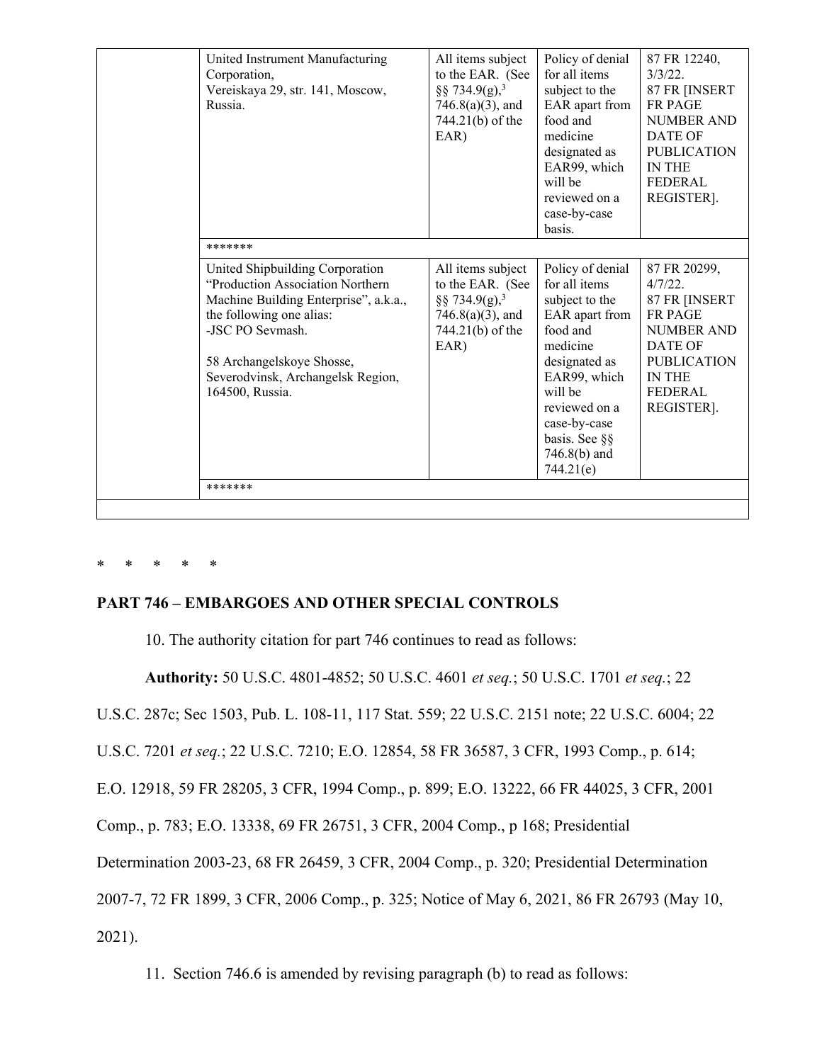| | | | | |
|---|---|---|---|---|
| | United Instrument Manufacturing Corporation, Vereiskaya 29, str. 141, Moscow, Russia. | All items subject to the EAR. (See §§ 734.9(g),[3] 746.8(a)(3), and 744.21(b) of the EAR) | Policy of denial for all items subject to the EAR apart from food and medicine designated as EAR99, which will be reviewed on a case-by-case basis. | 87 FR 12240, 3/3/22. 87 FR [INSERT FR PAGE NUMBER AND DATE OF PUBLICATION IN THE FEDERAL REGISTER]. |
| | ******* | | | |
| | United Shipbuilding Corporation "Production Association Northern Machine Building Enterprise", a.k.a., the following one alias: -JSC PO Sevmash. 58 Archangelskoye Shosse, Severodvinsk, Archangelsk Region, 164500, Russia. | All items subject to the EAR. (See §§ 734.9(g),[3] 746.8(a)(3), and 744.21(b) of the EAR) | Policy of denial for all items subject to the EAR apart from food and medicine designated as EAR99, which will be reviewed on a case-by-case basis. See §§ 746.8(b) and 744.21(e) | 87 FR 20299, 4/7/22. 87 FR [INSERT FR PAGE NUMBER AND DATE OF PUBLICATION IN THE FEDERAL REGISTER]. |
| | ******* | | | |

\* \* \* \* \*

## PART 746 – EMBARGOES AND OTHER SPECIAL CONTROLS

10. The authority citation for part 746 continues to read as follows:

**Authority:** 50 U.S.C. 4801-4852; 50 U.S.C. 4601 *et seq.*; 50 U.S.C. 1701 *et seq.*; 22 U.S.C. 287c; Sec 1503, Pub. L. 108-11, 117 Stat. 559; 22 U.S.C. 2151 note; 22 U.S.C. 6004; 22 U.S.C. 7201 *et seq.*; 22 U.S.C. 7210; E.O. 12854, 58 FR 36587, 3 CFR, 1993 Comp., p. 614; E.O. 12918, 59 FR 28205, 3 CFR, 1994 Comp., p. 899; E.O. 13222, 66 FR 44025, 3 CFR, 2001 Comp., p. 783; E.O. 13338, 69 FR 26751, 3 CFR, 2004 Comp., p 168; Presidential Determination 2003-23, 68 FR 26459, 3 CFR, 2004 Comp., p. 320; Presidential Determination 2007-7, 72 FR 1899, 3 CFR, 2006 Comp., p. 325; Notice of May 6, 2021, 86 FR 26793 (May 10, 2021).

11. Section 746.6 is amended by revising paragraph (b) to read as follows: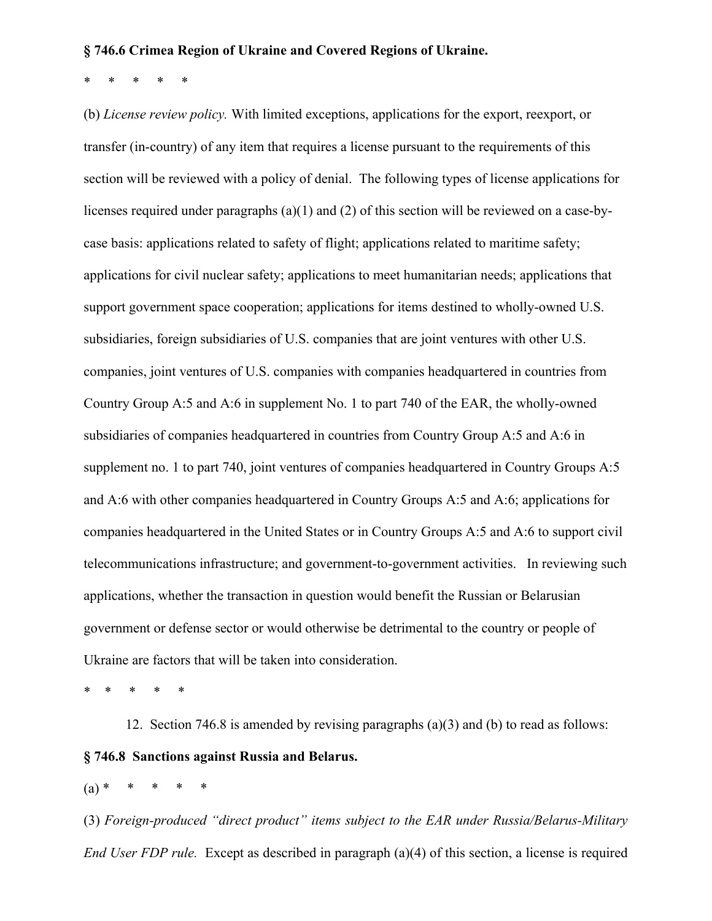**§ 746.6 Crimea Region of Ukraine and Covered Regions of Ukraine.**

\* \* \* \* \*

(b) *License review policy.* With limited exceptions, applications for the export, reexport, or transfer (in-country) of any item that requires a license pursuant to the requirements of this section will be reviewed with a policy of denial. The following types of license applications for licenses required under paragraphs (a)(1) and (2) of this section will be reviewed on a case-by-case basis: applications related to safety of flight; applications related to maritime safety; applications for civil nuclear safety; applications to meet humanitarian needs; applications that support government space cooperation; applications for items destined to wholly-owned U.S. subsidiaries, foreign subsidiaries of U.S. companies that are joint ventures with other U.S. companies, joint ventures of U.S. companies with companies headquartered in countries from Country Group A:5 and A:6 in supplement No. 1 to part 740 of the EAR, the wholly-owned subsidiaries of companies headquartered in countries from Country Group A:5 and A:6 in supplement no. 1 to part 740, joint ventures of companies headquartered in Country Groups A:5 and A:6 with other companies headquartered in Country Groups A:5 and A:6; applications for companies headquartered in the United States or in Country Groups A:5 and A:6 to support civil telecommunications infrastructure; and government-to-government activities. In reviewing such applications, whether the transaction in question would benefit the Russian or Belarusian government or defense sector or would otherwise be detrimental to the country or people of Ukraine are factors that will be taken into consideration.

\* \* \* \* \*

12. Section 746.8 is amended by revising paragraphs (a)(3) and (b) to read as follows:

**§ 746.8 Sanctions against Russia and Belarus.**

(a) \* \* \* \* \*

(3) *Foreign-produced "direct product" items subject to the EAR under Russia/Belarus-Military End User FDP rule.* Except as described in paragraph (a)(4) of this section, a license is required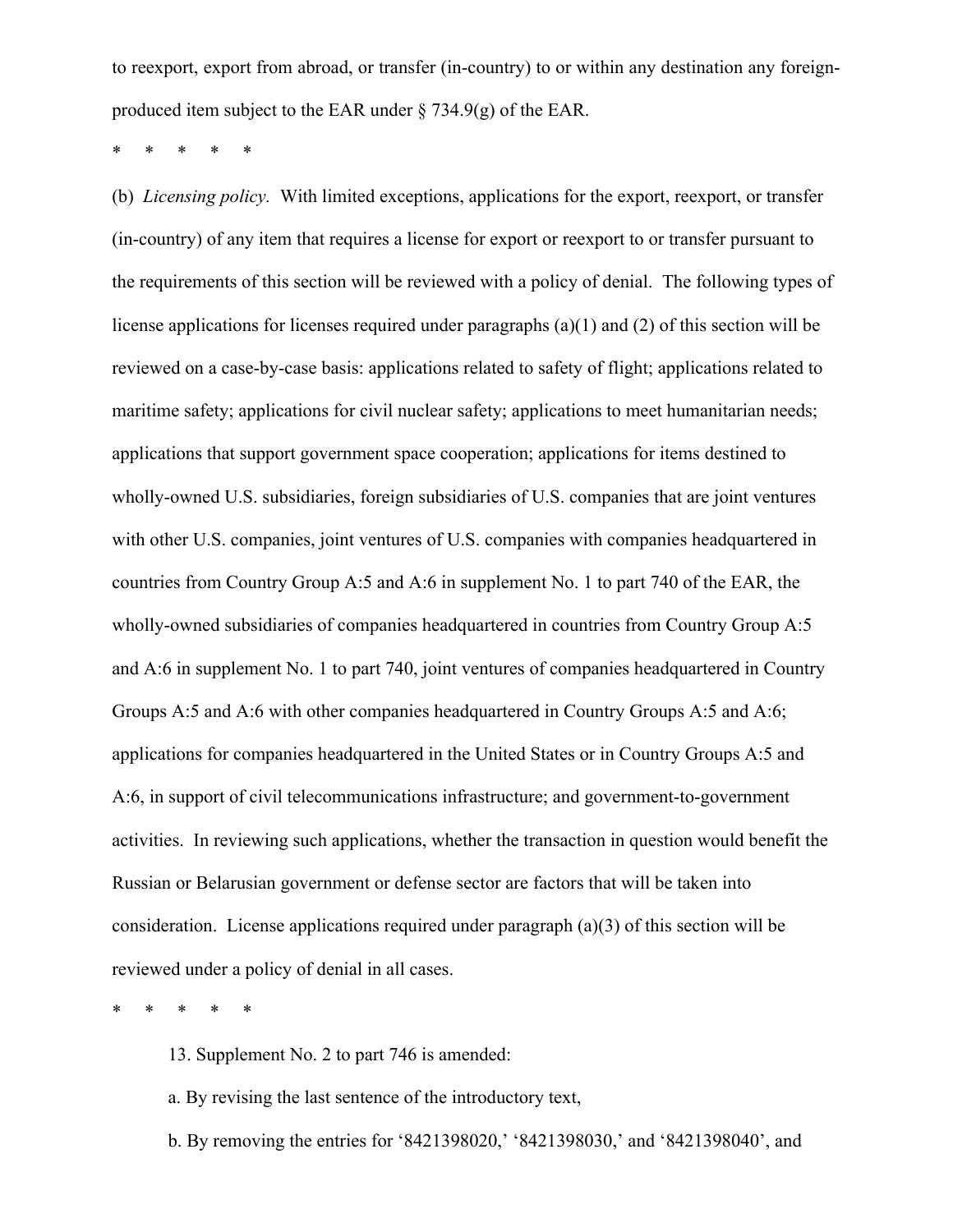to reexport, export from abroad, or transfer (in-country) to or within any destination any foreign-produced item subject to the EAR under § 734.9(g) of the EAR.

\* \* \* \* \*

(b) *Licensing policy.* With limited exceptions, applications for the export, reexport, or transfer (in-country) of any item that requires a license for export or reexport to or transfer pursuant to the requirements of this section will be reviewed with a policy of denial. The following types of license applications for licenses required under paragraphs (a)(1) and (2) of this section will be reviewed on a case-by-case basis: applications related to safety of flight; applications related to maritime safety; applications for civil nuclear safety; applications to meet humanitarian needs; applications that support government space cooperation; applications for items destined to wholly-owned U.S. subsidiaries, foreign subsidiaries of U.S. companies that are joint ventures with other U.S. companies, joint ventures of U.S. companies with companies headquartered in countries from Country Group A:5 and A:6 in supplement No. 1 to part 740 of the EAR, the wholly-owned subsidiaries of companies headquartered in countries from Country Group A:5 and A:6 in supplement No. 1 to part 740, joint ventures of companies headquartered in Country Groups A:5 and A:6 with other companies headquartered in Country Groups A:5 and A:6; applications for companies headquartered in the United States or in Country Groups A:5 and A:6, in support of civil telecommunications infrastructure; and government-to-government activities. In reviewing such applications, whether the transaction in question would benefit the Russian or Belarusian government or defense sector are factors that will be taken into consideration. License applications required under paragraph (a)(3) of this section will be reviewed under a policy of denial in all cases.

\* \* \* \* \*

13. Supplement No. 2 to part 746 is amended:

a. By revising the last sentence of the introductory text,

b. By removing the entries for '8421398020,' '8421398030,' and '8421398040', and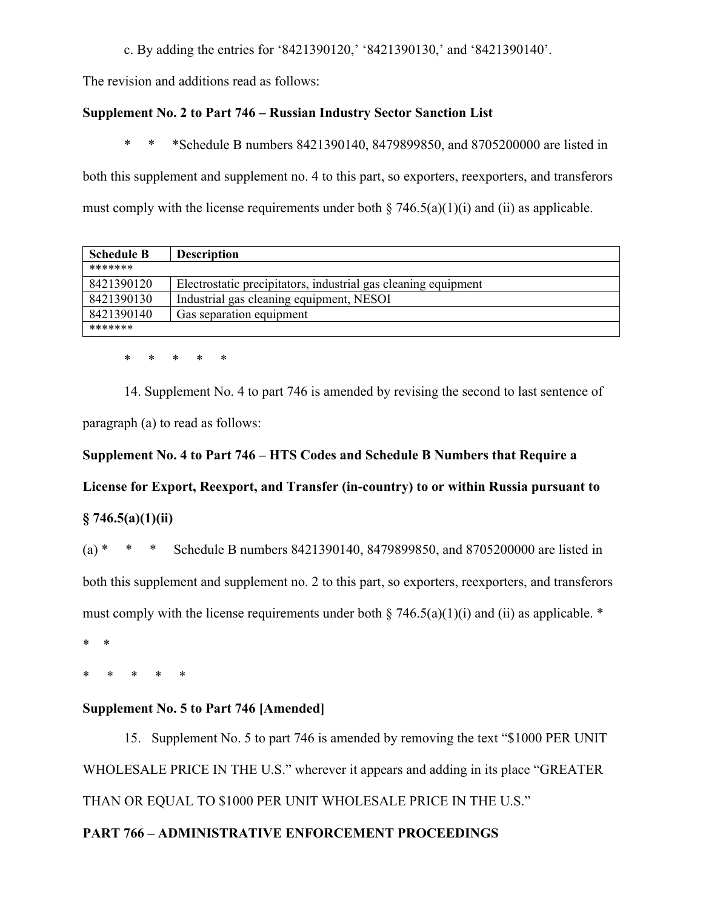c. By adding the entries for '8421390120,' '8421390130,' and '8421390140'.

The revision and additions read as follows:

**Supplement No. 2 to Part 746 – Russian Industry Sector Sanction List**

\* \* \*Schedule B numbers 8421390140, 8479899850, and 8705200000 are listed in both this supplement and supplement no. 4 to this part, so exporters, reexporters, and transferors must comply with the license requirements under both § 746.5(a)(1)(i) and (ii) as applicable.

| Schedule B | Description |
|---|---|
| \*\*\*\*\*\*\* | |
| 8421390120 | Electrostatic precipitators, industrial gas cleaning equipment |
| 8421390130 | Industrial gas cleaning equipment, NESOI |
| 8421390140 | Gas separation equipment |
| \*\*\*\*\*\*\* | |

\* \* \* \* \*

14. Supplement No. 4 to part 746 is amended by revising the second to last sentence of paragraph (a) to read as follows:

**Supplement No. 4 to Part 746 – HTS Codes and Schedule B Numbers that Require a License for Export, Reexport, and Transfer (in-country) to or within Russia pursuant to § 746.5(a)(1)(ii)**

(a) \* \* \* Schedule B numbers 8421390140, 8479899850, and 8705200000 are listed in both this supplement and supplement no. 2 to this part, so exporters, reexporters, and transferors must comply with the license requirements under both § 746.5(a)(1)(i) and (ii) as applicable. \* \* \*

\* \* \* \* \*

**Supplement No. 5 to Part 746 [Amended]**

15. Supplement No. 5 to part 746 is amended by removing the text "$1000 PER UNIT WHOLESALE PRICE IN THE U.S." wherever it appears and adding in its place "GREATER THAN OR EQUAL TO $1000 PER UNIT WHOLESALE PRICE IN THE U.S."

**PART 766 – ADMINISTRATIVE ENFORCEMENT PROCEEDINGS**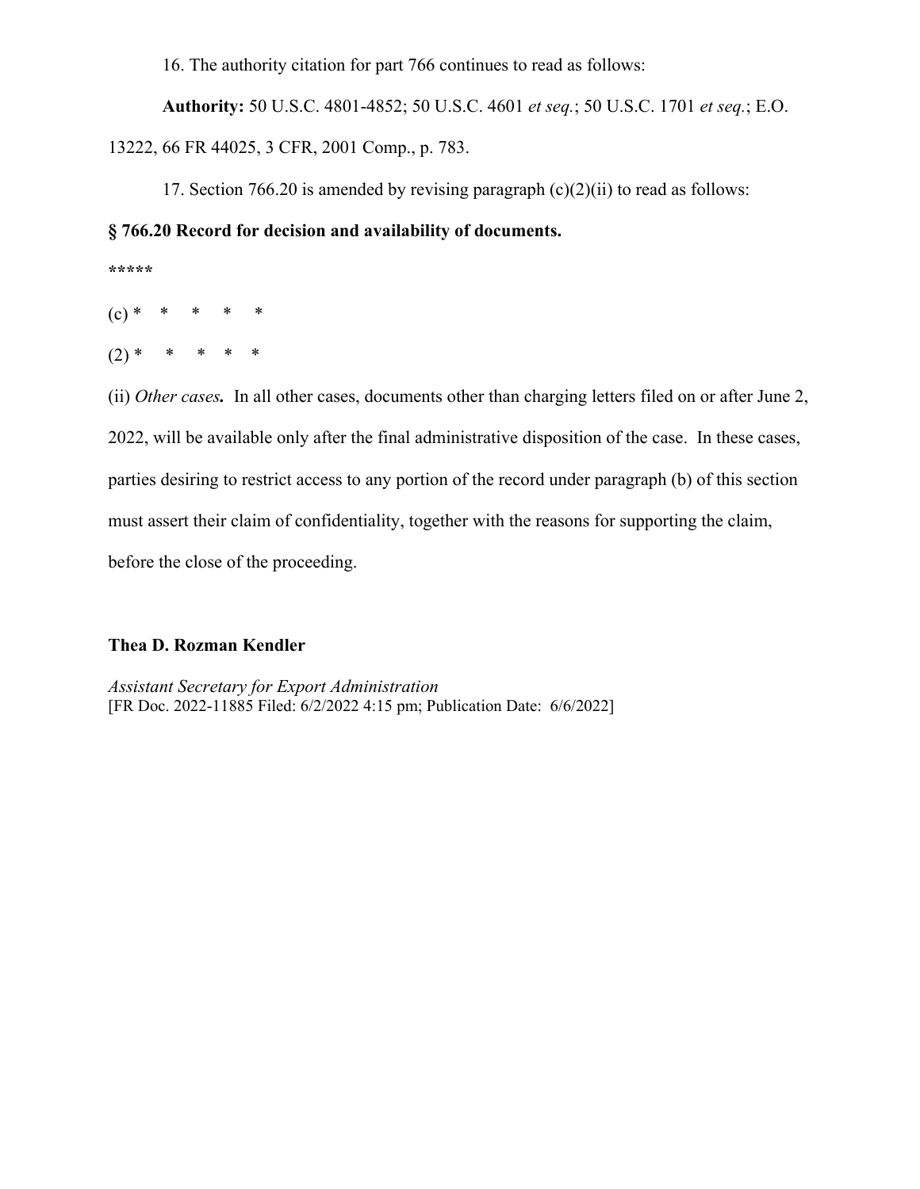16. The authority citation for part 766 continues to read as follows:

**Authority:** 50 U.S.C. 4801-4852; 50 U.S.C. 4601 *et seq.*; 50 U.S.C. 1701 *et seq.*; E.O. 13222, 66 FR 44025, 3 CFR, 2001 Comp., p. 783.

17. Section 766.20 is amended by revising paragraph (c)(2)(ii) to read as follows:

**§ 766.20 Record for decision and availability of documents.**

**\*\*\*\*\***

(c) \* \* \* \* \*

(2) \* \* \* \* \*

(ii) *Other cases***.** In all other cases, documents other than charging letters filed on or after June 2, 2022, will be available only after the final administrative disposition of the case. In these cases, parties desiring to restrict access to any portion of the record under paragraph (b) of this section must assert their claim of confidentiality, together with the reasons for supporting the claim, before the close of the proceeding.

**Thea D. Rozman Kendler**

*Assistant Secretary for Export Administration*
[FR Doc. 2022-11885 Filed: 6/2/2022 4:15 pm; Publication Date: 6/6/2022]